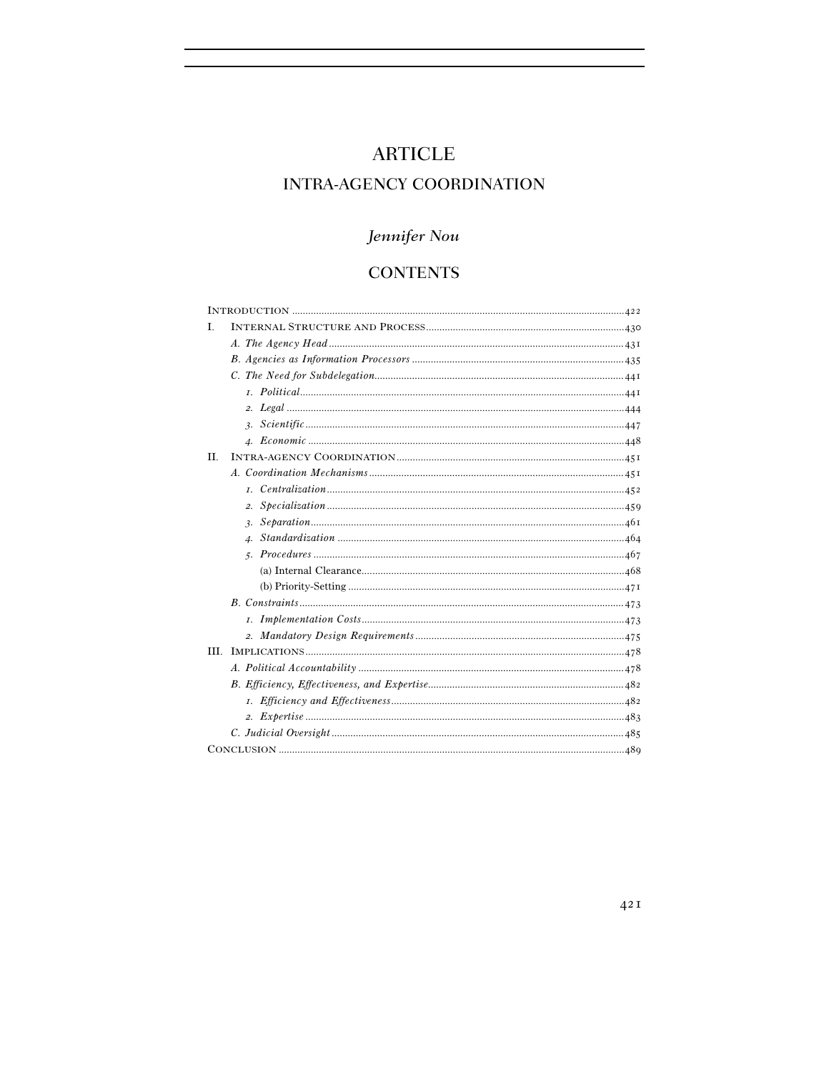# ARTICLE

## INTRA-AGENCY COORDINATION

*Jennifer Nou*

## CONTENTS

- INTRODUCTION ..... 422
- I. INTERNAL STRUCTURE AND PROCESS ..... 430
  - *A. The Agency Head* ..... 431
  - *B. Agencies as Information Processors* ..... 435
  - *C. The Need for Subdelegation* ..... 441
    - *1. Political* ..... 441
    - *2. Legal* ..... 444
    - *3. Scientific* ..... 447
    - *4. Economic* ..... 448
- II. INTRA-AGENCY COORDINATION ..... 451
  - *A. Coordination Mechanisms* ..... 451
    - *1. Centralization* ..... 452
    - *2. Specialization* ..... 459
    - *3. Separation* ..... 461
    - *4. Standardization* ..... 464
    - *5. Procedures* ..... 467
      - (a) Internal Clearance ..... 468
      - (b) Priority-Setting ..... 471
  - *B. Constraints* ..... 473
    - *1. Implementation Costs* ..... 473
    - *2. Mandatory Design Requirements* ..... 475
- III. IMPLICATIONS ..... 478
  - *A. Political Accountability* ..... 478
  - *B. Efficiency, Effectiveness, and Expertise* ..... 482
    - *1. Efficiency and Effectiveness* ..... 482
    - *2. Expertise* ..... 483
  - *C. Judicial Oversight* ..... 485
- CONCLUSION ..... 489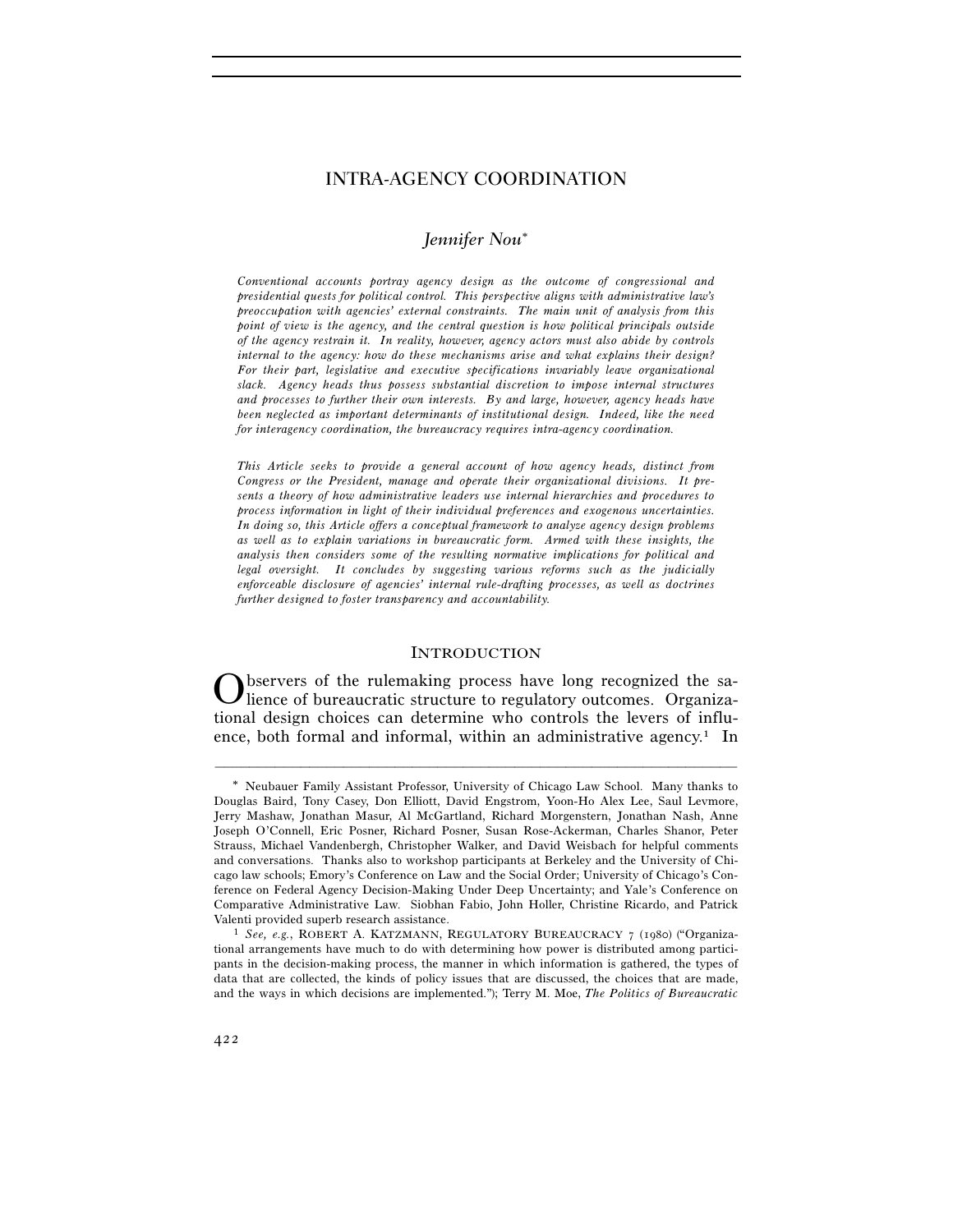# INTRA-AGENCY COORDINATION

*Jennifer Nou*[∗]

*Conventional accounts portray agency design as the outcome of congressional and presidential quests for political control. This perspective aligns with administrative law's preoccupation with agencies' external constraints. The main unit of analysis from this point of view is the agency, and the central question is how political principals outside of the agency restrain it. In reality, however, agency actors must also abide by controls internal to the agency: how do these mechanisms arise and what explains their design? For their part, legislative and executive specifications invariably leave organizational slack. Agency heads thus possess substantial discretion to impose internal structures and processes to further their own interests. By and large, however, agency heads have been neglected as important determinants of institutional design. Indeed, like the need for interagency coordination, the bureaucracy requires intra-agency coordination.*

*This Article seeks to provide a general account of how agency heads, distinct from Congress or the President, manage and operate their organizational divisions. It presents a theory of how administrative leaders use internal hierarchies and procedures to process information in light of their individual preferences and exogenous uncertainties. In doing so, this Article offers a conceptual framework to analyze agency design problems as well as to explain variations in bureaucratic form. Armed with these insights, the analysis then considers some of the resulting normative implications for political and legal oversight. It concludes by suggesting various reforms such as the judicially enforceable disclosure of agencies' internal rule-drafting processes, as well as doctrines further designed to foster transparency and accountability.*

## INTRODUCTION

Observers of the rulemaking process have long recognized the salience of bureaucratic structure to regulatory outcomes. Organizational design choices can determine who controls the levers of influence, both formal and informal, within an administrative agency.[1] In

---

[∗] Neubauer Family Assistant Professor, University of Chicago Law School. Many thanks to Douglas Baird, Tony Casey, Don Elliott, David Engstrom, Yoon-Ho Alex Lee, Saul Levmore, Jerry Mashaw, Jonathan Masur, Al McGartland, Richard Morgenstern, Jonathan Nash, Anne Joseph O'Connell, Eric Posner, Richard Posner, Susan Rose-Ackerman, Charles Shanor, Peter Strauss, Michael Vandenbergh, Christopher Walker, and David Weisbach for helpful comments and conversations. Thanks also to workshop participants at Berkeley and the University of Chicago law schools; Emory's Conference on Law and the Social Order; University of Chicago's Conference on Federal Agency Decision-Making Under Deep Uncertainty; and Yale's Conference on Comparative Administrative Law. Siobhan Fabio, John Holler, Christine Ricardo, and Patrick Valenti provided superb research assistance.

[1] *See, e.g.*, ROBERT A. KATZMANN, REGULATORY BUREAUCRACY 7 (1980) ("Organizational arrangements have much to do with determining how power is distributed among participants in the decision-making process, the manner in which information is gathered, the types of data that are collected, the kinds of policy issues that are discussed, the choices that are made, and the ways in which decisions are implemented."); Terry M. Moe, *The Politics of Bureaucratic*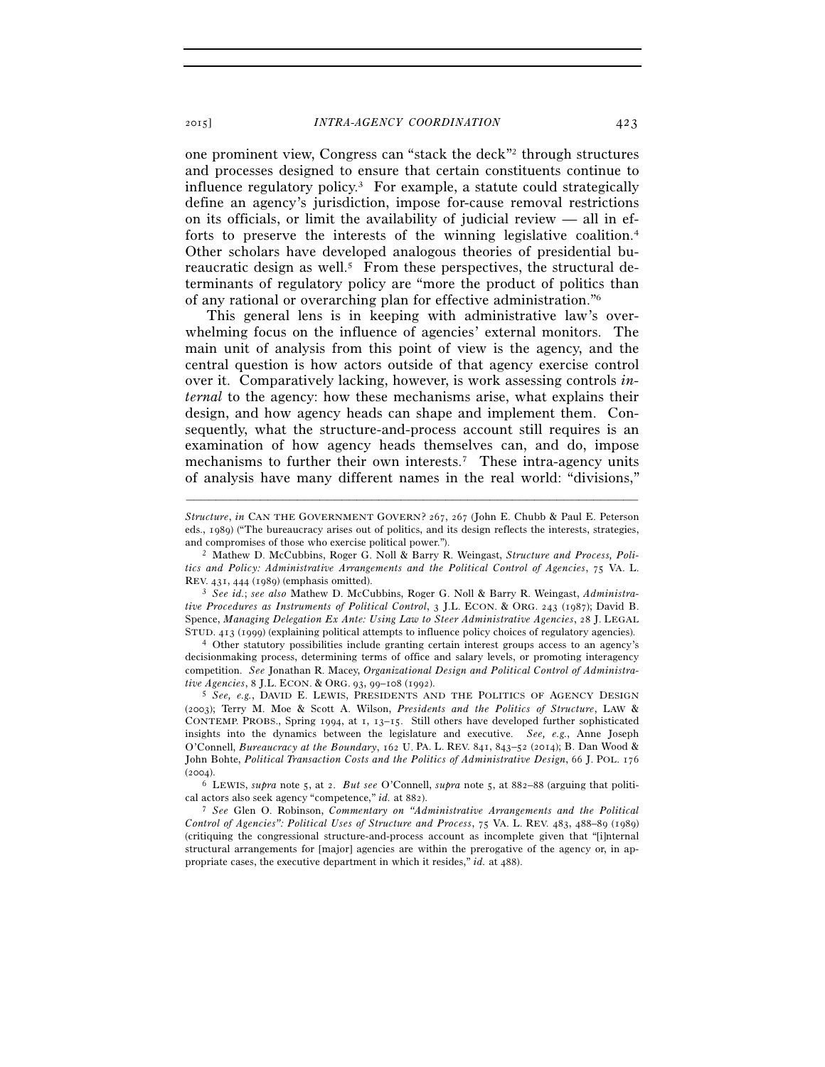one prominent view, Congress can "stack the deck"[2] through structures and processes designed to ensure that certain constituents continue to influence regulatory policy.[3] For example, a statute could strategically define an agency's jurisdiction, impose for-cause removal restrictions on its officials, or limit the availability of judicial review — all in efforts to preserve the interests of the winning legislative coalition.[4] Other scholars have developed analogous theories of presidential bureaucratic design as well.[5] From these perspectives, the structural determinants of regulatory policy are "more the product of politics than of any rational or overarching plan for effective administration."[6]

This general lens is in keeping with administrative law's overwhelming focus on the influence of agencies' external monitors. The main unit of analysis from this point of view is the agency, and the central question is how actors outside of that agency exercise control over it. Comparatively lacking, however, is work assessing controls *internal* to the agency: how these mechanisms arise, what explains their design, and how agency heads can shape and implement them. Consequently, what the structure-and-process account still requires is an examination of how agency heads themselves can, and do, impose mechanisms to further their own interests.[7] These intra-agency units of analysis have many different names in the real world: "divisions,"

---

*Structure*, *in* CAN THE GOVERNMENT GOVERN? 267, 267 (John E. Chubb & Paul E. Peterson eds., 1989) ("The bureaucracy arises out of politics, and its design reflects the interests, strategies, and compromises of those who exercise political power.").

[2] Mathew D. McCubbins, Roger G. Noll & Barry R. Weingast, *Structure and Process, Politics and Policy: Administrative Arrangements and the Political Control of Agencies*, 75 VA. L. REV. 431, 444 (1989) (emphasis omitted).

[3] *See id.*; *see also* Mathew D. McCubbins, Roger G. Noll & Barry R. Weingast, *Administrative Procedures as Instruments of Political Control*, 3 J.L. ECON. & ORG. 243 (1987); David B. Spence, *Managing Delegation Ex Ante: Using Law to Steer Administrative Agencies*, 28 J. LEGAL STUD. 413 (1999) (explaining political attempts to influence policy choices of regulatory agencies).

[4] Other statutory possibilities include granting certain interest groups access to an agency's decisionmaking process, determining terms of office and salary levels, or promoting interagency competition. *See* Jonathan R. Macey, *Organizational Design and Political Control of Administrative Agencies*, 8 J.L. ECON. & ORG. 93, 99–108 (1992).

[5] *See, e.g.*, DAVID E. LEWIS, PRESIDENTS AND THE POLITICS OF AGENCY DESIGN (2003); Terry M. Moe & Scott A. Wilson, *Presidents and the Politics of Structure*, LAW & CONTEMP. PROBS., Spring 1994, at 1, 13–15. Still others have developed further sophisticated insights into the dynamics between the legislature and executive. *See, e.g.*, Anne Joseph O'Connell, *Bureaucracy at the Boundary*, 162 U. PA. L. REV. 841, 843–52 (2014); B. Dan Wood & John Bohte, *Political Transaction Costs and the Politics of Administrative Design*, 66 J. POL. 176 (2004).

[6] LEWIS, *supra* note 5, at 2. *But see* O'Connell, *supra* note 5, at 882–88 (arguing that political actors also seek agency "competence," *id.* at 882).

[7] *See* Glen O. Robinson, *Commentary on "Administrative Arrangements and the Political Control of Agencies": Political Uses of Structure and Process*, 75 VA. L. REV. 483, 488–89 (1989) (critiquing the congressional structure-and-process account as incomplete given that "[i]nternal structural arrangements for [major] agencies are within the prerogative of the agency or, in appropriate cases, the executive department in which it resides," *id.* at 488).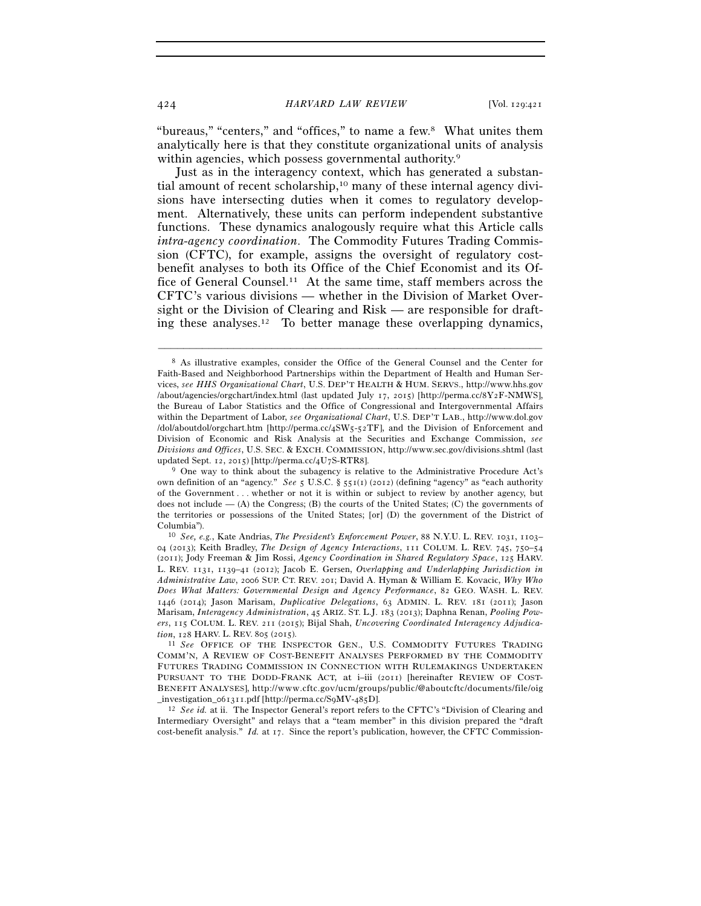"bureaus," "centers," and "offices," to name a few.[8] What unites them analytically here is that they constitute organizational units of analysis within agencies, which possess governmental authority.[9]

Just as in the interagency context, which has generated a substantial amount of recent scholarship,[10] many of these internal agency divisions have intersecting duties when it comes to regulatory development. Alternatively, these units can perform independent substantive functions. These dynamics analogously require what this Article calls *intra-agency coordination*. The Commodity Futures Trading Commission (CFTC), for example, assigns the oversight of regulatory cost-benefit analyses to both its Office of the Chief Economist and its Office of General Counsel.[11] At the same time, staff members across the CFTC's various divisions — whether in the Division of Market Oversight or the Division of Clearing and Risk — are responsible for drafting these analyses.[12] To better manage these overlapping dynamics,

---

[8] As illustrative examples, consider the Office of the General Counsel and the Center for Faith-Based and Neighborhood Partnerships within the Department of Health and Human Services, *see HHS Organizational Chart*, U.S. DEP'T HEALTH & HUM. SERVS., http://www.hhs.gov/about/agencies/orgchart/index.html (last updated July 17, 2015) [http://perma.cc/8Y2F-NMWS], the Bureau of Labor Statistics and the Office of Congressional and Intergovernmental Affairs within the Department of Labor, *see Organizational Chart*, U.S. DEP'T LAB., http://www.dol.gov/dol/aboutdol/orgchart.htm [http://perma.cc/4SW5-52TF], and the Division of Enforcement and Division of Economic and Risk Analysis at the Securities and Exchange Commission, *see Divisions and Offices*, U.S. SEC. & EXCH. COMMISSION, http://www.sec.gov/divisions.shtml (last updated Sept. 12, 2015) [http://perma.cc/4U7S-RTR8].

[9] One way to think about the subagency is relative to the Administrative Procedure Act's own definition of an "agency." *See* 5 U.S.C. § 551(1) (2012) (defining "agency" as "each authority of the Government . . . whether or not it is within or subject to review by another agency, but does not include — (A) the Congress; (B) the courts of the United States; (C) the governments of the territories or possessions of the United States; [or] (D) the government of the District of Columbia").

[10] *See, e.g.*, Kate Andrias, *The President's Enforcement Power*, 88 N.Y.U. L. REV. 1031, 1103–04 (2013); Keith Bradley, *The Design of Agency Interactions*, 111 COLUM. L. REV. 745, 750–54 (2011); Jody Freeman & Jim Rossi, *Agency Coordination in Shared Regulatory Space*, 125 HARV. L. REV. 1131, 1139–41 (2012); Jacob E. Gersen, *Overlapping and Underlapping Jurisdiction in Administrative Law*, 2006 SUP. CT. REV. 201; David A. Hyman & William E. Kovacic, *Why Who Does What Matters: Governmental Design and Agency Performance*, 82 GEO. WASH. L. REV. 1446 (2014); Jason Marisam, *Duplicative Delegations*, 63 ADMIN. L. REV. 181 (2011); Jason Marisam, *Interagency Administration*, 45 ARIZ. ST. L.J. 183 (2013); Daphna Renan, *Pooling Powers*, 115 COLUM. L. REV. 211 (2015); Bijal Shah, *Uncovering Coordinated Interagency Adjudication*, 128 HARV. L. REV. 805 (2015).

[11] *See* OFFICE OF THE INSPECTOR GEN., U.S. COMMODITY FUTURES TRADING COMM'N, A REVIEW OF COST-BENEFIT ANALYSES PERFORMED BY THE COMMODITY FUTURES TRADING COMMISSION IN CONNECTION WITH RULEMAKINGS UNDERTAKEN PURSUANT TO THE DODD-FRANK ACT, at i–iii (2011) [hereinafter REVIEW OF COST-BENEFIT ANALYSES], http://www.cftc.gov/ucm/groups/public/@aboutcftc/documents/file/oig_investigation_061311.pdf [http://perma.cc/S9MV-485D].

[12] *See id.* at ii. The Inspector General's report refers to the CFTC's "Division of Clearing and Intermediary Oversight" and relays that a "team member" in this division prepared the "draft cost-benefit analysis." *Id.* at 17. Since the report's publication, however, the CFTC Commission-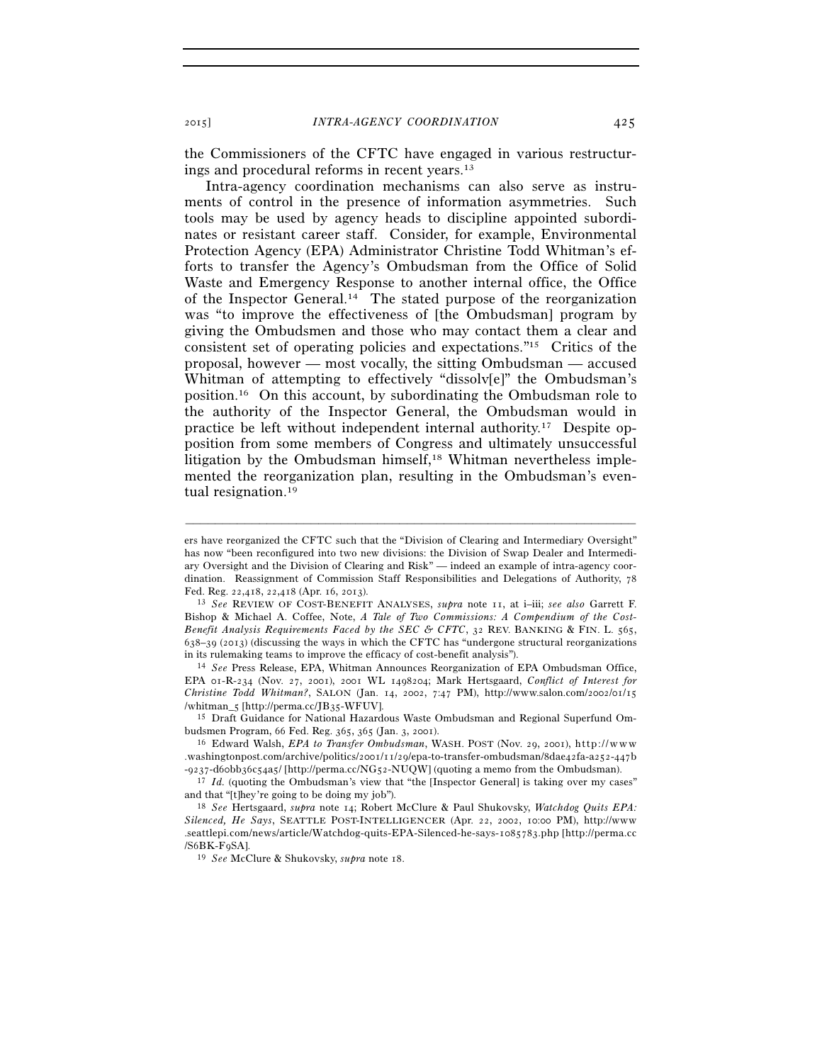the Commissioners of the CFTC have engaged in various restructurings and procedural reforms in recent years.[13]

Intra-agency coordination mechanisms can also serve as instruments of control in the presence of information asymmetries. Such tools may be used by agency heads to discipline appointed subordinates or resistant career staff. Consider, for example, Environmental Protection Agency (EPA) Administrator Christine Todd Whitman's efforts to transfer the Agency's Ombudsman from the Office of Solid Waste and Emergency Response to another internal office, the Office of the Inspector General.[14] The stated purpose of the reorganization was "to improve the effectiveness of [the Ombudsman] program by giving the Ombudsmen and those who may contact them a clear and consistent set of operating policies and expectations."[15] Critics of the proposal, however — most vocally, the sitting Ombudsman — accused Whitman of attempting to effectively "dissolv[e]" the Ombudsman's position.[16] On this account, by subordinating the Ombudsman role to the authority of the Inspector General, the Ombudsman would in practice be left without independent internal authority.[17] Despite opposition from some members of Congress and ultimately unsuccessful litigation by the Ombudsman himself,[18] Whitman nevertheless implemented the reorganization plan, resulting in the Ombudsman's eventual resignation.[19]

---

ers have reorganized the CFTC such that the "Division of Clearing and Intermediary Oversight" has now "been reconfigured into two new divisions: the Division of Swap Dealer and Intermediary Oversight and the Division of Clearing and Risk" — indeed an example of intra-agency coordination. Reassignment of Commission Staff Responsibilities and Delegations of Authority, 78 Fed. Reg. 22,418, 22,418 (Apr. 16, 2013).

[13] *See* REVIEW OF COST-BENEFIT ANALYSES, *supra* note 11, at i–iii; *see also* Garrett F. Bishop & Michael A. Coffee, Note, *A Tale of Two Commissions: A Compendium of the Cost-Benefit Analysis Requirements Faced by the SEC & CFTC*, 32 REV. BANKING & FIN. L. 565, 638–39 (2013) (discussing the ways in which the CFTC has "undergone structural reorganizations in its rulemaking teams to improve the efficacy of cost-benefit analysis").

[14] *See* Press Release, EPA, Whitman Announces Reorganization of EPA Ombudsman Office, EPA 01-R-234 (Nov. 27, 2001), 2001 WL 1498204; Mark Hertsgaard, *Conflict of Interest for Christine Todd Whitman?*, SALON (Jan. 14, 2002, 7:47 PM), http://www.salon.com/2002/01/15/whitman_5 [http://perma.cc/JB35-WFUV].

[15] Draft Guidance for National Hazardous Waste Ombudsman and Regional Superfund Ombudsmen Program, 66 Fed. Reg. 365, 365 (Jan. 3, 2001).

[16] Edward Walsh, *EPA to Transfer Ombudsman*, WASH. POST (Nov. 29, 2001), http://www.washingtonpost.com/archive/politics/2001/11/29/epa-to-transfer-ombudsman/8dae42fa-a252-447b-9237-d60bb36c54a5/ [http://perma.cc/NG52-NUQW] (quoting a memo from the Ombudsman).

[17] *Id.* (quoting the Ombudsman's view that "the [Inspector General] is taking over my cases" and that "[t]hey're going to be doing my job").

[18] *See* Hertsgaard, *supra* note 14; Robert McClure & Paul Shukovsky, *Watchdog Quits EPA: Silenced, He Says*, SEATTLE POST-INTELLIGENCER (Apr. 22, 2002, 10:00 PM), http://www.seattlepi.com/news/article/Watchdog-quits-EPA-Silenced-he-says-1085783.php [http://perma.cc/S6BK-F9SA].

[19] *See* McClure & Shukovsky, *supra* note 18.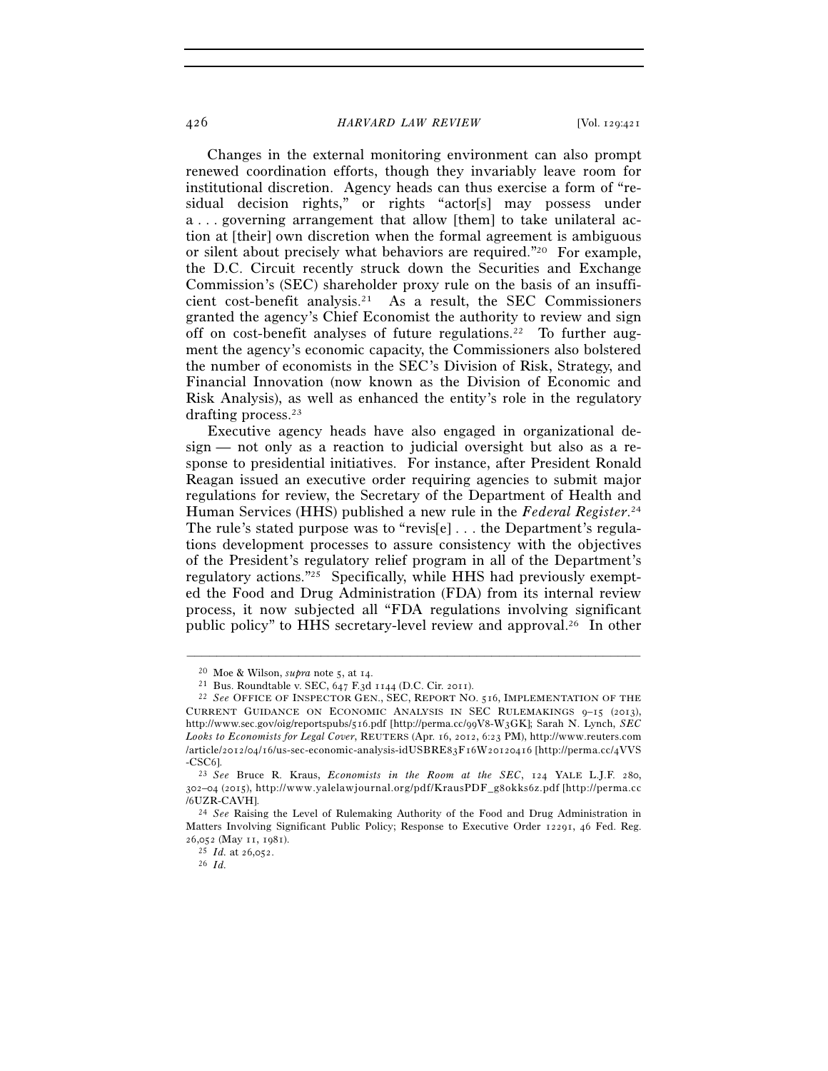Changes in the external monitoring environment can also prompt renewed coordination efforts, though they invariably leave room for institutional discretion. Agency heads can thus exercise a form of "residual decision rights," or rights "actor[s] may possess under a . . . governing arrangement that allow [them] to take unilateral action at [their] own discretion when the formal agreement is ambiguous or silent about precisely what behaviors are required."[20] For example, the D.C. Circuit recently struck down the Securities and Exchange Commission's (SEC) shareholder proxy rule on the basis of an insufficient cost-benefit analysis.[21] As a result, the SEC Commissioners granted the agency's Chief Economist the authority to review and sign off on cost-benefit analyses of future regulations.[22] To further augment the agency's economic capacity, the Commissioners also bolstered the number of economists in the SEC's Division of Risk, Strategy, and Financial Innovation (now known as the Division of Economic and Risk Analysis), as well as enhanced the entity's role in the regulatory drafting process.[23]

Executive agency heads have also engaged in organizational design — not only as a reaction to judicial oversight but also as a response to presidential initiatives. For instance, after President Ronald Reagan issued an executive order requiring agencies to submit major regulations for review, the Secretary of the Department of Health and Human Services (HHS) published a new rule in the *Federal Register*.[24] The rule's stated purpose was to "revis[e] . . . the Department's regulations development processes to assure consistency with the objectives of the President's regulatory relief program in all of the Department's regulatory actions."[25] Specifically, while HHS had previously exempted the Food and Drug Administration (FDA) from its internal review process, it now subjected all "FDA regulations involving significant public policy" to HHS secretary-level review and approval.[26] In other

---

[20] Moe & Wilson, *supra* note 5, at 14.

[21] Bus. Roundtable v. SEC, 647 F.3d 1144 (D.C. Cir. 2011).

[22] *See* OFFICE OF INSPECTOR GEN., SEC, REPORT NO. 516, IMPLEMENTATION OF THE CURRENT GUIDANCE ON ECONOMIC ANALYSIS IN SEC RULEMAKINGS 9–15 (2013), http://www.sec.gov/oig/reportspubs/516.pdf [http://perma.cc/99V8-W3GK]; Sarah N. Lynch, *SEC Looks to Economists for Legal Cover*, REUTERS (Apr. 16, 2012, 6:23 PM), http://www.reuters.com/article/2012/04/16/us-sec-economic-analysis-idUSBRE83F16W20120416 [http://perma.cc/4VVS-CSC6].

[23] *See* Bruce R. Kraus, *Economists in the Room at the SEC*, 124 YALE L.J.F. 280, 302–04 (2015), http://www.yalelawjournal.org/pdf/KrausPDF_g8okks6z.pdf [http://perma.cc/6UZR-CAVH].

[24] *See* Raising the Level of Rulemaking Authority of the Food and Drug Administration in Matters Involving Significant Public Policy; Response to Executive Order 12291, 46 Fed. Reg. 26,052 (May 11, 1981).

[25] *Id.* at 26,052.

[26] *Id.*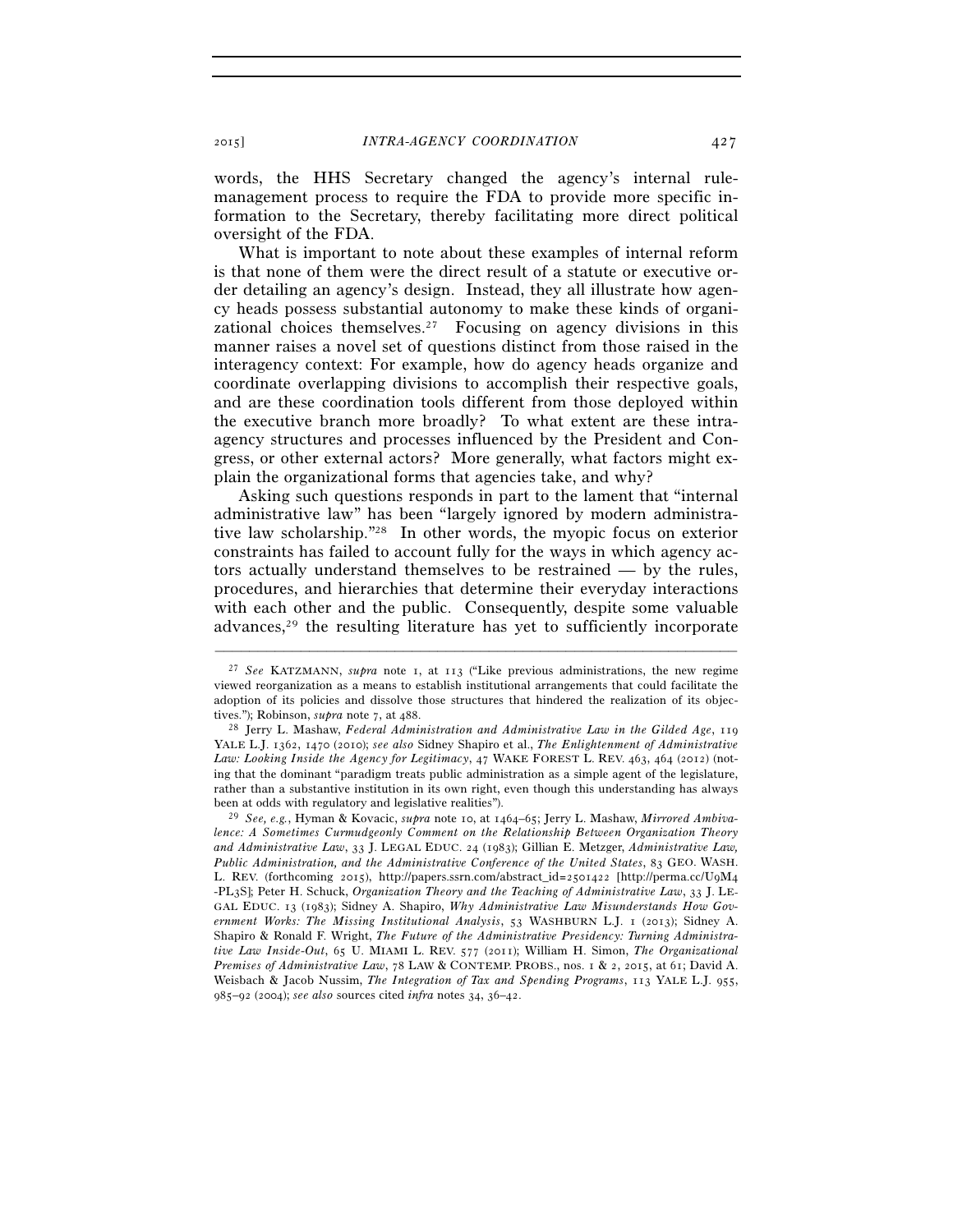words, the HHS Secretary changed the agency's internal rule-management process to require the FDA to provide more specific information to the Secretary, thereby facilitating more direct political oversight of the FDA.

What is important to note about these examples of internal reform is that none of them were the direct result of a statute or executive order detailing an agency's design. Instead, they all illustrate how agency heads possess substantial autonomy to make these kinds of organizational choices themselves.[27] Focusing on agency divisions in this manner raises a novel set of questions distinct from those raised in the interagency context: For example, how do agency heads organize and coordinate overlapping divisions to accomplish their respective goals, and are these coordination tools different from those deployed within the executive branch more broadly? To what extent are these intra-agency structures and processes influenced by the President and Congress, or other external actors? More generally, what factors might explain the organizational forms that agencies take, and why?

Asking such questions responds in part to the lament that "internal administrative law" has been "largely ignored by modern administrative law scholarship."[28] In other words, the myopic focus on exterior constraints has failed to account fully for the ways in which agency actors actually understand themselves to be restrained — by the rules, procedures, and hierarchies that determine their everyday interactions with each other and the public. Consequently, despite some valuable advances,[29] the resulting literature has yet to sufficiently incorporate

---

[27] *See* KATZMANN, *supra* note 1, at 113 ("Like previous administrations, the new regime viewed reorganization as a means to establish institutional arrangements that could facilitate the adoption of its policies and dissolve those structures that hindered the realization of its objectives."); Robinson, *supra* note 7, at 488.

[28] Jerry L. Mashaw, *Federal Administration and Administrative Law in the Gilded Age*, 119 YALE L.J. 1362, 1470 (2010); *see also* Sidney Shapiro et al., *The Enlightenment of Administrative Law: Looking Inside the Agency for Legitimacy*, 47 WAKE FOREST L. REV. 463, 464 (2012) (noting that the dominant "paradigm treats public administration as a simple agent of the legislature, rather than a substantive institution in its own right, even though this understanding has always been at odds with regulatory and legislative realities").

[29] *See, e.g.*, Hyman & Kovacic, *supra* note 10, at 1464–65; Jerry L. Mashaw, *Mirrored Ambivalence: A Sometimes Curmudgeonly Comment on the Relationship Between Organization Theory and Administrative Law*, 33 J. LEGAL EDUC. 24 (1983); Gillian E. Metzger, *Administrative Law, Public Administration, and the Administrative Conference of the United States*, 83 GEO. WASH. L. REV. (forthcoming 2015), http://papers.ssrn.com/abstract_id=2501422 [http://perma.cc/U9M4-PL3S]; Peter H. Schuck, *Organization Theory and the Teaching of Administrative Law*, 33 J. LEGAL EDUC. 13 (1983); Sidney A. Shapiro, *Why Administrative Law Misunderstands How Government Works: The Missing Institutional Analysis*, 53 WASHBURN L.J. 1 (2013); Sidney A. Shapiro & Ronald F. Wright, *The Future of the Administrative Presidency: Turning Administrative Law Inside-Out*, 65 U. MIAMI L. REV. 577 (2011); William H. Simon, *The Organizational Premises of Administrative Law*, 78 LAW & CONTEMP. PROBS., nos. 1 & 2, 2015, at 61; David A. Weisbach & Jacob Nussim, *The Integration of Tax and Spending Programs*, 113 YALE L.J. 955, 985–92 (2004); *see also* sources cited *infra* notes 34, 36–42.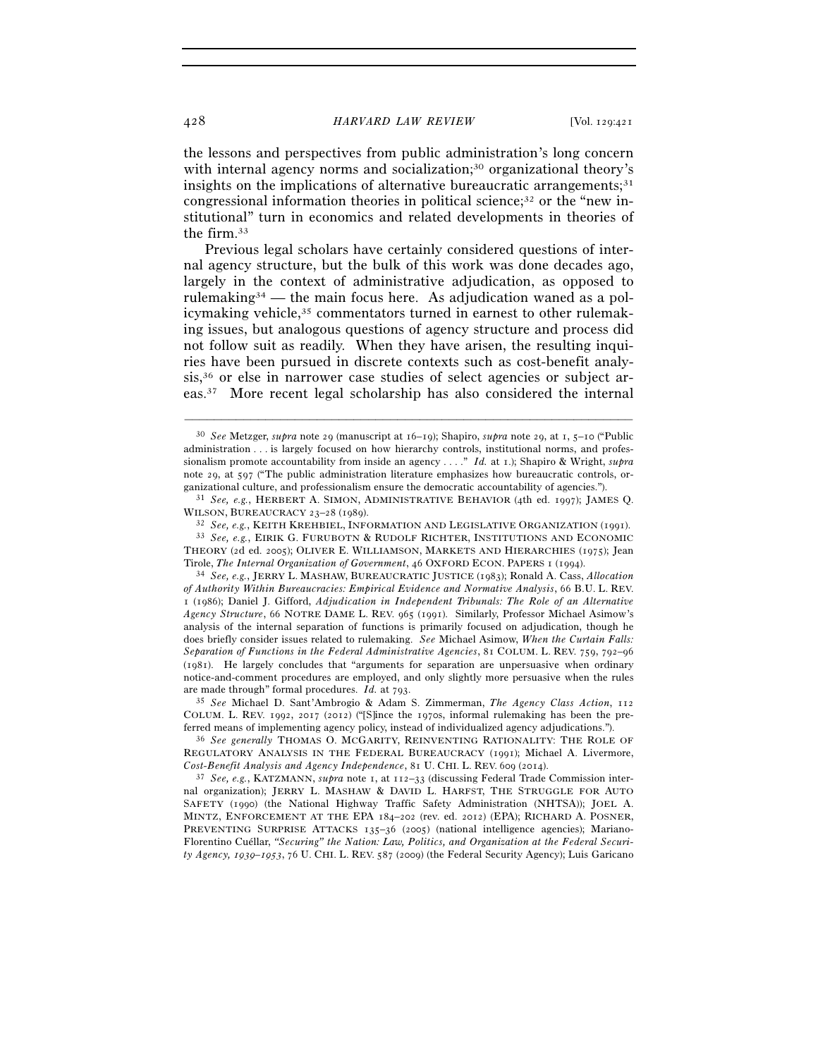the lessons and perspectives from public administration's long concern with internal agency norms and socialization;[30] organizational theory's insights on the implications of alternative bureaucratic arrangements;[31] congressional information theories in political science;[32] or the "new institutional" turn in economics and related developments in theories of the firm.[33]

Previous legal scholars have certainly considered questions of internal agency structure, but the bulk of this work was done decades ago, largely in the context of administrative adjudication, as opposed to rulemaking[34] — the main focus here. As adjudication waned as a policymaking vehicle,[35] commentators turned in earnest to other rulemaking issues, but analogous questions of agency structure and process did not follow suit as readily. When they have arisen, the resulting inquiries have been pursued in discrete contexts such as cost-benefit analysis,[36] or else in narrower case studies of select agencies or subject areas.[37] More recent legal scholarship has also considered the internal

---

[30] *See* Metzger, *supra* note 29 (manuscript at 16–19); Shapiro, *supra* note 29, at 1, 5–10 ("Public administration . . . is largely focused on how hierarchy controls, institutional norms, and professionalism promote accountability from inside an agency . . . ." *Id.* at 1.); Shapiro & Wright, *supra* note 29, at 597 ("The public administration literature emphasizes how bureaucratic controls, organizational culture, and professionalism ensure the democratic accountability of agencies.").

[31] *See, e.g.*, HERBERT A. SIMON, ADMINISTRATIVE BEHAVIOR (4th ed. 1997); JAMES Q. WILSON, BUREAUCRACY 23–28 (1989).

[32] *See, e.g.*, KEITH KREHBIEL, INFORMATION AND LEGISLATIVE ORGANIZATION (1991).

[33] *See, e.g.*, EIRIK G. FURUBOTN & RUDOLF RICHTER, INSTITUTIONS AND ECONOMIC THEORY (2d ed. 2005); OLIVER E. WILLIAMSON, MARKETS AND HIERARCHIES (1975); Jean Tirole, *The Internal Organization of Government*, 46 OXFORD ECON. PAPERS 1 (1994).

[34] *See, e.g.*, JERRY L. MASHAW, BUREAUCRATIC JUSTICE (1983); Ronald A. Cass, *Allocation of Authority Within Bureaucracies: Empirical Evidence and Normative Analysis*, 66 B.U. L. REV. 1 (1986); Daniel J. Gifford, *Adjudication in Independent Tribunals: The Role of an Alternative Agency Structure*, 66 NOTRE DAME L. REV. 965 (1991). Similarly, Professor Michael Asimow's analysis of the internal separation of functions is primarily focused on adjudication, though he does briefly consider issues related to rulemaking. *See* Michael Asimow, *When the Curtain Falls: Separation of Functions in the Federal Administrative Agencies*, 81 COLUM. L. REV. 759, 792–96 (1981). He largely concludes that "arguments for separation are unpersuasive when ordinary notice-and-comment procedures are employed, and only slightly more persuasive when the rules are made through" formal procedures. *Id.* at 793.

[35] *See* Michael D. Sant'Ambrogio & Adam S. Zimmerman, *The Agency Class Action*, 112 COLUM. L. REV. 1992, 2017 (2012) ("[S]ince the 1970s, informal rulemaking has been the preferred means of implementing agency policy, instead of individualized agency adjudications.").

[36] *See generally* THOMAS O. MCGARITY, REINVENTING RATIONALITY: THE ROLE OF REGULATORY ANALYSIS IN THE FEDERAL BUREAUCRACY (1991); Michael A. Livermore, *Cost-Benefit Analysis and Agency Independence*, 81 U. CHI. L. REV. 609 (2014).

[37] *See, e.g.*, KATZMANN, *supra* note 1, at 112–33 (discussing Federal Trade Commission internal organization); JERRY L. MASHAW & DAVID L. HARFST, THE STRUGGLE FOR AUTO SAFETY (1990) (the National Highway Traffic Safety Administration (NHTSA)); JOEL A. MINTZ, ENFORCEMENT AT THE EPA 184–202 (rev. ed. 2012) (EPA); RICHARD A. POSNER, PREVENTING SURPRISE ATTACKS 135–36 (2005) (national intelligence agencies); Mariano-Florentino Cuéllar, *"Securing" the Nation: Law, Politics, and Organization at the Federal Security Agency, 1939–1953*, 76 U. CHI. L. REV. 587 (2009) (the Federal Security Agency); Luis Garicano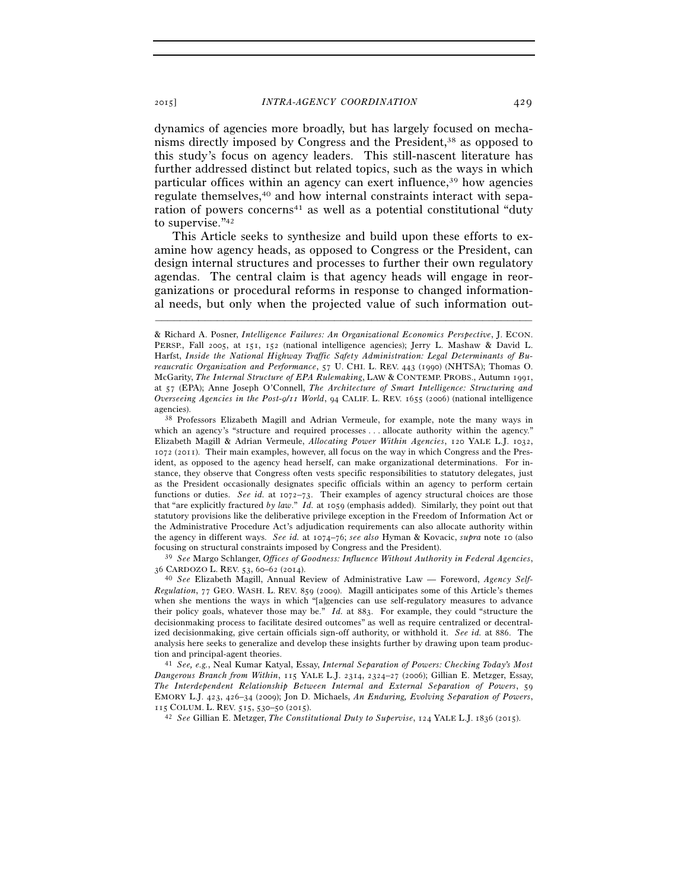dynamics of agencies more broadly, but has largely focused on mechanisms directly imposed by Congress and the President,[38] as opposed to this study's focus on agency leaders. This still-nascent literature has further addressed distinct but related topics, such as the ways in which particular offices within an agency can exert influence,[39] how agencies regulate themselves,[40] and how internal constraints interact with separation of powers concerns[41] as well as a potential constitutional "duty to supervise."[42]

This Article seeks to synthesize and build upon these efforts to examine how agency heads, as opposed to Congress or the President, can design internal structures and processes to further their own regulatory agendas. The central claim is that agency heads will engage in reorganizations or procedural reforms in response to changed informational needs, but only when the projected value of such information out-

---

& Richard A. Posner, *Intelligence Failures: An Organizational Economics Perspective*, J. ECON. PERSP., Fall 2005, at 151, 152 (national intelligence agencies); Jerry L. Mashaw & David L. Harfst, *Inside the National Highway Traffic Safety Administration: Legal Determinants of Bureaucratic Organization and Performance*, 57 U. CHI. L. REV. 443 (1990) (NHTSA); Thomas O. McGarity, *The Internal Structure of EPA Rulemaking*, LAW & CONTEMP. PROBS., Autumn 1991, at 57 (EPA); Anne Joseph O'Connell, *The Architecture of Smart Intelligence: Structuring and Overseeing Agencies in the Post-9/11 World*, 94 CALIF. L. REV. 1655 (2006) (national intelligence agencies).

[38] Professors Elizabeth Magill and Adrian Vermeule, for example, note the many ways in which an agency's "structure and required processes . . . allocate authority within the agency." Elizabeth Magill & Adrian Vermeule, *Allocating Power Within Agencies*, 120 YALE L.J. 1032, 1072 (2011). Their main examples, however, all focus on the way in which Congress and the President, as opposed to the agency head herself, can make organizational determinations. For instance, they observe that Congress often vests specific responsibilities to statutory delegates, just as the President occasionally designates specific officials within an agency to perform certain functions or duties. *See id.* at 1072–73. Their examples of agency structural choices are those that "are explicitly fractured *by law*." *Id.* at 1059 (emphasis added). Similarly, they point out that statutory provisions like the deliberative privilege exception in the Freedom of Information Act or the Administrative Procedure Act's adjudication requirements can also allocate authority within the agency in different ways. *See id.* at 1074–76; *see also* Hyman & Kovacic, *supra* note 10 (also focusing on structural constraints imposed by Congress and the President).

[39] *See* Margo Schlanger, *Offices of Goodness: Influence Without Authority in Federal Agencies*, 36 CARDOZO L. REV. 53, 60–62 (2014).

[40] *See* Elizabeth Magill, Annual Review of Administrative Law — Foreword, *Agency Self-Regulation*, 77 GEO. WASH. L. REV. 859 (2009). Magill anticipates some of this Article's themes when she mentions the ways in which "[a]gencies can use self-regulatory measures to advance their policy goals, whatever those may be." *Id.* at 883. For example, they could "structure the decisionmaking process to facilitate desired outcomes" as well as require centralized or decentralized decisionmaking, give certain officials sign-off authority, or withhold it. *See id.* at 886. The analysis here seeks to generalize and develop these insights further by drawing upon team production and principal-agent theories.

[41] *See, e.g.*, Neal Kumar Katyal, Essay, *Internal Separation of Powers: Checking Today's Most Dangerous Branch from Within*, 115 YALE L.J. 2314, 2324–27 (2006); Gillian E. Metzger, Essay, *The Interdependent Relationship Between Internal and External Separation of Powers*, 59 EMORY L.J. 423, 426–34 (2009); Jon D. Michaels, *An Enduring, Evolving Separation of Powers*, 115 COLUM. L. REV. 515, 530–50 (2015).

[42] *See* Gillian E. Metzger, *The Constitutional Duty to Supervise*, 124 YALE L.J. 1836 (2015).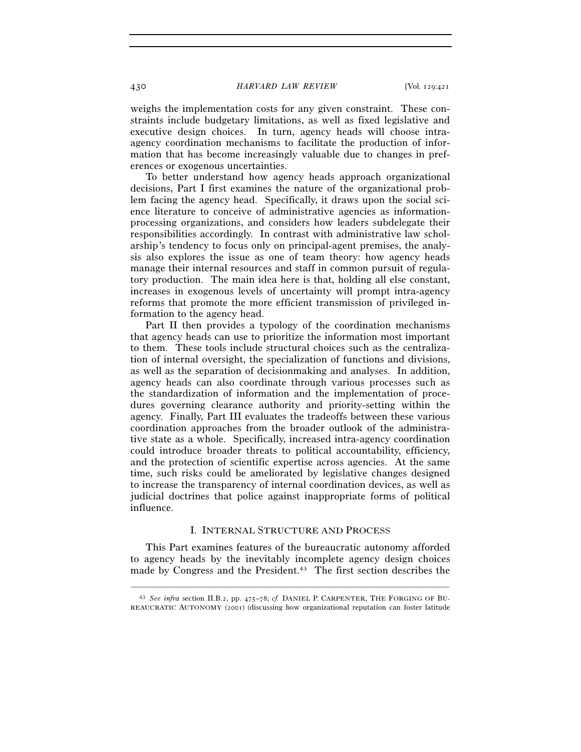weighs the implementation costs for any given constraint. These constraints include budgetary limitations, as well as fixed legislative and executive design choices. In turn, agency heads will choose intra-agency coordination mechanisms to facilitate the production of information that has become increasingly valuable due to changes in preferences or exogenous uncertainties.

To better understand how agency heads approach organizational decisions, Part I first examines the nature of the organizational problem facing the agency head. Specifically, it draws upon the social science literature to conceive of administrative agencies as information-processing organizations, and considers how leaders subdelegate their responsibilities accordingly. In contrast with administrative law scholarship's tendency to focus only on principal-agent premises, the analysis also explores the issue as one of team theory: how agency heads manage their internal resources and staff in common pursuit of regulatory production. The main idea here is that, holding all else constant, increases in exogenous levels of uncertainty will prompt intra-agency reforms that promote the more efficient transmission of privileged information to the agency head.

Part II then provides a typology of the coordination mechanisms that agency heads can use to prioritize the information most important to them. These tools include structural choices such as the centralization of internal oversight, the specialization of functions and divisions, as well as the separation of decisionmaking and analyses. In addition, agency heads can also coordinate through various processes such as the standardization of information and the implementation of procedures governing clearance authority and priority-setting within the agency. Finally, Part III evaluates the tradeoffs between these various coordination approaches from the broader outlook of the administrative state as a whole. Specifically, increased intra-agency coordination could introduce broader threats to political accountability, efficiency, and the protection of scientific expertise across agencies. At the same time, such risks could be ameliorated by legislative changes designed to increase the transparency of internal coordination devices, as well as judicial doctrines that police against inappropriate forms of political influence.

## I. INTERNAL STRUCTURE AND PROCESS

This Part examines features of the bureaucratic autonomy afforded to agency heads by the inevitably incomplete agency design choices made by Congress and the President.[43] The first section describes the

---

[43] *See infra* section II.B.2, pp. 475–78; *cf.* DANIEL P. CARPENTER, THE FORGING OF BUREAUCRATIC AUTONOMY (2001) (discussing how organizational reputation can foster latitude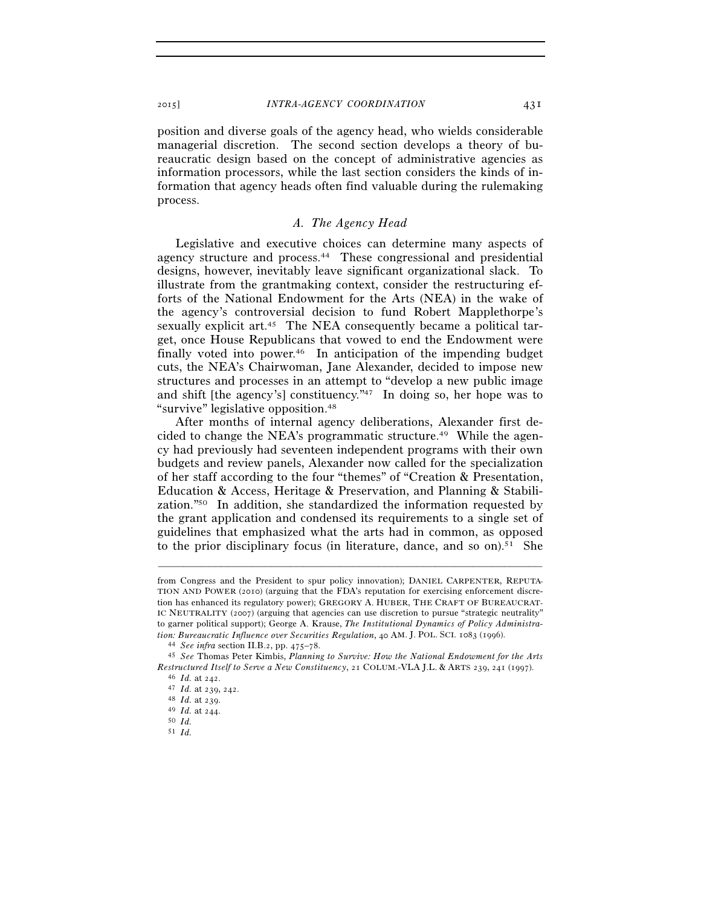position and diverse goals of the agency head, who wields considerable managerial discretion. The second section develops a theory of bureaucratic design based on the concept of administrative agencies as information processors, while the last section considers the kinds of information that agency heads often find valuable during the rulemaking process.

### *A. The Agency Head*

Legislative and executive choices can determine many aspects of agency structure and process.[44] These congressional and presidential designs, however, inevitably leave significant organizational slack. To illustrate from the grantmaking context, consider the restructuring efforts of the National Endowment for the Arts (NEA) in the wake of the agency's controversial decision to fund Robert Mapplethorpe's sexually explicit art.[45] The NEA consequently became a political target, once House Republicans that vowed to end the Endowment were finally voted into power.[46] In anticipation of the impending budget cuts, the NEA's Chairwoman, Jane Alexander, decided to impose new structures and processes in an attempt to "develop a new public image and shift [the agency's] constituency."[47] In doing so, her hope was to "survive" legislative opposition.[48]

After months of internal agency deliberations, Alexander first decided to change the NEA's programmatic structure.[49] While the agency had previously had seventeen independent programs with their own budgets and review panels, Alexander now called for the specialization of her staff according to the four "themes" of "Creation & Presentation, Education & Access, Heritage & Preservation, and Planning & Stabilization."[50] In addition, she standardized the information requested by the grant application and condensed its requirements to a single set of guidelines that emphasized what the arts had in common, as opposed to the prior disciplinary focus (in literature, dance, and so on).[51] She

---

from Congress and the President to spur policy innovation); DANIEL CARPENTER, REPUTATION AND POWER (2010) (arguing that the FDA's reputation for exercising enforcement discretion has enhanced its regulatory power); GREGORY A. HUBER, THE CRAFT OF BUREAUCRATIC NEUTRALITY (2007) (arguing that agencies can use discretion to pursue "strategic neutrality" to garner political support); George A. Krause, *The Institutional Dynamics of Policy Administration: Bureaucratic Influence over Securities Regulation*, 40 AM. J. POL. SCI. 1083 (1996).

[44] *See infra* section II.B.2, pp. 475–78.

[45] *See* Thomas Peter Kimbis, *Planning to Survive: How the National Endowment for the Arts Restructured Itself to Serve a New Constituency*, 21 COLUM.-VLA J.L. & ARTS 239, 241 (1997).

[46] *Id.* at 242.

[47] *Id.* at 239, 242.

[48] *Id.* at 239.

[49] *Id.* at 244.

[50] *Id.*

[51] *Id.*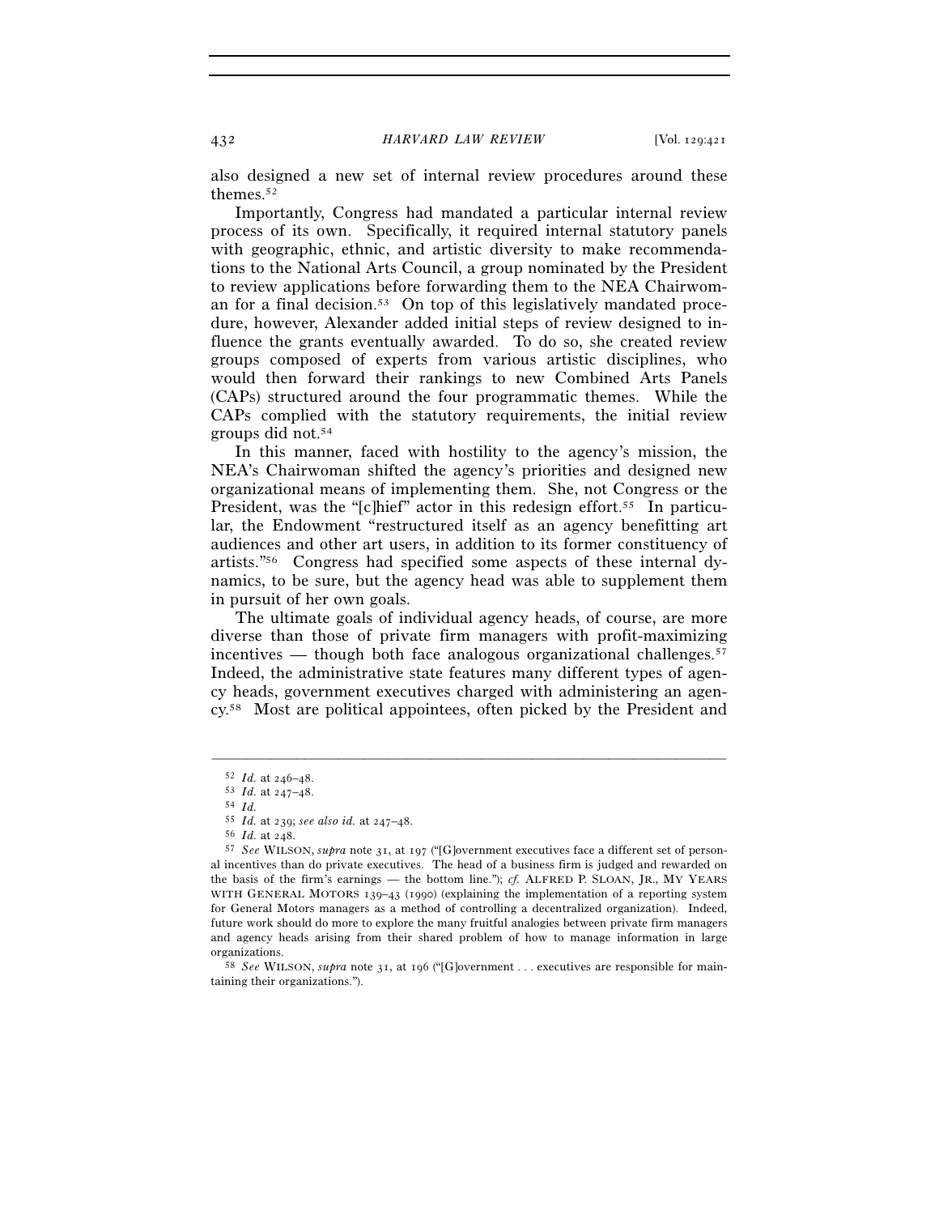also designed a new set of internal review procedures around these themes.[52]

Importantly, Congress had mandated a particular internal review process of its own. Specifically, it required internal statutory panels with geographic, ethnic, and artistic diversity to make recommendations to the National Arts Council, a group nominated by the President to review applications before forwarding them to the NEA Chairwoman for a final decision.[53] On top of this legislatively mandated procedure, however, Alexander added initial steps of review designed to influence the grants eventually awarded. To do so, she created review groups composed of experts from various artistic disciplines, who would then forward their rankings to new Combined Arts Panels (CAPs) structured around the four programmatic themes. While the CAPs complied with the statutory requirements, the initial review groups did not.[54]

In this manner, faced with hostility to the agency's mission, the NEA's Chairwoman shifted the agency's priorities and designed new organizational means of implementing them. She, not Congress or the President, was the "[c]hief" actor in this redesign effort.[55] In particular, the Endowment "restructured itself as an agency benefitting art audiences and other art users, in addition to its former constituency of artists."[56] Congress had specified some aspects of these internal dynamics, to be sure, but the agency head was able to supplement them in pursuit of her own goals.

The ultimate goals of individual agency heads, of course, are more diverse than those of private firm managers with profit-maximizing incentives — though both face analogous organizational challenges.[57] Indeed, the administrative state features many different types of agency heads, government executives charged with administering an agency.[58] Most are political appointees, often picked by the President and

---

[52] *Id.* at 246–48.

[53] *Id.* at 247–48.

[54] *Id.*

[55] *Id.* at 239; *see also id.* at 247–48.

[56] *Id.* at 248.

[57] *See* WILSON, *supra* note 31, at 197 ("[G]overnment executives face a different set of personal incentives than do private executives. The head of a business firm is judged and rewarded on the basis of the firm's earnings — the bottom line."); *cf.* ALFRED P. SLOAN, JR., MY YEARS WITH GENERAL MOTORS 139–43 (1990) (explaining the implementation of a reporting system for General Motors managers as a method of controlling a decentralized organization). Indeed, future work should do more to explore the many fruitful analogies between private firm managers and agency heads arising from their shared problem of how to manage information in large organizations.

[58] *See* WILSON, *supra* note 31, at 196 ("[G]overnment . . . executives are responsible for maintaining their organizations.").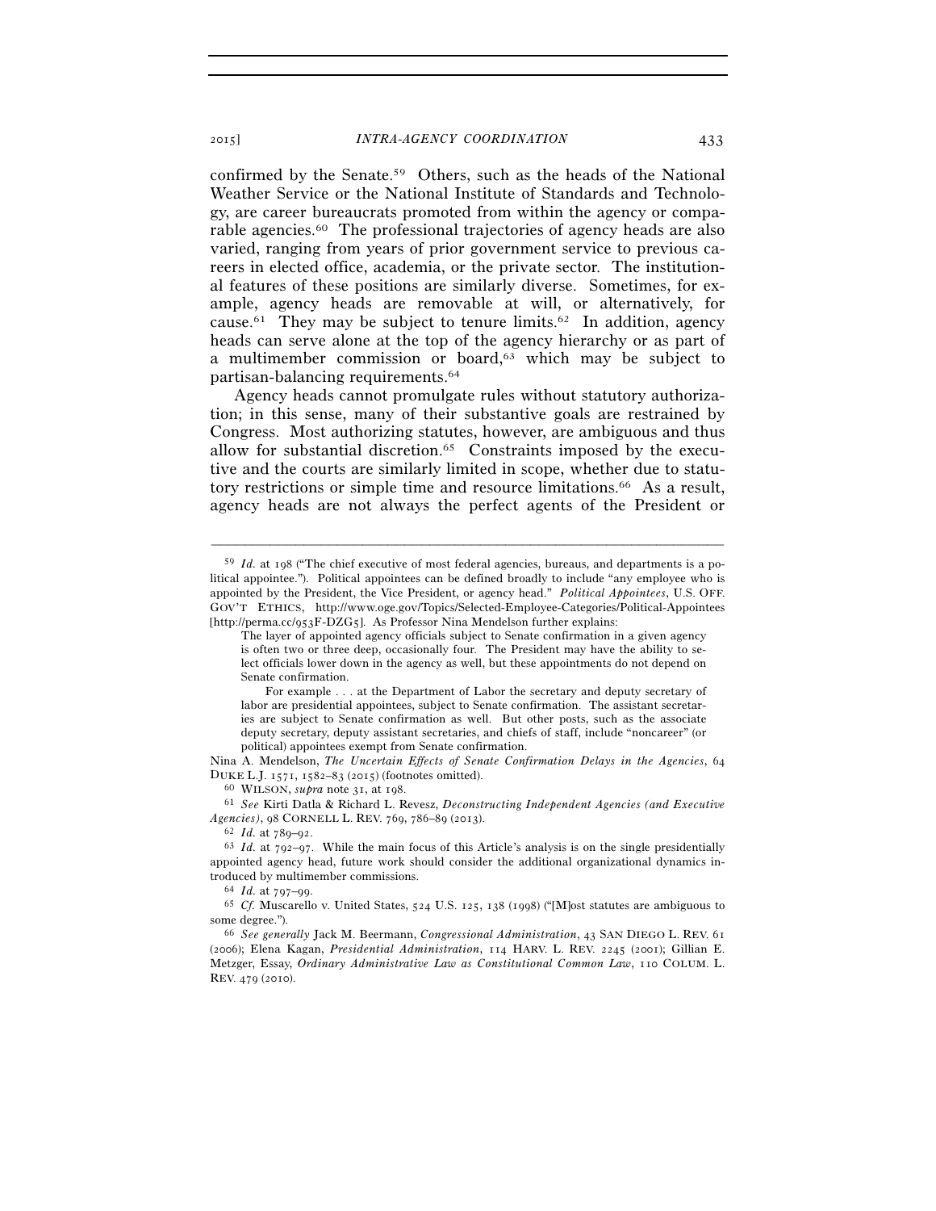confirmed by the Senate.[59] Others, such as the heads of the National Weather Service or the National Institute of Standards and Technology, are career bureaucrats promoted from within the agency or comparable agencies.[60] The professional trajectories of agency heads are also varied, ranging from years of prior government service to previous careers in elected office, academia, or the private sector. The institutional features of these positions are similarly diverse. Sometimes, for example, agency heads are removable at will, or alternatively, for cause.[61] They may be subject to tenure limits.[62] In addition, agency heads can serve alone at the top of the agency hierarchy or as part of a multimember commission or board,[63] which may be subject to partisan-balancing requirements.[64]

Agency heads cannot promulgate rules without statutory authorization; in this sense, many of their substantive goals are restrained by Congress. Most authorizing statutes, however, are ambiguous and thus allow for substantial discretion.[65] Constraints imposed by the executive and the courts are similarly limited in scope, whether due to statutory restrictions or simple time and resource limitations.[66] As a result, agency heads are not always the perfect agents of the President or

---

[59] *Id.* at 198 ("The chief executive of most federal agencies, bureaus, and departments is a political appointee."). Political appointees can be defined broadly to include "any employee who is appointed by the President, the Vice President, or agency head." *Political Appointees*, U.S. OFF. GOV'T ETHICS, http://www.oge.gov/Topics/Selected-Employee-Categories/Political-Appointees [http://perma.cc/953F-DZG5]. As Professor Nina Mendelson further explains:

> The layer of appointed agency officials subject to Senate confirmation in a given agency is often two or three deep, occasionally four. The President may have the ability to select officials lower down in the agency as well, but these appointments do not depend on Senate confirmation.
>
> For example . . . at the Department of Labor the secretary and deputy secretary of labor are presidential appointees, subject to Senate confirmation. The assistant secretaries are subject to Senate confirmation as well. But other posts, such as the associate deputy secretary, deputy assistant secretaries, and chiefs of staff, include "noncareer" (or political) appointees exempt from Senate confirmation.

Nina A. Mendelson, *The Uncertain Effects of Senate Confirmation Delays in the Agencies*, 64 DUKE L.J. 1571, 1582–83 (2015) (footnotes omitted).

[60] WILSON, *supra* note 31, at 198.

[61] *See* Kirti Datla & Richard L. Revesz, *Deconstructing Independent Agencies (and Executive Agencies)*, 98 CORNELL L. REV. 769, 786–89 (2013).

[62] *Id.* at 789–92.

[63] *Id.* at 792–97. While the main focus of this Article's analysis is on the single presidentially appointed agency head, future work should consider the additional organizational dynamics introduced by multimember commissions.

[64] *Id.* at 797–99.

[65] *Cf.* Muscarello v. United States, 524 U.S. 125, 138 (1998) ("[M]ost statutes are ambiguous to some degree.").

[66] *See generally* Jack M. Beermann, *Congressional Administration*, 43 SAN DIEGO L. REV. 61 (2006); Elena Kagan, *Presidential Administration*, 114 HARV. L. REV. 2245 (2001); Gillian E. Metzger, Essay, *Ordinary Administrative Law as Constitutional Common Law*, 110 COLUM. L. REV. 479 (2010).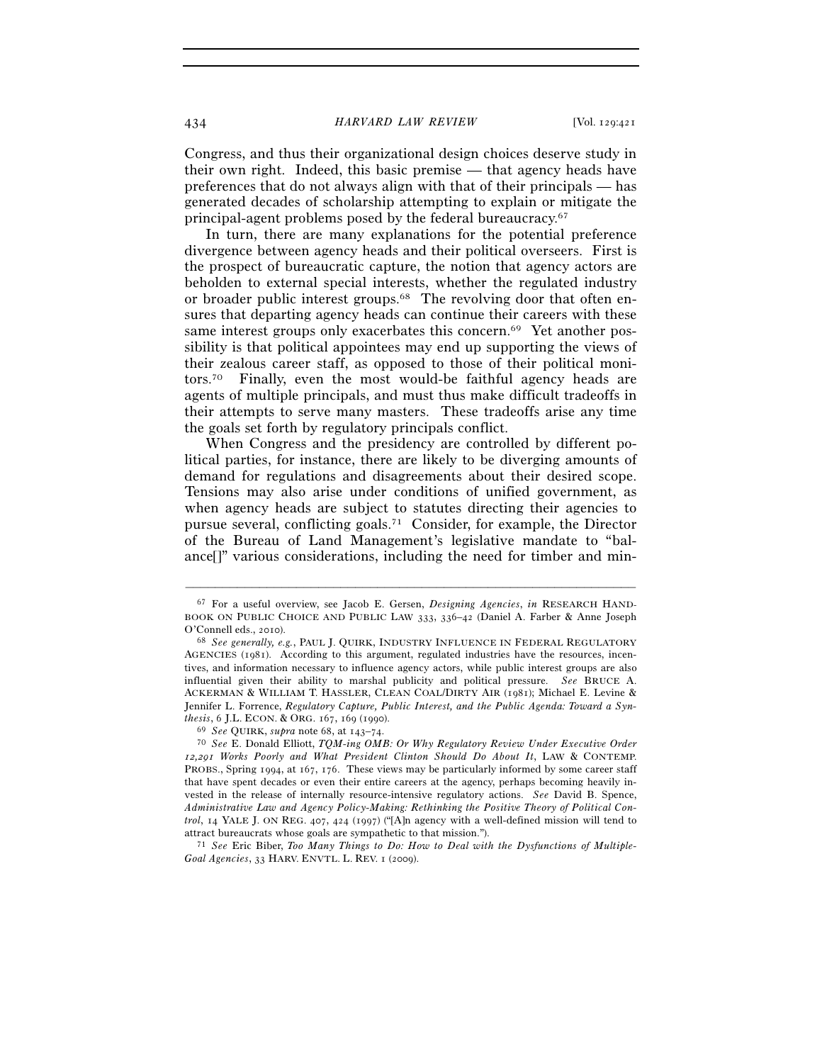Congress, and thus their organizational design choices deserve study in their own right. Indeed, this basic premise — that agency heads have preferences that do not always align with that of their principals — has generated decades of scholarship attempting to explain or mitigate the principal-agent problems posed by the federal bureaucracy.[67]

In turn, there are many explanations for the potential preference divergence between agency heads and their political overseers. First is the prospect of bureaucratic capture, the notion that agency actors are beholden to external special interests, whether the regulated industry or broader public interest groups.[68] The revolving door that often ensures that departing agency heads can continue their careers with these same interest groups only exacerbates this concern.[69] Yet another possibility is that political appointees may end up supporting the views of their zealous career staff, as opposed to those of their political monitors.[70] Finally, even the most would-be faithful agency heads are agents of multiple principals, and must thus make difficult tradeoffs in their attempts to serve many masters. These tradeoffs arise any time the goals set forth by regulatory principals conflict.

When Congress and the presidency are controlled by different political parties, for instance, there are likely to be diverging amounts of demand for regulations and disagreements about their desired scope. Tensions may also arise under conditions of unified government, as when agency heads are subject to statutes directing their agencies to pursue several, conflicting goals.[71] Consider, for example, the Director of the Bureau of Land Management's legislative mandate to "balance[]" various considerations, including the need for timber and min-

---

[67] For a useful overview, see Jacob E. Gersen, *Designing Agencies*, *in* RESEARCH HANDBOOK ON PUBLIC CHOICE AND PUBLIC LAW 333, 336–42 (Daniel A. Farber & Anne Joseph O'Connell eds., 2010).

[68] *See generally, e.g.*, PAUL J. QUIRK, INDUSTRY INFLUENCE IN FEDERAL REGULATORY AGENCIES (1981). According to this argument, regulated industries have the resources, incentives, and information necessary to influence agency actors, while public interest groups are also influential given their ability to marshal publicity and political pressure. *See* BRUCE A. ACKERMAN & WILLIAM T. HASSLER, CLEAN COAL/DIRTY AIR (1981); Michael E. Levine & Jennifer L. Forrence, *Regulatory Capture, Public Interest, and the Public Agenda: Toward a Synthesis*, 6 J.L. ECON. & ORG. 167, 169 (1990).

[69] *See* QUIRK, *supra* note 68, at 143–74.

[70] *See* E. Donald Elliott, *TQM-ing OMB: Or Why Regulatory Review Under Executive Order 12,291 Works Poorly and What President Clinton Should Do About It*, LAW & CONTEMP. PROBS., Spring 1994, at 167, 176. These views may be particularly informed by some career staff that have spent decades or even their entire careers at the agency, perhaps becoming heavily invested in the release of internally resource-intensive regulatory actions. *See* David B. Spence, *Administrative Law and Agency Policy-Making: Rethinking the Positive Theory of Political Control*, 14 YALE J. ON REG. 407, 424 (1997) ("[A]n agency with a well-defined mission will tend to attract bureaucrats whose goals are sympathetic to that mission.").

[71] *See* Eric Biber, *Too Many Things to Do: How to Deal with the Dysfunctions of Multiple-Goal Agencies*, 33 HARV. ENVTL. L. REV. 1 (2009).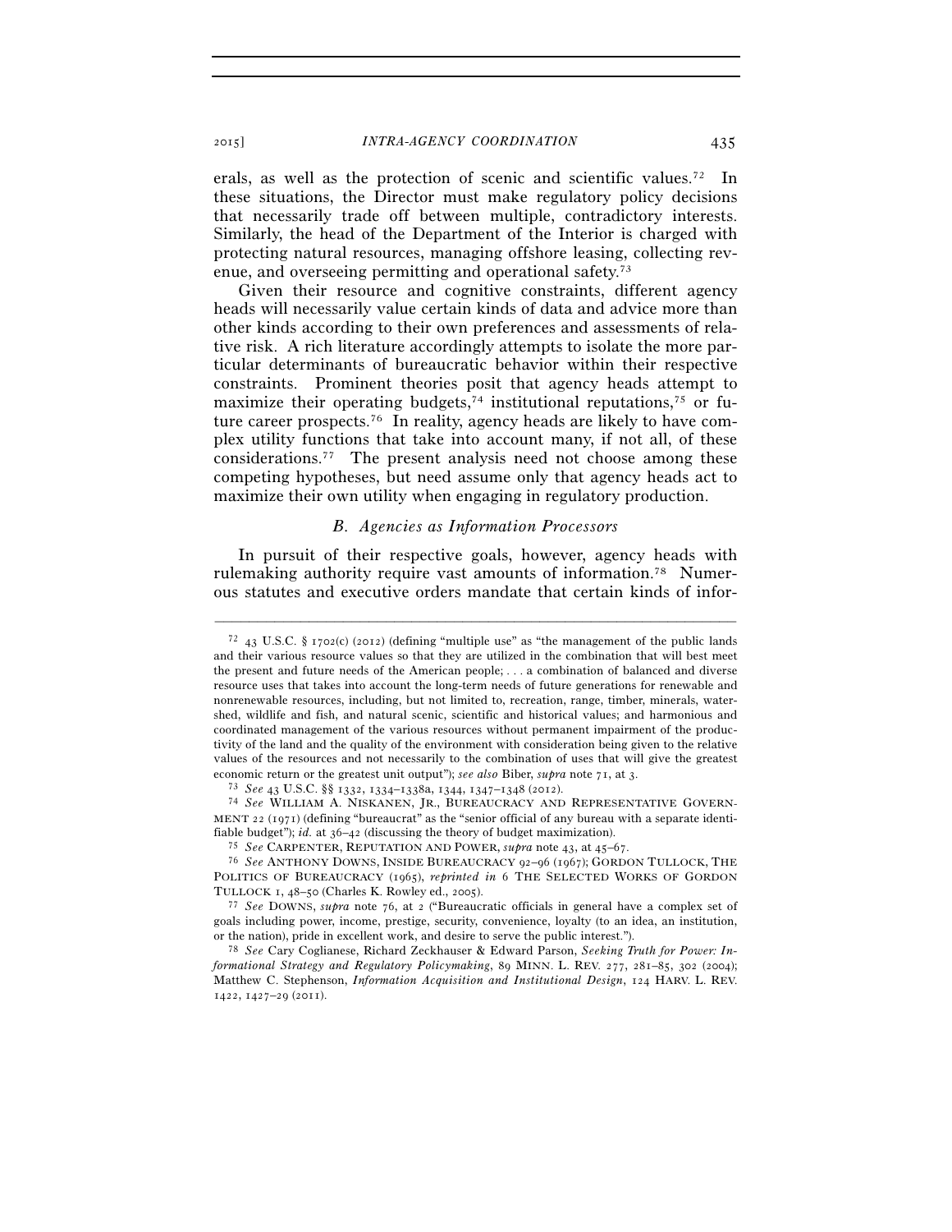erals, as well as the protection of scenic and scientific values.[72] In these situations, the Director must make regulatory policy decisions that necessarily trade off between multiple, contradictory interests. Similarly, the head of the Department of the Interior is charged with protecting natural resources, managing offshore leasing, collecting revenue, and overseeing permitting and operational safety.[73]

Given their resource and cognitive constraints, different agency heads will necessarily value certain kinds of data and advice more than other kinds according to their own preferences and assessments of relative risk. A rich literature accordingly attempts to isolate the more particular determinants of bureaucratic behavior within their respective constraints. Prominent theories posit that agency heads attempt to maximize their operating budgets,[74] institutional reputations,[75] or future career prospects.[76] In reality, agency heads are likely to have complex utility functions that take into account many, if not all, of these considerations.[77] The present analysis need not choose among these competing hypotheses, but need assume only that agency heads act to maximize their own utility when engaging in regulatory production.

### *B. Agencies as Information Processors*

In pursuit of their respective goals, however, agency heads with rulemaking authority require vast amounts of information.[78] Numerous statutes and executive orders mandate that certain kinds of infor-

---

[72] 43 U.S.C. § 1702(c) (2012) (defining "multiple use" as "the management of the public lands and their various resource values so that they are utilized in the combination that will best meet the present and future needs of the American people; . . . a combination of balanced and diverse resource uses that takes into account the long-term needs of future generations for renewable and nonrenewable resources, including, but not limited to, recreation, range, timber, minerals, watershed, wildlife and fish, and natural scenic, scientific and historical values; and harmonious and coordinated management of the various resources without permanent impairment of the productivity of the land and the quality of the environment with consideration being given to the relative values of the resources and not necessarily to the combination of uses that will give the greatest economic return or the greatest unit output"); *see also* Biber, *supra* note 71, at 3.

[73] *See* 43 U.S.C. §§ 1332, 1334–1338a, 1344, 1347–1348 (2012).

[74] *See* WILLIAM A. NISKANEN, JR., BUREAUCRACY AND REPRESENTATIVE GOVERNMENT 22 (1971) (defining "bureaucrat" as the "senior official of any bureau with a separate identifiable budget"); *id.* at 36–42 (discussing the theory of budget maximization).

[75] *See* CARPENTER, REPUTATION AND POWER, *supra* note 43, at 45–67.

[76] *See* ANTHONY DOWNS, INSIDE BUREAUCRACY 92–96 (1967); GORDON TULLOCK, THE POLITICS OF BUREAUCRACY (1965), *reprinted in* 6 THE SELECTED WORKS OF GORDON TULLOCK 1, 48–50 (Charles K. Rowley ed., 2005).

[77] *See* DOWNS, *supra* note 76, at 2 ("Bureaucratic officials in general have a complex set of goals including power, income, prestige, security, convenience, loyalty (to an idea, an institution, or the nation), pride in excellent work, and desire to serve the public interest.").

[78] *See* Cary Coglianese, Richard Zeckhauser & Edward Parson, *Seeking Truth for Power: Informational Strategy and Regulatory Policymaking*, 89 MINN. L. REV. 277, 281–85, 302 (2004); Matthew C. Stephenson, *Information Acquisition and Institutional Design*, 124 HARV. L. REV. 1422, 1427–29 (2011).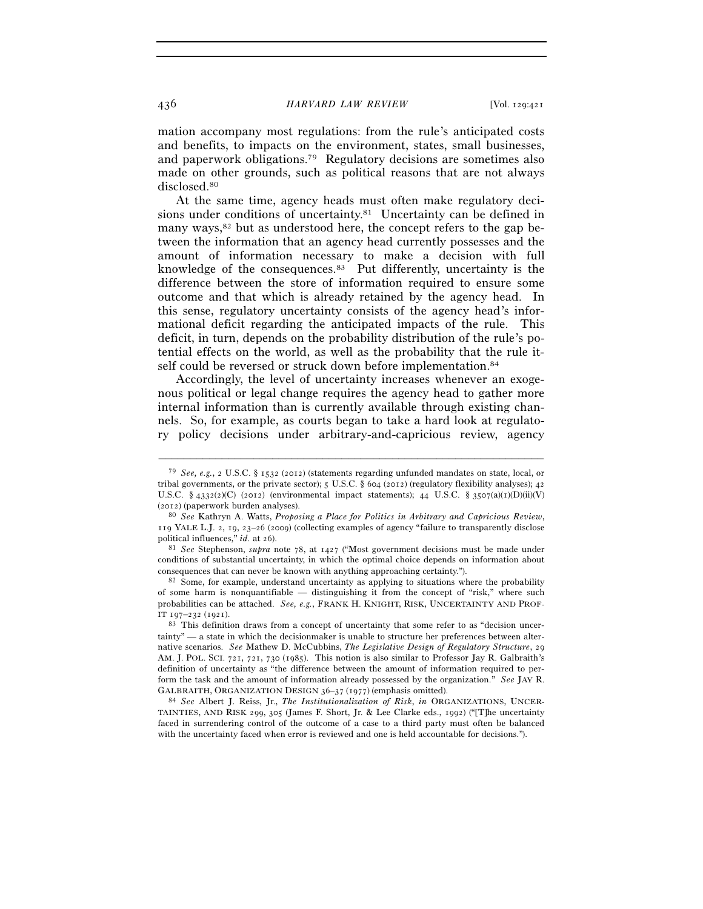mation accompany most regulations: from the rule's anticipated costs and benefits, to impacts on the environment, states, small businesses, and paperwork obligations.[79] Regulatory decisions are sometimes also made on other grounds, such as political reasons that are not always disclosed.[80]

At the same time, agency heads must often make regulatory decisions under conditions of uncertainty.[81] Uncertainty can be defined in many ways,[82] but as understood here, the concept refers to the gap between the information that an agency head currently possesses and the amount of information necessary to make a decision with full knowledge of the consequences.[83] Put differently, uncertainty is the difference between the store of information required to ensure some outcome and that which is already retained by the agency head. In this sense, regulatory uncertainty consists of the agency head's informational deficit regarding the anticipated impacts of the rule. This deficit, in turn, depends on the probability distribution of the rule's potential effects on the world, as well as the probability that the rule itself could be reversed or struck down before implementation.[84]

Accordingly, the level of uncertainty increases whenever an exogenous political or legal change requires the agency head to gather more internal information than is currently available through existing channels. So, for example, as courts began to take a hard look at regulatory policy decisions under arbitrary-and-capricious review, agency

---

[79] *See, e.g.*, 2 U.S.C. § 1532 (2012) (statements regarding unfunded mandates on state, local, or tribal governments, or the private sector); 5 U.S.C. § 604 (2012) (regulatory flexibility analyses); 42 U.S.C. § 4332(2)(C) (2012) (environmental impact statements); 44 U.S.C. § 3507(a)(1)(D)(ii)(V) (2012) (paperwork burden analyses).

[80] *See* Kathryn A. Watts, *Proposing a Place for Politics in Arbitrary and Capricious Review*, 119 YALE L.J. 2, 19, 23–26 (2009) (collecting examples of agency "failure to transparently disclose political influences," *id.* at 26).

[81] *See* Stephenson, *supra* note 78, at 1427 ("Most government decisions must be made under conditions of substantial uncertainty, in which the optimal choice depends on information about consequences that can never be known with anything approaching certainty.").

[82] Some, for example, understand uncertainty as applying to situations where the probability of some harm is nonquantifiable — distinguishing it from the concept of "risk," where such probabilities can be attached. *See, e.g.*, FRANK H. KNIGHT, RISK, UNCERTAINTY AND PROFIT 197–232 (1921).

[83] This definition draws from a concept of uncertainty that some refer to as "decision uncertainty" — a state in which the decisionmaker is unable to structure her preferences between alternative scenarios. *See* Mathew D. McCubbins, *The Legislative Design of Regulatory Structure*, 29 AM. J. POL. SCI. 721, 721, 730 (1985). This notion is also similar to Professor Jay R. Galbraith's definition of uncertainty as "the difference between the amount of information required to perform the task and the amount of information already possessed by the organization." *See* JAY R. GALBRAITH, ORGANIZATION DESIGN 36–37 (1977) (emphasis omitted).

[84] *See* Albert J. Reiss, Jr., *The Institutionalization of Risk*, *in* ORGANIZATIONS, UNCERTAINTIES, AND RISK 299, 305 (James F. Short, Jr. & Lee Clarke eds., 1992) ("[T]he uncertainty faced in surrendering control of the outcome of a case to a third party must often be balanced with the uncertainty faced when error is reviewed and one is held accountable for decisions.").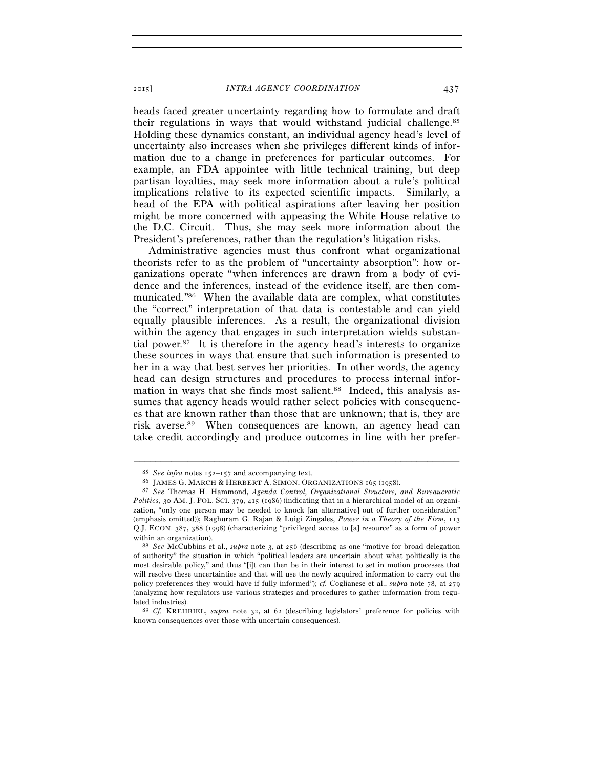heads faced greater uncertainty regarding how to formulate and draft their regulations in ways that would withstand judicial challenge.[85] Holding these dynamics constant, an individual agency head's level of uncertainty also increases when she privileges different kinds of information due to a change in preferences for particular outcomes. For example, an FDA appointee with little technical training, but deep partisan loyalties, may seek more information about a rule's political implications relative to its expected scientific impacts. Similarly, a head of the EPA with political aspirations after leaving her position might be more concerned with appeasing the White House relative to the D.C. Circuit. Thus, she may seek more information about the President's preferences, rather than the regulation's litigation risks.

Administrative agencies must thus confront what organizational theorists refer to as the problem of "uncertainty absorption": how organizations operate "when inferences are drawn from a body of evidence and the inferences, instead of the evidence itself, are then communicated."[86] When the available data are complex, what constitutes the "correct" interpretation of that data is contestable and can yield equally plausible inferences. As a result, the organizational division within the agency that engages in such interpretation wields substantial power.[87] It is therefore in the agency head's interests to organize these sources in ways that ensure that such information is presented to her in a way that best serves her priorities. In other words, the agency head can design structures and procedures to process internal information in ways that she finds most salient.[88] Indeed, this analysis assumes that agency heads would rather select policies with consequences that are known rather than those that are unknown; that is, they are risk averse.[89] When consequences are known, an agency head can take credit accordingly and produce outcomes in line with her prefer-

---

[85] *See infra* notes 152–157 and accompanying text.

[86] JAMES G. MARCH & HERBERT A. SIMON, ORGANIZATIONS 165 (1958).

[87] *See* Thomas H. Hammond, *Agenda Control, Organizational Structure, and Bureaucratic Politics*, 30 AM. J. POL. SCI. 379, 415 (1986) (indicating that in a hierarchical model of an organization, "only one person may be needed to knock [an alternative] out of further consideration" (emphasis omitted)); Raghuram G. Rajan & Luigi Zingales, *Power in a Theory of the Firm*, 113 Q.J. ECON. 387, 388 (1998) (characterizing "privileged access to [a] resource" as a form of power within an organization).

[88] *See* McCubbins et al., *supra* note 3, at 256 (describing as one "motive for broad delegation of authority" the situation in which "political leaders are uncertain about what politically is the most desirable policy," and thus "[i]t can then be in their interest to set in motion processes that will resolve these uncertainties and that will use the newly acquired information to carry out the policy preferences they would have if fully informed"); *cf.* Coglianese et al., *supra* note 78, at 279 (analyzing how regulators use various strategies and procedures to gather information from regulated industries).

[89] *Cf.* KREHBIEL, *supra* note 32, at 62 (describing legislators' preference for policies with known consequences over those with uncertain consequences).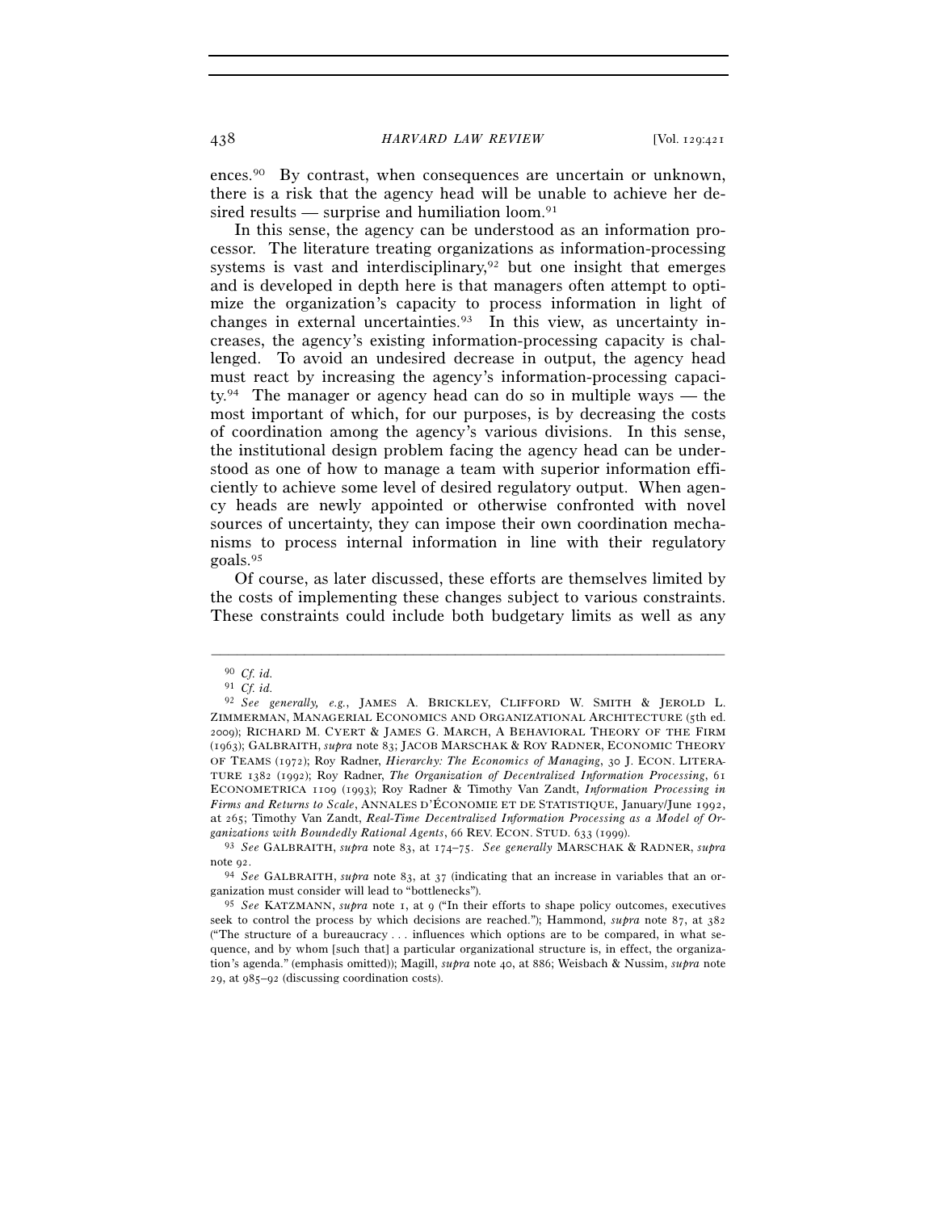ences.[90] By contrast, when consequences are uncertain or unknown, there is a risk that the agency head will be unable to achieve her desired results — surprise and humiliation loom.[91]

In this sense, the agency can be understood as an information processor. The literature treating organizations as information-processing systems is vast and interdisciplinary,[92] but one insight that emerges and is developed in depth here is that managers often attempt to optimize the organization's capacity to process information in light of changes in external uncertainties.[93] In this view, as uncertainty increases, the agency's existing information-processing capacity is challenged. To avoid an undesired decrease in output, the agency head must react by increasing the agency's information-processing capacity.[94] The manager or agency head can do so in multiple ways — the most important of which, for our purposes, is by decreasing the costs of coordination among the agency's various divisions. In this sense, the institutional design problem facing the agency head can be understood as one of how to manage a team with superior information efficiently to achieve some level of desired regulatory output. When agency heads are newly appointed or otherwise confronted with novel sources of uncertainty, they can impose their own coordination mechanisms to process internal information in line with their regulatory goals.[95]

Of course, as later discussed, these efforts are themselves limited by the costs of implementing these changes subject to various constraints. These constraints could include both budgetary limits as well as any

---

[90] *Cf. id.*

[91] *Cf. id.*

[92] *See generally, e.g.*, JAMES A. BRICKLEY, CLIFFORD W. SMITH & JEROLD L. ZIMMERMAN, MANAGERIAL ECONOMICS AND ORGANIZATIONAL ARCHITECTURE (5th ed. 2009); RICHARD M. CYERT & JAMES G. MARCH, A BEHAVIORAL THEORY OF THE FIRM (1963); GALBRAITH, *supra* note 83; JACOB MARSCHAK & ROY RADNER, ECONOMIC THEORY OF TEAMS (1972); Roy Radner, *Hierarchy: The Economics of Managing*, 30 J. ECON. LITERATURE 1382 (1992); Roy Radner, *The Organization of Decentralized Information Processing*, 61 ECONOMETRICA 1109 (1993); Roy Radner & Timothy Van Zandt, *Information Processing in Firms and Returns to Scale*, ANNALES D'ÉCONOMIE ET DE STATISTIQUE, January/June 1992, at 265; Timothy Van Zandt, *Real-Time Decentralized Information Processing as a Model of Organizations with Boundedly Rational Agents*, 66 REV. ECON. STUD. 633 (1999).

[93] *See* GALBRAITH, *supra* note 83, at 174–75. *See generally* MARSCHAK & RADNER, *supra* note 92.

[94] *See* GALBRAITH, *supra* note 83, at 37 (indicating that an increase in variables that an organization must consider will lead to "bottlenecks").

[95] *See* KATZMANN, *supra* note 1, at 9 ("In their efforts to shape policy outcomes, executives seek to control the process by which decisions are reached."); Hammond, *supra* note 87, at 382 ("The structure of a bureaucracy . . . influences which options are to be compared, in what sequence, and by whom [such that] a particular organizational structure is, in effect, the organization's agenda." (emphasis omitted)); Magill, *supra* note 40, at 886; Weisbach & Nussim, *supra* note 29, at 985–92 (discussing coordination costs).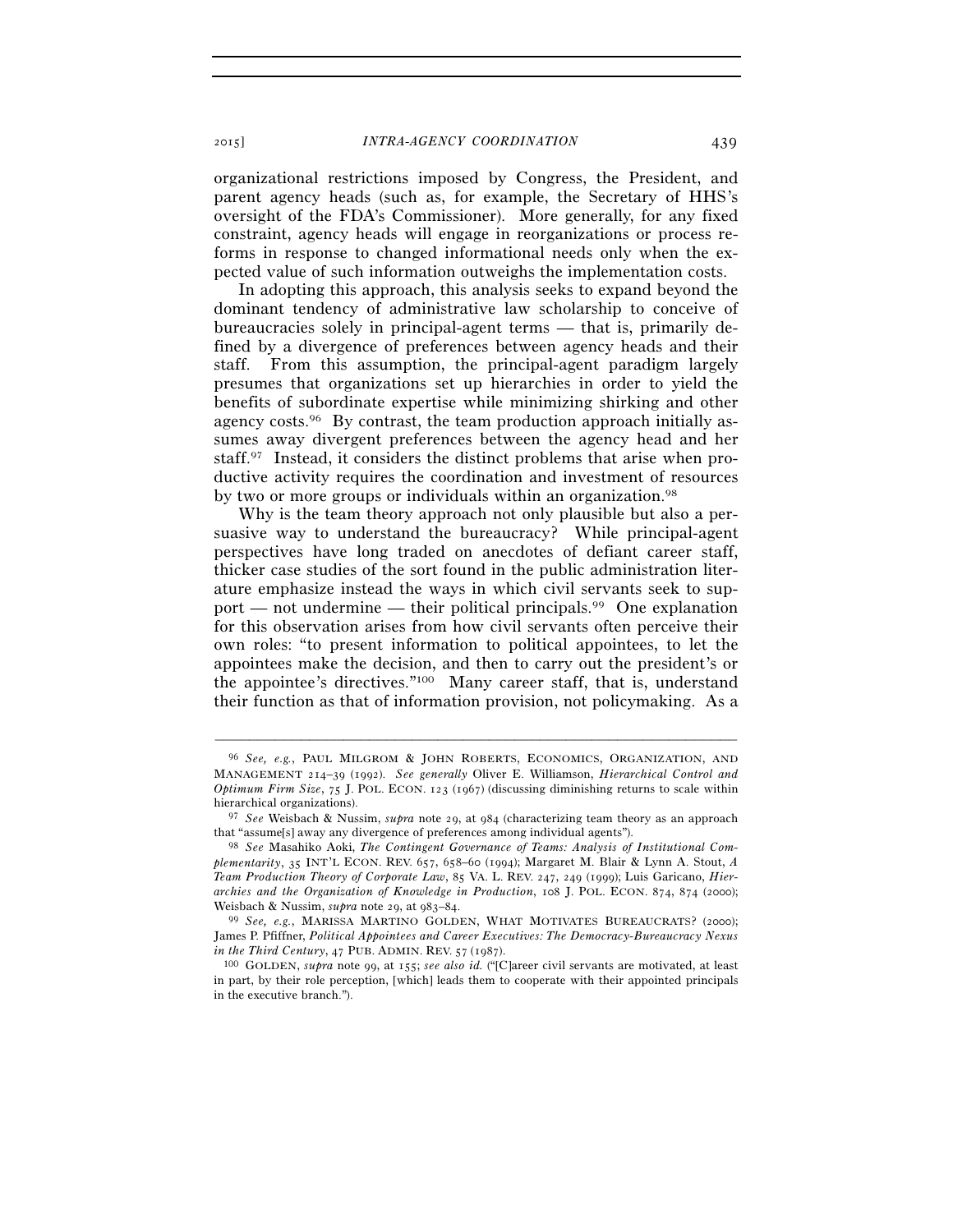organizational restrictions imposed by Congress, the President, and parent agency heads (such as, for example, the Secretary of HHS's oversight of the FDA's Commissioner). More generally, for any fixed constraint, agency heads will engage in reorganizations or process reforms in response to changed informational needs only when the expected value of such information outweighs the implementation costs.

In adopting this approach, this analysis seeks to expand beyond the dominant tendency of administrative law scholarship to conceive of bureaucracies solely in principal-agent terms — that is, primarily defined by a divergence of preferences between agency heads and their staff. From this assumption, the principal-agent paradigm largely presumes that organizations set up hierarchies in order to yield the benefits of subordinate expertise while minimizing shirking and other agency costs.[96] By contrast, the team production approach initially assumes away divergent preferences between the agency head and her staff.[97] Instead, it considers the distinct problems that arise when productive activity requires the coordination and investment of resources by two or more groups or individuals within an organization.[98]

Why is the team theory approach not only plausible but also a persuasive way to understand the bureaucracy? While principal-agent perspectives have long traded on anecdotes of defiant career staff, thicker case studies of the sort found in the public administration literature emphasize instead the ways in which civil servants seek to support — not undermine — their political principals.[99] One explanation for this observation arises from how civil servants often perceive their own roles: "to present information to political appointees, to let the appointees make the decision, and then to carry out the president's or the appointee's directives."[100] Many career staff, that is, understand their function as that of information provision, not policymaking. As a

---

[96] *See, e.g.*, PAUL MILGROM & JOHN ROBERTS, ECONOMICS, ORGANIZATION, AND MANAGEMENT 214–39 (1992). *See generally* Oliver E. Williamson, *Hierarchical Control and Optimum Firm Size*, 75 J. POL. ECON. 123 (1967) (discussing diminishing returns to scale within hierarchical organizations).

[97] *See* Weisbach & Nussim, *supra* note 29, at 984 (characterizing team theory as an approach that "assume[s] away any divergence of preferences among individual agents").

[98] *See* Masahiko Aoki, *The Contingent Governance of Teams: Analysis of Institutional Complementarity*, 35 INT'L ECON. REV. 657, 658–60 (1994); Margaret M. Blair & Lynn A. Stout, *A Team Production Theory of Corporate Law*, 85 VA. L. REV. 247, 249 (1999); Luis Garicano, *Hierarchies and the Organization of Knowledge in Production*, 108 J. POL. ECON. 874, 874 (2000); Weisbach & Nussim, *supra* note 29, at 983–84.

[99] *See, e.g.*, MARISSA MARTINO GOLDEN, WHAT MOTIVATES BUREAUCRATS? (2000); James P. Pfiffner, *Political Appointees and Career Executives: The Democracy-Bureaucracy Nexus in the Third Century*, 47 PUB. ADMIN. REV. 57 (1987).

[100] GOLDEN, *supra* note 99, at 155; *see also id.* ("[C]areer civil servants are motivated, at least in part, by their role perception, [which] leads them to cooperate with their appointed principals in the executive branch.").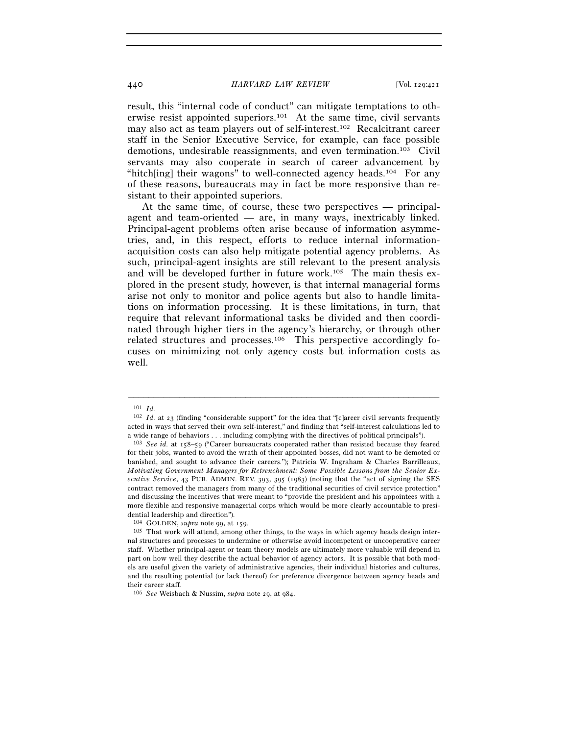result, this "internal code of conduct" can mitigate temptations to otherwise resist appointed superiors.[101] At the same time, civil servants may also act as team players out of self-interest.[102] Recalcitrant career staff in the Senior Executive Service, for example, can face possible demotions, undesirable reassignments, and even termination.[103] Civil servants may also cooperate in search of career advancement by "hitch[ing] their wagons" to well-connected agency heads.[104] For any of these reasons, bureaucrats may in fact be more responsive than resistant to their appointed superiors.

At the same time, of course, these two perspectives — principal-agent and team-oriented — are, in many ways, inextricably linked. Principal-agent problems often arise because of information asymmetries, and, in this respect, efforts to reduce internal information-acquisition costs can also help mitigate potential agency problems. As such, principal-agent insights are still relevant to the present analysis and will be developed further in future work.[105] The main thesis explored in the present study, however, is that internal managerial forms arise not only to monitor and police agents but also to handle limitations on information processing. It is these limitations, in turn, that require that relevant informational tasks be divided and then coordinated through higher tiers in the agency's hierarchy, or through other related structures and processes.[106] This perspective accordingly focuses on minimizing not only agency costs but information costs as well.

---

[101] *Id.*

[102] *Id.* at 23 (finding "considerable support" for the idea that "[c]areer civil servants frequently acted in ways that served their own self-interest," and finding that "self-interest calculations led to a wide range of behaviors . . . including complying with the directives of political principals").

[103] *See id.* at 158–59 ("Career bureaucrats cooperated rather than resisted because they feared for their jobs, wanted to avoid the wrath of their appointed bosses, did not want to be demoted or banished, and sought to advance their careers."); Patricia W. Ingraham & Charles Barrilleaux, *Motivating Government Managers for Retrenchment: Some Possible Lessons from the Senior Executive Service*, 43 PUB. ADMIN. REV. 393, 395 (1983) (noting that the "act of signing the SES contract removed the managers from many of the traditional securities of civil service protection" and discussing the incentives that were meant to "provide the president and his appointees with a more flexible and responsive managerial corps which would be more clearly accountable to presidential leadership and direction").

[104] GOLDEN, *supra* note 99, at 159.

[105] That work will attend, among other things, to the ways in which agency heads design internal structures and processes to undermine or otherwise avoid incompetent or uncooperative career staff. Whether principal-agent or team theory models are ultimately more valuable will depend in part on how well they describe the actual behavior of agency actors. It is possible that both models are useful given the variety of administrative agencies, their individual histories and cultures, and the resulting potential (or lack thereof) for preference divergence between agency heads and their career staff.

[106] *See* Weisbach & Nussim, *supra* note 29, at 984.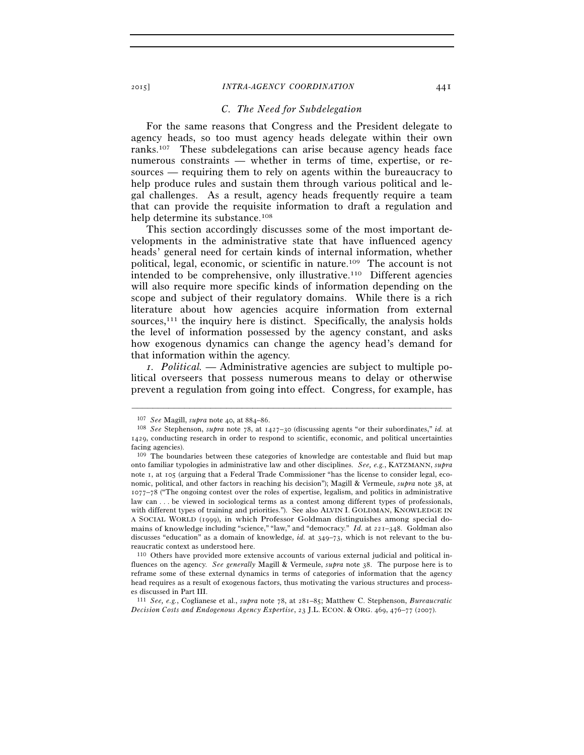### C. The Need for Subdelegation

For the same reasons that Congress and the President delegate to agency heads, so too must agency heads delegate within their own ranks.[107] These subdelegations can arise because agency heads face numerous constraints — whether in terms of time, expertise, or resources — requiring them to rely on agents within the bureaucracy to help produce rules and sustain them through various political and legal challenges. As a result, agency heads frequently require a team that can provide the requisite information to draft a regulation and help determine its substance.[108]

This section accordingly discusses some of the most important developments in the administrative state that have influenced agency heads' general need for certain kinds of internal information, whether political, legal, economic, or scientific in nature.[109] The account is not intended to be comprehensive, only illustrative.[110] Different agencies will also require more specific kinds of information depending on the scope and subject of their regulatory domains. While there is a rich literature about how agencies acquire information from external sources,[111] the inquiry here is distinct. Specifically, the analysis holds the level of information possessed by the agency constant, and asks how exogenous dynamics can change the agency head's demand for that information within the agency.

*1. Political.* — Administrative agencies are subject to multiple political overseers that possess numerous means to delay or otherwise prevent a regulation from going into effect. Congress, for example, has

---

[107] *See* Magill, *supra* note 40, at 884–86.

[108] *See* Stephenson, *supra* note 78, at 1427–30 (discussing agents "or their subordinates," *id.* at 1429, conducting research in order to respond to scientific, economic, and political uncertainties facing agencies).

[109] The boundaries between these categories of knowledge are contestable and fluid but map onto familiar typologies in administrative law and other disciplines. *See, e.g.*, KATZMANN, *supra* note 1, at 105 (arguing that a Federal Trade Commissioner "has the license to consider legal, economic, political, and other factors in reaching his decision"); Magill & Vermeule, *supra* note 38, at 1077–78 ("The ongoing contest over the roles of expertise, legalism, and politics in administrative law can . . . be viewed in sociological terms as a contest among different types of professionals, with different types of training and priorities."). See also ALVIN I. GOLDMAN, KNOWLEDGE IN A SOCIAL WORLD (1999), in which Professor Goldman distinguishes among special domains of knowledge including "science," "law," and "democracy." *Id.* at 221–348. Goldman also discusses "education" as a domain of knowledge, *id.* at 349–73, which is not relevant to the bureaucratic context as understood here.

[110] Others have provided more extensive accounts of various external judicial and political influences on the agency. *See generally* Magill & Vermeule, *supra* note 38. The purpose here is to reframe some of these external dynamics in terms of categories of information that the agency head requires as a result of exogenous factors, thus motivating the various structures and processes discussed in Part III.

[111] *See, e.g.*, Coglianese et al., *supra* note 78, at 281–85; Matthew C. Stephenson, *Bureaucratic Decision Costs and Endogenous Agency Expertise*, 23 J.L. ECON. & ORG. 469, 476–77 (2007).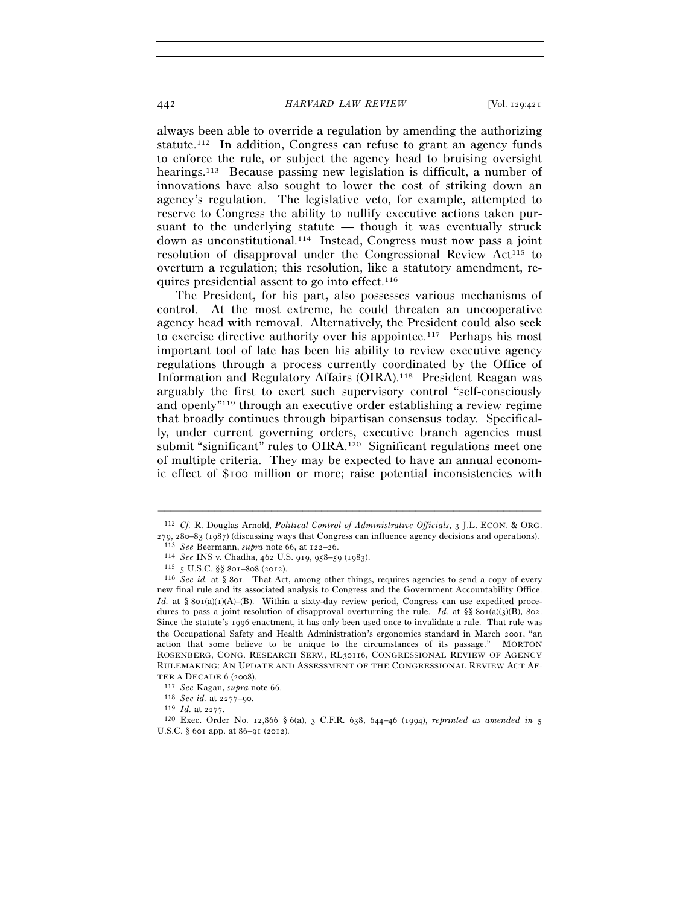always been able to override a regulation by amending the authorizing statute.[112] In addition, Congress can refuse to grant an agency funds to enforce the rule, or subject the agency head to bruising oversight hearings.[113] Because passing new legislation is difficult, a number of innovations have also sought to lower the cost of striking down an agency's regulation. The legislative veto, for example, attempted to reserve to Congress the ability to nullify executive actions taken pursuant to the underlying statute — though it was eventually struck down as unconstitutional.[114] Instead, Congress must now pass a joint resolution of disapproval under the Congressional Review Act[115] to overturn a regulation; this resolution, like a statutory amendment, requires presidential assent to go into effect.[116]

The President, for his part, also possesses various mechanisms of control. At the most extreme, he could threaten an uncooperative agency head with removal. Alternatively, the President could also seek to exercise directive authority over his appointee.[117] Perhaps his most important tool of late has been his ability to review executive agency regulations through a process currently coordinated by the Office of Information and Regulatory Affairs (OIRA).[118] President Reagan was arguably the first to exert such supervisory control "self-consciously and openly"[119] through an executive order establishing a review regime that broadly continues through bipartisan consensus today. Specifically, under current governing orders, executive branch agencies must submit "significant" rules to OIRA.[120] Significant regulations meet one of multiple criteria. They may be expected to have an annual economic effect of $100 million or more; raise potential inconsistencies with

---

[112] *Cf.* R. Douglas Arnold, *Political Control of Administrative Officials*, 3 J.L. ECON. & ORG. 279, 280–83 (1987) (discussing ways that Congress can influence agency decisions and operations).

[113] *See* Beermann, *supra* note 66, at 122–26.

[114] *See* INS v. Chadha, 462 U.S. 919, 958–59 (1983).

[115] 5 U.S.C. §§ 801–808 (2012).

[116] *See id.* at § 801. That Act, among other things, requires agencies to send a copy of every new final rule and its associated analysis to Congress and the Government Accountability Office. *Id.* at § 801(a)(1)(A)–(B). Within a sixty-day review period, Congress can use expedited procedures to pass a joint resolution of disapproval overturning the rule. *Id.* at §§ 801(a)(3)(B), 802. Since the statute's 1996 enactment, it has only been used once to invalidate a rule. That rule was the Occupational Safety and Health Administration's ergonomics standard in March 2001, "an action that some believe to be unique to the circumstances of its passage." MORTON ROSENBERG, CONG. RESEARCH SERV., RL30116, CONGRESSIONAL REVIEW OF AGENCY RULEMAKING: AN UPDATE AND ASSESSMENT OF THE CONGRESSIONAL REVIEW ACT AFTER A DECADE 6 (2008).

[117] *See* Kagan, *supra* note 66.

[118] *See id.* at 2277–90.

[119] *Id.* at 2277.

[120] Exec. Order No. 12,866 § 6(a), 3 C.F.R. 638, 644–46 (1994), *reprinted as amended in* 5 U.S.C. § 601 app. at 86–91 (2012).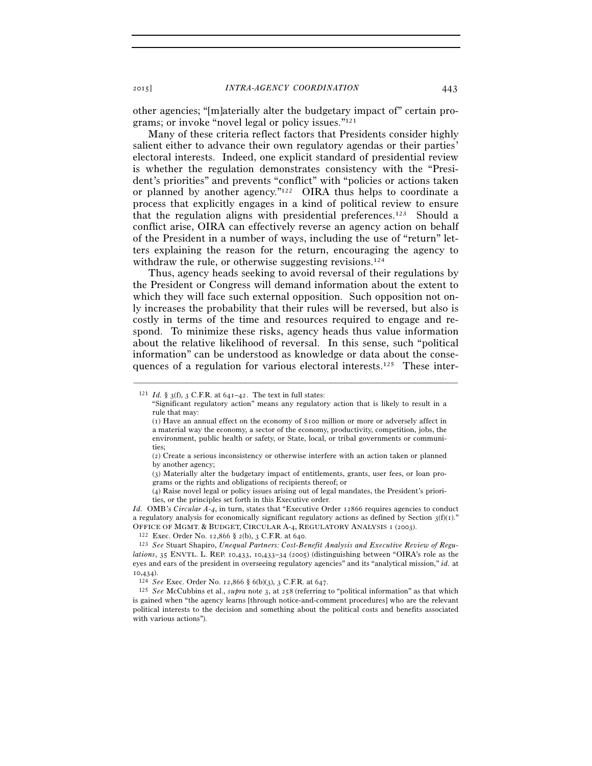other agencies; "[m]aterially alter the budgetary impact of" certain programs; or invoke "novel legal or policy issues."[121]

Many of these criteria reflect factors that Presidents consider highly salient either to advance their own regulatory agendas or their parties' electoral interests. Indeed, one explicit standard of presidential review is whether the regulation demonstrates consistency with the "President's priorities" and prevents "conflict" with "policies or actions taken or planned by another agency."[122] OIRA thus helps to coordinate a process that explicitly engages in a kind of political review to ensure that the regulation aligns with presidential preferences.[123] Should a conflict arise, OIRA can effectively reverse an agency action on behalf of the President in a number of ways, including the use of "return" letters explaining the reason for the return, encouraging the agency to withdraw the rule, or otherwise suggesting revisions.[124]

Thus, agency heads seeking to avoid reversal of their regulations by the President or Congress will demand information about the extent to which they will face such external opposition. Such opposition not only increases the probability that their rules will be reversed, but also is costly in terms of the time and resources required to engage and respond. To minimize these risks, agency heads thus value information about the relative likelihood of reversal. In this sense, such "political information" can be understood as knowledge or data about the consequences of a regulation for various electoral interests.[125] These inter-

---

[121] *Id.* § 3(f), 3 C.F.R. at 641–42. The text in full states:

> "Significant regulatory action" means any regulatory action that is likely to result in a rule that may:
>
> (1) Have an annual effect on the economy of $100 million or more or adversely affect in a material way the economy, a sector of the economy, productivity, competition, jobs, the environment, public health or safety, or State, local, or tribal governments or communities;
>
> (2) Create a serious inconsistency or otherwise interfere with an action taken or planned by another agency;
>
> (3) Materially alter the budgetary impact of entitlements, grants, user fees, or loan programs or the rights and obligations of recipients thereof; or
>
> (4) Raise novel legal or policy issues arising out of legal mandates, the President's priorities, or the principles set forth in this Executive order.

*Id.* OMB's *Circular A-4*, in turn, states that "Executive Order 12866 requires agencies to conduct a regulatory analysis for economically significant regulatory actions as defined by Section 3(f)(1)." OFFICE OF MGMT. & BUDGET, CIRCULAR A-4, REGULATORY ANALYSIS 1 (2003).

[122] Exec. Order No. 12,866 § 2(b), 3 C.F.R. at 640.

[123] *See* Stuart Shapiro, *Unequal Partners: Cost-Benefit Analysis and Executive Review of Regulations*, 35 ENVTL. L. REP. 10,433, 10,433–34 (2005) (distinguishing between "OIRA's role as the eyes and ears of the president in overseeing regulatory agencies" and its "analytical mission," *id.* at 10,434).

[124] *See* Exec. Order No. 12,866 § 6(b)(3), 3 C.F.R. at 647.

[125] *See* McCubbins et al., *supra* note 3, at 258 (referring to "political information" as that which is gained when "the agency learns [through notice-and-comment procedures] who are the relevant political interests to the decision and something about the political costs and benefits associated with various actions").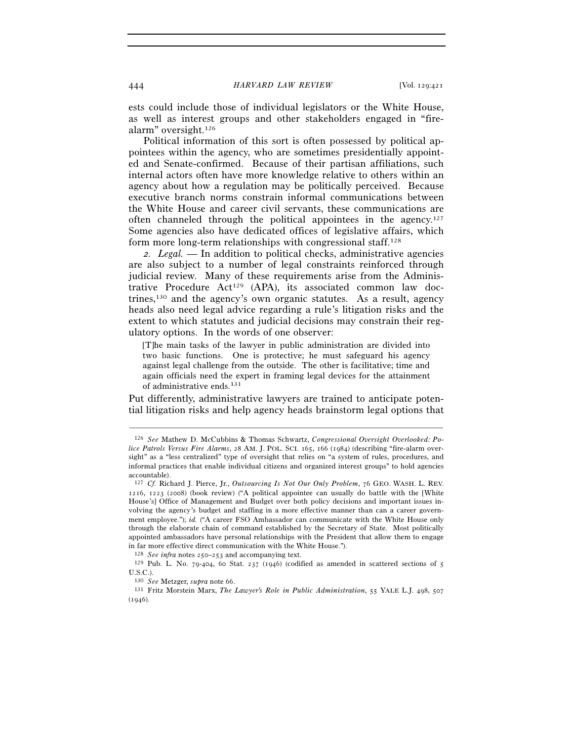ests could include those of individual legislators or the White House, as well as interest groups and other stakeholders engaged in "fire-alarm" oversight.[126]

Political information of this sort is often possessed by political appointees within the agency, who are sometimes presidentially appointed and Senate-confirmed. Because of their partisan affiliations, such internal actors often have more knowledge relative to others within an agency about how a regulation may be politically perceived. Because executive branch norms constrain informal communications between the White House and career civil servants, these communications are often channeled through the political appointees in the agency.[127] Some agencies also have dedicated offices of legislative affairs, which form more long-term relationships with congressional staff.[128]

*2. Legal.* — In addition to political checks, administrative agencies are also subject to a number of legal constraints reinforced through judicial review. Many of these requirements arise from the Administrative Procedure Act[129] (APA), its associated common law doctrines,[130] and the agency's own organic statutes. As a result, agency heads also need legal advice regarding a rule's litigation risks and the extent to which statutes and judicial decisions may constrain their regulatory options. In the words of one observer:

> [T]he main tasks of the lawyer in public administration are divided into two basic functions. One is protective; he must safeguard his agency against legal challenge from the outside. The other is facilitative; time and again officials need the expert in framing legal devices for the attainment of administrative ends.[131]

Put differently, administrative lawyers are trained to anticipate potential litigation risks and help agency heads brainstorm legal options that

---

[126] *See* Mathew D. McCubbins & Thomas Schwartz, *Congressional Oversight Overlooked: Police Patrols Versus Fire Alarms*, 28 AM. J. POL. SCI. 165, 166 (1984) (describing "fire-alarm oversight" as a "less centralized" type of oversight that relies on "a system of rules, procedures, and informal practices that enable individual citizens and organized interest groups" to hold agencies accountable).

[127] *Cf.* Richard J. Pierce, Jr., *Outsourcing Is Not Our Only Problem*, 76 GEO. WASH. L. REV. 1216, 1223 (2008) (book review) ("A political appointee can usually do battle with the [White House's] Office of Management and Budget over both policy decisions and important issues involving the agency's budget and staffing in a more effective manner than can a career government employee."); *id.* ("A career FSO Ambassador can communicate with the White House only through the elaborate chain of command established by the Secretary of State. Most politically appointed ambassadors have personal relationships with the President that allow them to engage in far more effective direct communication with the White House.").

[128] *See infra* notes 250–253 and accompanying text.

[129] Pub. L. No. 79-404, 60 Stat. 237 (1946) (codified as amended in scattered sections of 5 U.S.C.).

[130] *See* Metzger, *supra* note 66.

[131] Fritz Morstein Marx, *The Lawyer's Role in Public Administration*, 55 YALE L.J. 498, 507 (1946).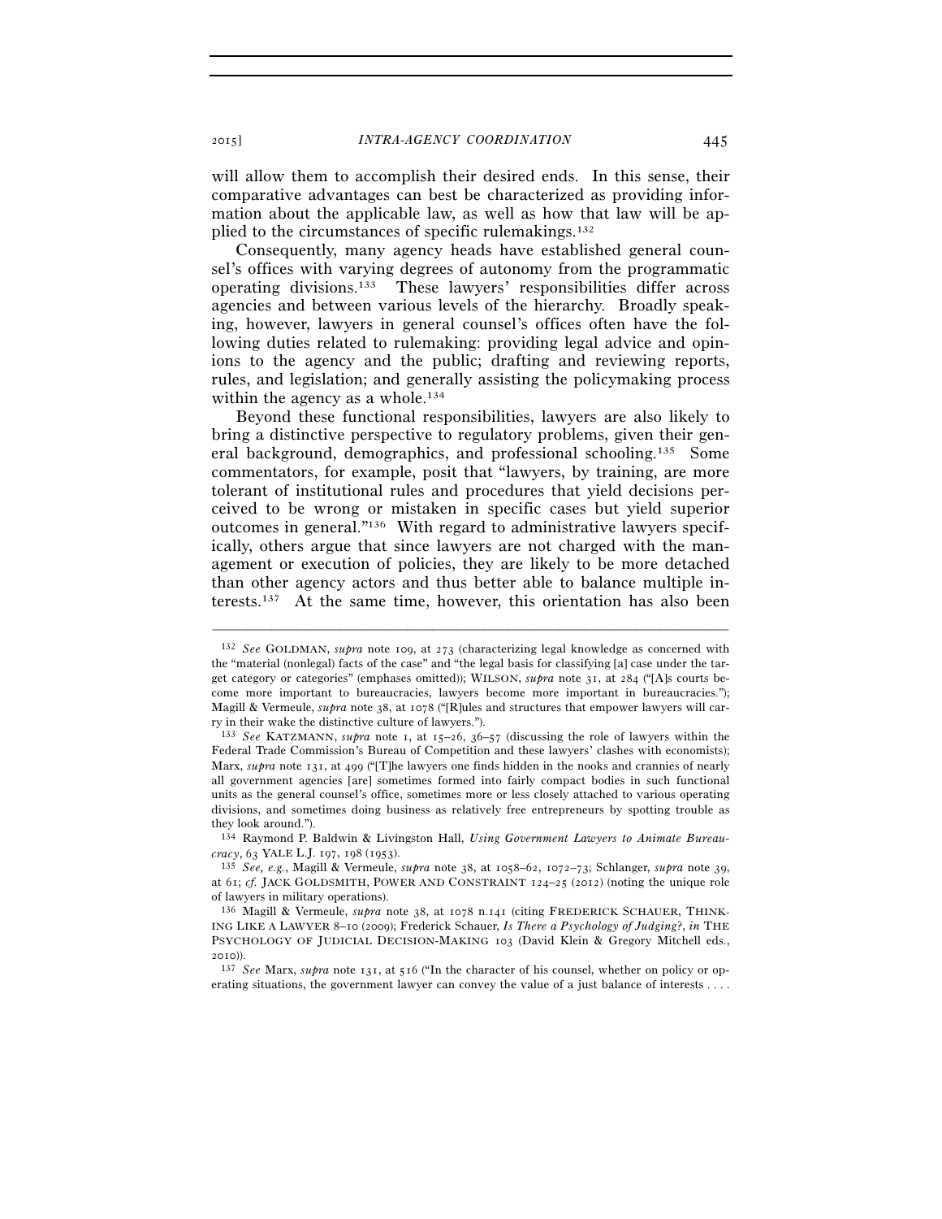will allow them to accomplish their desired ends. In this sense, their comparative advantages can best be characterized as providing information about the applicable law, as well as how that law will be applied to the circumstances of specific rulemakings.[132]

Consequently, many agency heads have established general counsel's offices with varying degrees of autonomy from the programmatic operating divisions.[133] These lawyers' responsibilities differ across agencies and between various levels of the hierarchy. Broadly speaking, however, lawyers in general counsel's offices often have the following duties related to rulemaking: providing legal advice and opinions to the agency and the public; drafting and reviewing reports, rules, and legislation; and generally assisting the policymaking process within the agency as a whole.[134]

Beyond these functional responsibilities, lawyers are also likely to bring a distinctive perspective to regulatory problems, given their general background, demographics, and professional schooling.[135] Some commentators, for example, posit that "lawyers, by training, are more tolerant of institutional rules and procedures that yield decisions perceived to be wrong or mistaken in specific cases but yield superior outcomes in general."[136] With regard to administrative lawyers specifically, others argue that since lawyers are not charged with the management or execution of policies, they are likely to be more detached than other agency actors and thus better able to balance multiple interests.[137] At the same time, however, this orientation has also been

---

[132] *See* GOLDMAN, *supra* note 109, at 273 (characterizing legal knowledge as concerned with the "material (nonlegal) facts of the case" and "the legal basis for classifying [a] case under the target category or categories" (emphases omitted)); WILSON, *supra* note 31, at 284 ("[A]s courts become more important to bureaucracies, lawyers become more important in bureaucracies."); Magill & Vermeule, *supra* note 38, at 1078 ("[R]ules and structures that empower lawyers will carry in their wake the distinctive culture of lawyers.").

[133] *See* KATZMANN, *supra* note 1, at 15–26, 36–57 (discussing the role of lawyers within the Federal Trade Commission's Bureau of Competition and these lawyers' clashes with economists); Marx, *supra* note 131, at 499 ("[T]he lawyers one finds hidden in the nooks and crannies of nearly all government agencies [are] sometimes formed into fairly compact bodies in such functional units as the general counsel's office, sometimes more or less closely attached to various operating divisions, and sometimes doing business as relatively free entrepreneurs by spotting trouble as they look around.").

[134] Raymond P. Baldwin & Livingston Hall, *Using Government Lawyers to Animate Bureaucracy*, 63 YALE L.J. 197, 198 (1953).

[135] *See, e.g.*, Magill & Vermeule, *supra* note 38, at 1058–62, 1072–73; Schlanger, *supra* note 39, at 61; *cf.* JACK GOLDSMITH, POWER AND CONSTRAINT 124–25 (2012) (noting the unique role of lawyers in military operations).

[136] Magill & Vermeule, *supra* note 38, at 1078 n.141 (citing FREDERICK SCHAUER, THINKING LIKE A LAWYER 8–10 (2009); Frederick Schauer, *Is There a Psychology of Judging?*, *in* THE PSYCHOLOGY OF JUDICIAL DECISION-MAKING 103 (David Klein & Gregory Mitchell eds., 2010)).

[137] *See* Marx, *supra* note 131, at 516 ("In the character of his counsel, whether on policy or operating situations, the government lawyer can convey the value of a just balance of interests . . . .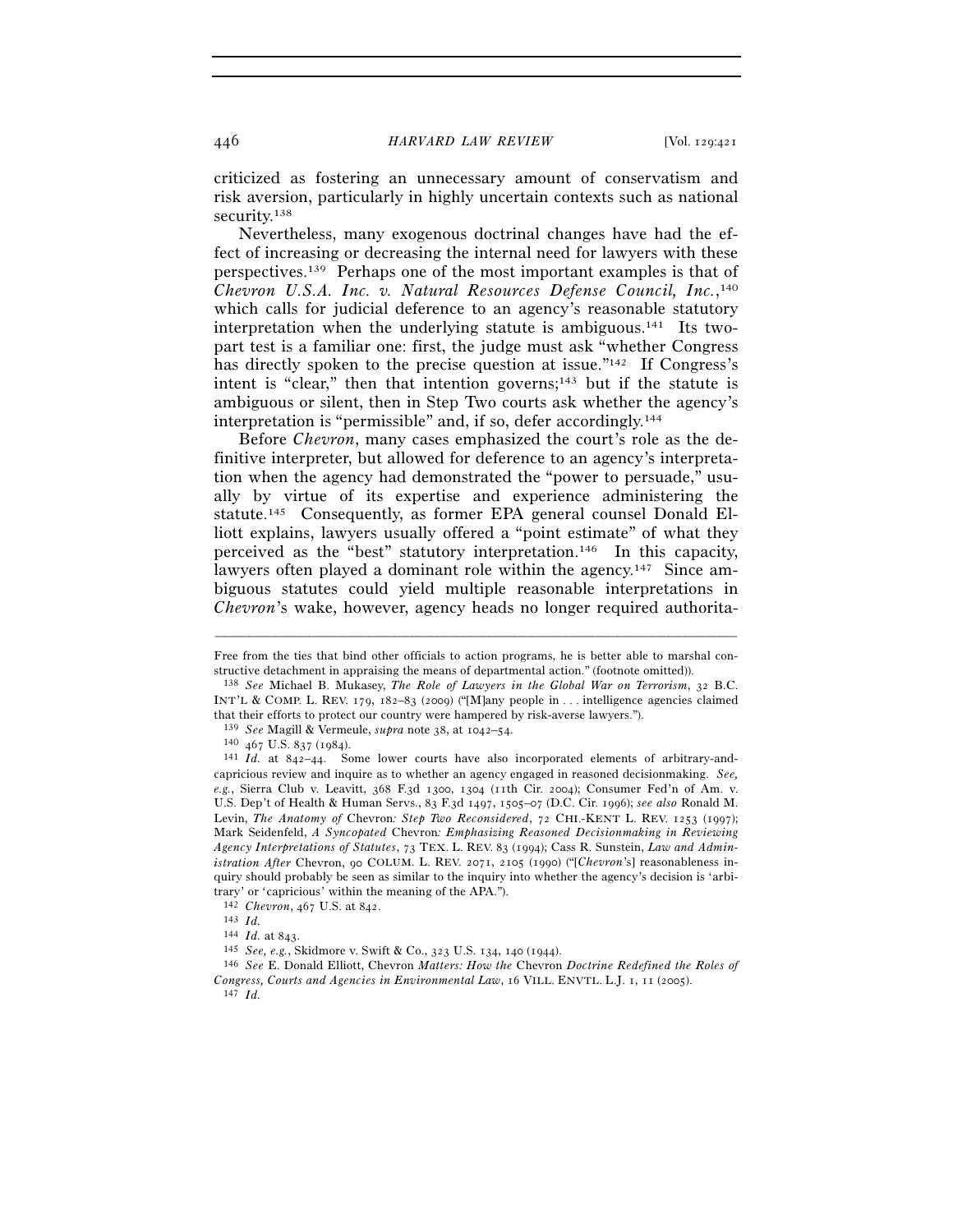criticized as fostering an unnecessary amount of conservatism and risk aversion, particularly in highly uncertain contexts such as national security.[138]

Nevertheless, many exogenous doctrinal changes have had the effect of increasing or decreasing the internal need for lawyers with these perspectives.[139] Perhaps one of the most important examples is that of *Chevron U.S.A. Inc. v. Natural Resources Defense Council, Inc.*,[140] which calls for judicial deference to an agency's reasonable statutory interpretation when the underlying statute is ambiguous.[141] Its two-part test is a familiar one: first, the judge must ask "whether Congress has directly spoken to the precise question at issue."[142] If Congress's intent is "clear," then that intention governs;[143] but if the statute is ambiguous or silent, then in Step Two courts ask whether the agency's interpretation is "permissible" and, if so, defer accordingly.[144]

Before *Chevron*, many cases emphasized the court's role as the definitive interpreter, but allowed for deference to an agency's interpretation when the agency had demonstrated the "power to persuade," usually by virtue of its expertise and experience administering the statute.[145] Consequently, as former EPA general counsel Donald Elliott explains, lawyers usually offered a "point estimate" of what they perceived as the "best" statutory interpretation.[146] In this capacity, lawyers often played a dominant role within the agency.[147] Since ambiguous statutes could yield multiple reasonable interpretations in *Chevron*'s wake, however, agency heads no longer required authorita-

---

Free from the ties that bind other officials to action programs, he is better able to marshal constructive detachment in appraising the means of departmental action." (footnote omitted)).

[138] *See* Michael B. Mukasey, *The Role of Lawyers in the Global War on Terrorism*, 32 B.C. INT'L & COMP. L. REV. 179, 182–83 (2009) ("[M]any people in . . . intelligence agencies claimed that their efforts to protect our country were hampered by risk-averse lawyers.").

[139] *See* Magill & Vermeule, *supra* note 38, at 1042–54.

[140] 467 U.S. 837 (1984).

[141] *Id.* at 842–44. Some lower courts have also incorporated elements of arbitrary-and-capricious review and inquire as to whether an agency engaged in reasoned decisionmaking. *See, e.g.*, Sierra Club v. Leavitt, 368 F.3d 1300, 1304 (11th Cir. 2004); Consumer Fed'n of Am. v. U.S. Dep't of Health & Human Servs., 83 F.3d 1497, 1505–07 (D.C. Cir. 1996); *see also* Ronald M. Levin, *The Anatomy of* Chevron*: Step Two Reconsidered*, 72 CHI.-KENT L. REV. 1253 (1997); Mark Seidenfeld, *A Syncopated* Chevron*: Emphasizing Reasoned Decisionmaking in Reviewing Agency Interpretations of Statutes*, 73 TEX. L. REV. 83 (1994); Cass R. Sunstein, *Law and Administration After* Chevron, 90 COLUM. L. REV. 2071, 2105 (1990) ("[*Chevron*'s] reasonableness inquiry should probably be seen as similar to the inquiry into whether the agency's decision is 'arbitrary' or 'capricious' within the meaning of the APA.").

[142] *Chevron*, 467 U.S. at 842.

[143] *Id.*

[144] *Id.* at 843.

[145] *See, e.g.*, Skidmore v. Swift & Co., 323 U.S. 134, 140 (1944).

[146] *See* E. Donald Elliott, Chevron *Matters: How the* Chevron *Doctrine Redefined the Roles of Congress, Courts and Agencies in Environmental Law*, 16 VILL. ENVTL. L.J. 1, 11 (2005).

[147] *Id.*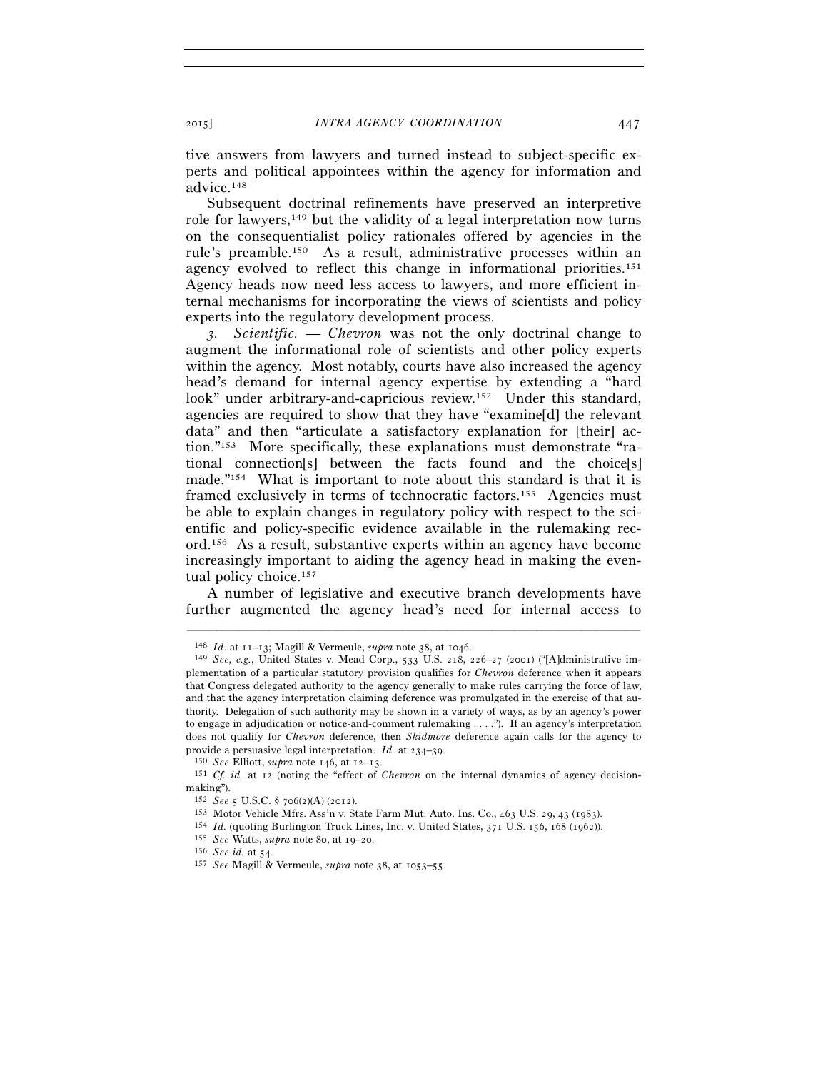tive answers from lawyers and turned instead to subject-specific experts and political appointees within the agency for information and advice.[148]

Subsequent doctrinal refinements have preserved an interpretive role for lawyers,[149] but the validity of a legal interpretation now turns on the consequentialist policy rationales offered by agencies in the rule's preamble.[150] As a result, administrative processes within an agency evolved to reflect this change in informational priorities.[151] Agency heads now need less access to lawyers, and more efficient internal mechanisms for incorporating the views of scientists and policy experts into the regulatory development process.

*3. Scientific.* — *Chevron* was not the only doctrinal change to augment the informational role of scientists and other policy experts within the agency. Most notably, courts have also increased the agency head's demand for internal agency expertise by extending a "hard look" under arbitrary-and-capricious review.[152] Under this standard, agencies are required to show that they have "examine[d] the relevant data" and then "articulate a satisfactory explanation for [their] action."[153] More specifically, these explanations must demonstrate "rational connection[s] between the facts found and the choice[s] made."[154] What is important to note about this standard is that it is framed exclusively in terms of technocratic factors.[155] Agencies must be able to explain changes in regulatory policy with respect to the scientific and policy-specific evidence available in the rulemaking record.[156] As a result, substantive experts within an agency have become increasingly important to aiding the agency head in making the eventual policy choice.[157]

A number of legislative and executive branch developments have further augmented the agency head's need for internal access to

---

[148] *Id*. at 11–13; Magill & Vermeule, *supra* note 38, at 1046.

[149] *See, e.g.*, United States v. Mead Corp., 533 U.S. 218, 226–27 (2001) ("[A]dministrative implementation of a particular statutory provision qualifies for *Chevron* deference when it appears that Congress delegated authority to the agency generally to make rules carrying the force of law, and that the agency interpretation claiming deference was promulgated in the exercise of that authority. Delegation of such authority may be shown in a variety of ways, as by an agency's power to engage in adjudication or notice-and-comment rulemaking . . . ."). If an agency's interpretation does not qualify for *Chevron* deference, then *Skidmore* deference again calls for the agency to provide a persuasive legal interpretation. *Id.* at 234–39.

[150] *See* Elliott, *supra* note 146, at 12–13.

[151] *Cf. id.* at 12 (noting the "effect of *Chevron* on the internal dynamics of agency decision-making").

[152] *See* 5 U.S.C. § 706(2)(A) (2012).

[153] Motor Vehicle Mfrs. Ass'n v. State Farm Mut. Auto. Ins. Co., 463 U.S. 29, 43 (1983).

[154] *Id.* (quoting Burlington Truck Lines, Inc. v. United States, 371 U.S. 156, 168 (1962)).

[155] *See* Watts, *supra* note 80, at 19–20.

[156] *See id.* at 54.

[157] *See* Magill & Vermeule, *supra* note 38, at 1053–55.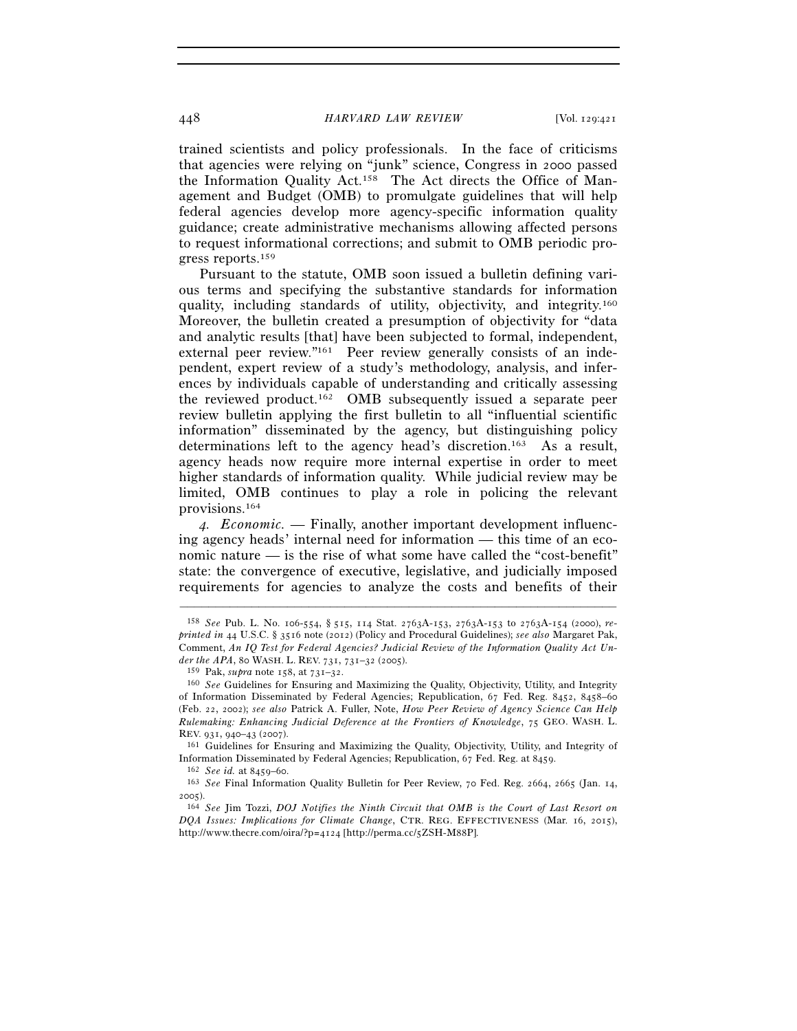trained scientists and policy professionals. In the face of criticisms that agencies were relying on "junk" science, Congress in 2000 passed the Information Quality Act.[158] The Act directs the Office of Management and Budget (OMB) to promulgate guidelines that will help federal agencies develop more agency-specific information quality guidance; create administrative mechanisms allowing affected persons to request informational corrections; and submit to OMB periodic progress reports.[159]

Pursuant to the statute, OMB soon issued a bulletin defining various terms and specifying the substantive standards for information quality, including standards of utility, objectivity, and integrity.[160] Moreover, the bulletin created a presumption of objectivity for "data and analytic results [that] have been subjected to formal, independent, external peer review."[161] Peer review generally consists of an independent, expert review of a study's methodology, analysis, and inferences by individuals capable of understanding and critically assessing the reviewed product.[162] OMB subsequently issued a separate peer review bulletin applying the first bulletin to all "influential scientific information" disseminated by the agency, but distinguishing policy determinations left to the agency head's discretion.[163] As a result, agency heads now require more internal expertise in order to meet higher standards of information quality. While judicial review may be limited, OMB continues to play a role in policing the relevant provisions.[164]

*4. Economic.* — Finally, another important development influencing agency heads' internal need for information — this time of an economic nature — is the rise of what some have called the "cost-benefit" state: the convergence of executive, legislative, and judicially imposed requirements for agencies to analyze the costs and benefits of their

---

[158] *See* Pub. L. No. 106-554, § 515, 114 Stat. 2763A-153, 2763A-153 to 2763A-154 (2000), *reprinted in* 44 U.S.C. § 3516 note (2012) (Policy and Procedural Guidelines); *see also* Margaret Pak, Comment, *An IQ Test for Federal Agencies? Judicial Review of the Information Quality Act Under the APA*, 80 WASH. L. REV. 731, 731–32 (2005).

[159] Pak, *supra* note 158, at 731–32.

[160] *See* Guidelines for Ensuring and Maximizing the Quality, Objectivity, Utility, and Integrity of Information Disseminated by Federal Agencies; Republication, 67 Fed. Reg. 8452, 8458–60 (Feb. 22, 2002); *see also* Patrick A. Fuller, Note, *How Peer Review of Agency Science Can Help Rulemaking: Enhancing Judicial Deference at the Frontiers of Knowledge*, 75 GEO. WASH. L. REV. 931, 940–43 (2007).

[161] Guidelines for Ensuring and Maximizing the Quality, Objectivity, Utility, and Integrity of Information Disseminated by Federal Agencies; Republication, 67 Fed. Reg. at 8459.

[162] *See id.* at 8459–60.

[163] *See* Final Information Quality Bulletin for Peer Review, 70 Fed. Reg. 2664, 2665 (Jan. 14, 2005).

[164] *See* Jim Tozzi, *DOJ Notifies the Ninth Circuit that OMB is the Court of Last Resort on DQA Issues: Implications for Climate Change*, CTR. REG. EFFECTIVENESS (Mar. 16, 2015), http://www.thecre.com/oira/?p=4124 [http://perma.cc/5ZSH-M88P].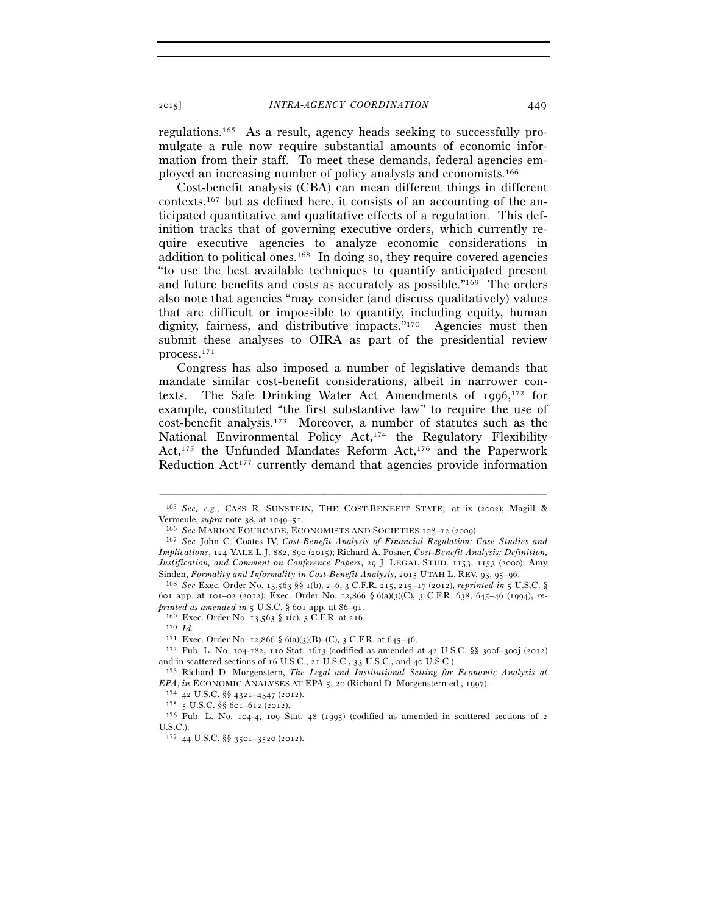regulations.[165] As a result, agency heads seeking to successfully promulgate a rule now require substantial amounts of economic information from their staff. To meet these demands, federal agencies employed an increasing number of policy analysts and economists.[166]

Cost-benefit analysis (CBA) can mean different things in different contexts,[167] but as defined here, it consists of an accounting of the anticipated quantitative and qualitative effects of a regulation. This definition tracks that of governing executive orders, which currently require executive agencies to analyze economic considerations in addition to political ones.[168] In doing so, they require covered agencies "to use the best available techniques to quantify anticipated present and future benefits and costs as accurately as possible."[169] The orders also note that agencies "may consider (and discuss qualitatively) values that are difficult or impossible to quantify, including equity, human dignity, fairness, and distributive impacts."[170] Agencies must then submit these analyses to OIRA as part of the presidential review process.[171]

Congress has also imposed a number of legislative demands that mandate similar cost-benefit considerations, albeit in narrower contexts. The Safe Drinking Water Act Amendments of 1996,[172] for example, constituted "the first substantive law" to require the use of cost-benefit analysis.[173] Moreover, a number of statutes such as the National Environmental Policy Act,[174] the Regulatory Flexibility Act,[175] the Unfunded Mandates Reform Act,[176] and the Paperwork Reduction Act[177] currently demand that agencies provide information

---

[165] *See, e.g.*, CASS R. SUNSTEIN, THE COST-BENEFIT STATE, at ix (2002); Magill & Vermeule, *supra* note 38, at 1049–51.

[166] *See* MARION FOURCADE, ECONOMISTS AND SOCIETIES 108–12 (2009).

[167] *See* John C. Coates IV, *Cost-Benefit Analysis of Financial Regulation: Case Studies and Implications*, 124 YALE L.J. 882, 890 (2015); Richard A. Posner, *Cost-Benefit Analysis: Definition, Justification, and Comment on Conference Papers*, 29 J. LEGAL STUD. 1153, 1153 (2000); Amy Sinden, *Formality and Informality in Cost-Benefit Analysis*, 2015 UTAH L. REV. 93, 95–96.

[168] *See* Exec. Order No. 13,563 §§ 1(b), 2–6, 3 C.F.R. 215, 215–17 (2012), *reprinted in* 5 U.S.C. § 601 app. at 101–02 (2012); Exec. Order No. 12,866 § 6(a)(3)(C), 3 C.F.R. 638, 645–46 (1994), *reprinted as amended in* 5 U.S.C. § 601 app. at 86–91.

[169] Exec. Order No. 13,563 § 1(c), 3 C.F.R. at 216.

[170] *Id.*

[171] Exec. Order No. 12,866 § 6(a)(3)(B)–(C), 3 C.F.R. at 645–46.

[172] Pub. L. No. 104-182, 110 Stat. 1613 (codified as amended at 42 U.S.C. §§ 300f–300j (2012) and in scattered sections of 16 U.S.C., 21 U.S.C., 33 U.S.C., and 40 U.S.C.).

[173] Richard D. Morgenstern, *The Legal and Institutional Setting for Economic Analysis at EPA*, *in* ECONOMIC ANALYSES AT EPA 5, 20 (Richard D. Morgenstern ed., 1997).

[174] 42 U.S.C. §§ 4321–4347 (2012).

[175] 5 U.S.C. §§ 601–612 (2012).

[176] Pub. L. No. 104-4, 109 Stat. 48 (1995) (codified as amended in scattered sections of 2 U.S.C.).

[177] 44 U.S.C. §§ 3501–3520 (2012).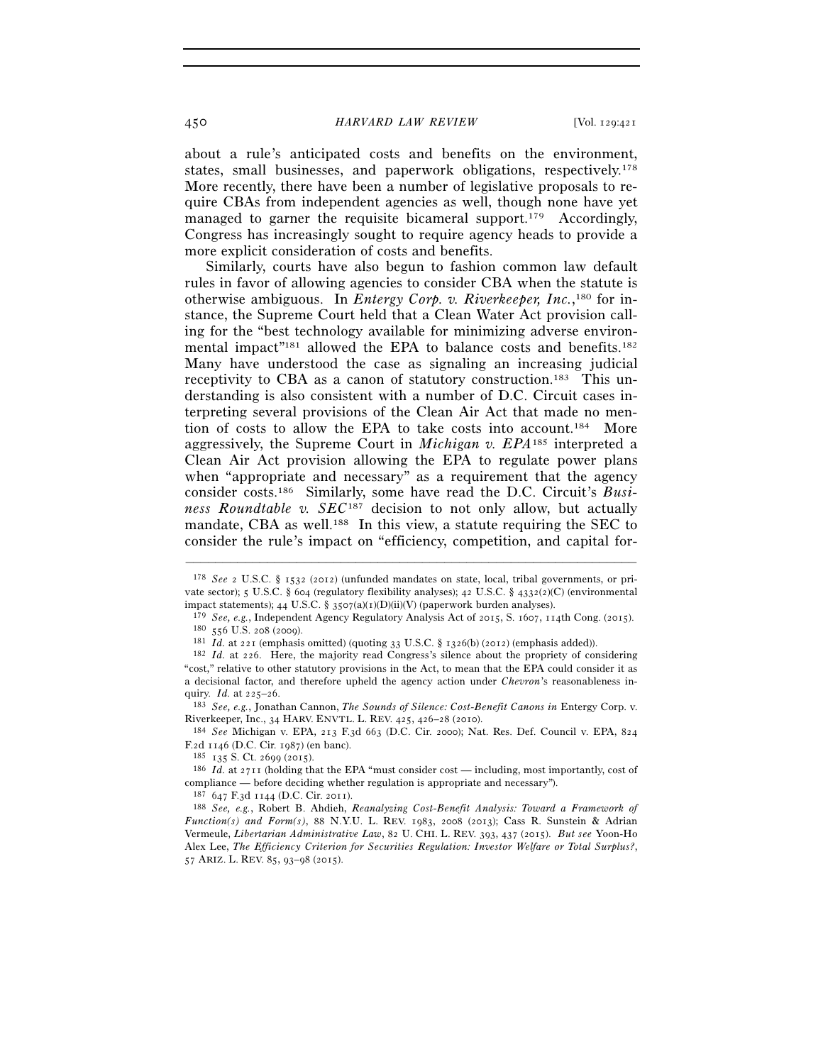about a rule's anticipated costs and benefits on the environment, states, small businesses, and paperwork obligations, respectively.[178] More recently, there have been a number of legislative proposals to require CBAs from independent agencies as well, though none have yet managed to garner the requisite bicameral support.[179] Accordingly, Congress has increasingly sought to require agency heads to provide a more explicit consideration of costs and benefits.

Similarly, courts have also begun to fashion common law default rules in favor of allowing agencies to consider CBA when the statute is otherwise ambiguous. In *Entergy Corp. v. Riverkeeper, Inc.*,[180] for instance, the Supreme Court held that a Clean Water Act provision calling for the "best technology available for minimizing adverse environmental impact"[181] allowed the EPA to balance costs and benefits.[182] Many have understood the case as signaling an increasing judicial receptivity to CBA as a canon of statutory construction.[183] This understanding is also consistent with a number of D.C. Circuit cases interpreting several provisions of the Clean Air Act that made no mention of costs to allow the EPA to take costs into account.[184] More aggressively, the Supreme Court in *Michigan v. EPA*[185] interpreted a Clean Air Act provision allowing the EPA to regulate power plans when "appropriate and necessary" as a requirement that the agency consider costs.[186] Similarly, some have read the D.C. Circuit's *Business Roundtable v. SEC*[187] decision to not only allow, but actually mandate, CBA as well.[188] In this view, a statute requiring the SEC to consider the rule's impact on "efficiency, competition, and capital for-

---

[178] *See* 2 U.S.C. § 1532 (2012) (unfunded mandates on state, local, tribal governments, or private sector); 5 U.S.C. § 604 (regulatory flexibility analyses); 42 U.S.C. § 4332(2)(C) (environmental impact statements); 44 U.S.C. § 3507(a)(1)(D)(ii)(V) (paperwork burden analyses).

[179] *See, e.g.*, Independent Agency Regulatory Analysis Act of 2015, S. 1607, 114th Cong. (2015).

[180] 556 U.S. 208 (2009).

[181] *Id.* at 221 (emphasis omitted) (quoting 33 U.S.C. § 1326(b) (2012) (emphasis added)).

[182] *Id.* at 226. Here, the majority read Congress's silence about the propriety of considering "cost," relative to other statutory provisions in the Act, to mean that the EPA could consider it as a decisional factor, and therefore upheld the agency action under *Chevron*'s reasonableness inquiry. *Id.* at 225–26.

[183] *See, e.g.*, Jonathan Cannon, *The Sounds of Silence: Cost-Benefit Canons in* Entergy Corp. v. Riverkeeper, Inc., 34 HARV. ENVTL. L. REV. 425, 426–28 (2010).

[184] *See* Michigan v. EPA, 213 F.3d 663 (D.C. Cir. 2000); Nat. Res. Def. Council v. EPA, 824 F.2d 1146 (D.C. Cir. 1987) (en banc).

[185] 135 S. Ct. 2699 (2015).

[186] *Id.* at 2711 (holding that the EPA "must consider cost — including, most importantly, cost of compliance — before deciding whether regulation is appropriate and necessary").

[187] 647 F.3d 1144 (D.C. Cir. 2011).

[188] *See, e.g.*, Robert B. Ahdieh, *Reanalyzing Cost-Benefit Analysis: Toward a Framework of Function(s) and Form(s)*, 88 N.Y.U. L. REV. 1983, 2008 (2013); Cass R. Sunstein & Adrian Vermeule, *Libertarian Administrative Law*, 82 U. CHI. L. REV. 393, 437 (2015). *But see* Yoon-Ho Alex Lee, *The Efficiency Criterion for Securities Regulation: Investor Welfare or Total Surplus?*, 57 ARIZ. L. REV. 85, 93–98 (2015).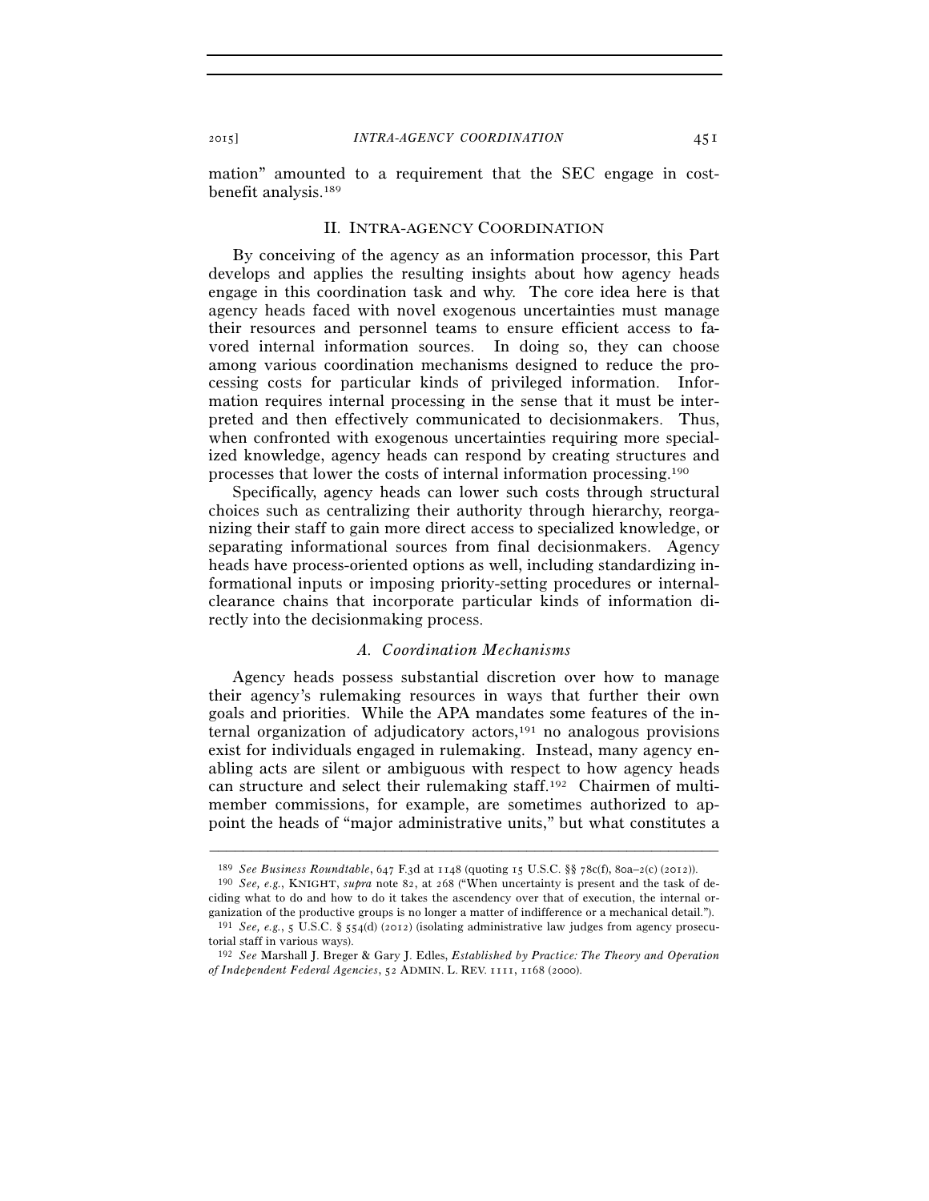mation" amounted to a requirement that the SEC engage in cost-benefit analysis.[189]

## II. Intra-agency Coordination

By conceiving of the agency as an information processor, this Part develops and applies the resulting insights about how agency heads engage in this coordination task and why. The core idea here is that agency heads faced with novel exogenous uncertainties must manage their resources and personnel teams to ensure efficient access to favored internal information sources. In doing so, they can choose among various coordination mechanisms designed to reduce the processing costs for particular kinds of privileged information. Information requires internal processing in the sense that it must be interpreted and then effectively communicated to decisionmakers. Thus, when confronted with exogenous uncertainties requiring more specialized knowledge, agency heads can respond by creating structures and processes that lower the costs of internal information processing.[190]

Specifically, agency heads can lower such costs through structural choices such as centralizing their authority through hierarchy, reorganizing their staff to gain more direct access to specialized knowledge, or separating informational sources from final decisionmakers. Agency heads have process-oriented options as well, including standardizing informational inputs or imposing priority-setting procedures or internal-clearance chains that incorporate particular kinds of information directly into the decisionmaking process.

### A. Coordination Mechanisms

Agency heads possess substantial discretion over how to manage their agency's rulemaking resources in ways that further their own goals and priorities. While the APA mandates some features of the internal organization of adjudicatory actors,[191] no analogous provisions exist for individuals engaged in rulemaking. Instead, many agency enabling acts are silent or ambiguous with respect to how agency heads can structure and select their rulemaking staff.[192] Chairmen of multi-member commissions, for example, are sometimes authorized to appoint the heads of "major administrative units," but what constitutes a

---

[189] *See Business Roundtable*, 647 F.3d at 1148 (quoting 15 U.S.C. §§ 78c(f), 80a–2(c) (2012)).

[190] *See, e.g.*, Knight, *supra* note 82, at 268 ("When uncertainty is present and the task of deciding what to do and how to do it takes the ascendency over that of execution, the internal organization of the productive groups is no longer a matter of indifference or a mechanical detail.").

[191] *See, e.g.*, 5 U.S.C. § 554(d) (2012) (isolating administrative law judges from agency prosecutorial staff in various ways).

[192] *See* Marshall J. Breger & Gary J. Edles, *Established by Practice: The Theory and Operation of Independent Federal Agencies*, 52 Admin. L. Rev. 1111, 1168 (2000).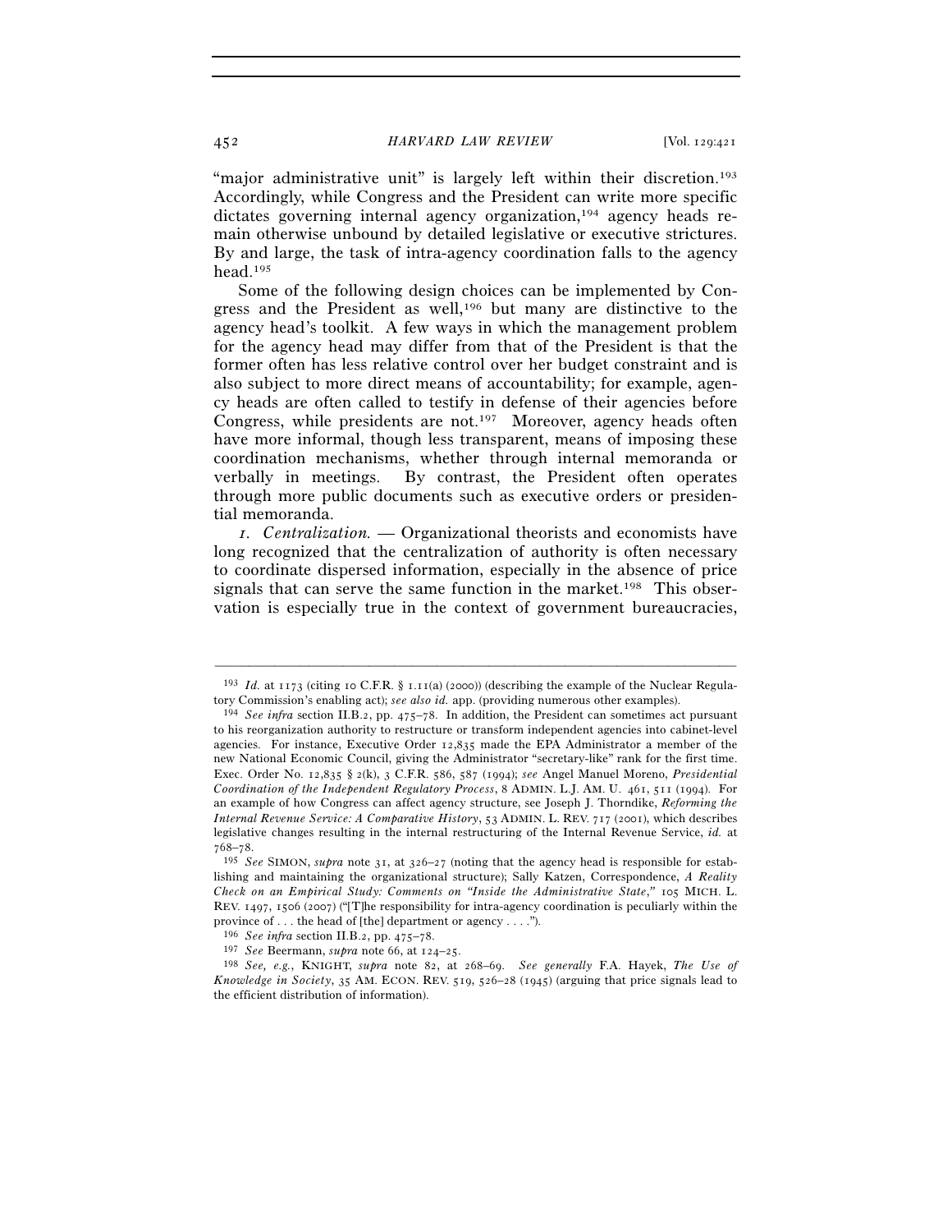"major administrative unit" is largely left within their discretion.[193] Accordingly, while Congress and the President can write more specific dictates governing internal agency organization,[194] agency heads remain otherwise unbound by detailed legislative or executive strictures. By and large, the task of intra-agency coordination falls to the agency head.[195]

Some of the following design choices can be implemented by Congress and the President as well,[196] but many are distinctive to the agency head's toolkit. A few ways in which the management problem for the agency head may differ from that of the President is that the former often has less relative control over her budget constraint and is also subject to more direct means of accountability; for example, agency heads are often called to testify in defense of their agencies before Congress, while presidents are not.[197] Moreover, agency heads often have more informal, though less transparent, means of imposing these coordination mechanisms, whether through internal memoranda or verbally in meetings. By contrast, the President often operates through more public documents such as executive orders or presidential memoranda.

*1. Centralization.* — Organizational theorists and economists have long recognized that the centralization of authority is often necessary to coordinate dispersed information, especially in the absence of price signals that can serve the same function in the market.[198] This observation is especially true in the context of government bureaucracies,

---

[193] *Id.* at 1173 (citing 10 C.F.R. § 1.11(a) (2000)) (describing the example of the Nuclear Regulatory Commission's enabling act); *see also id.* app. (providing numerous other examples).

[194] *See infra* section II.B.2, pp. 475–78. In addition, the President can sometimes act pursuant to his reorganization authority to restructure or transform independent agencies into cabinet-level agencies. For instance, Executive Order 12,835 made the EPA Administrator a member of the new National Economic Council, giving the Administrator "secretary-like" rank for the first time. Exec. Order No. 12,835 § 2(k), 3 C.F.R. 586, 587 (1994); *see* Angel Manuel Moreno, *Presidential Coordination of the Independent Regulatory Process*, 8 ADMIN. L.J. AM. U. 461, 511 (1994). For an example of how Congress can affect agency structure, see Joseph J. Thorndike, *Reforming the Internal Revenue Service: A Comparative History*, 53 ADMIN. L. REV. 717 (2001), which describes legislative changes resulting in the internal restructuring of the Internal Revenue Service, *id.* at 768–78.

[195] *See* SIMON, *supra* note 31, at 326–27 (noting that the agency head is responsible for establishing and maintaining the organizational structure); Sally Katzen, Correspondence, *A Reality Check on an Empirical Study: Comments on "Inside the Administrative State,"* 105 MICH. L. REV. 1497, 1506 (2007) ("[T]he responsibility for intra-agency coordination is peculiarly within the province of . . . the head of [the] department or agency . . . .").

[196] *See infra* section II.B.2, pp. 475–78.

[197] *See* Beermann, *supra* note 66, at 124–25.

[198] *See, e.g.*, KNIGHT, *supra* note 82, at 268–69. *See generally* F.A. Hayek, *The Use of Knowledge in Society*, 35 AM. ECON. REV. 519, 526–28 (1945) (arguing that price signals lead to the efficient distribution of information).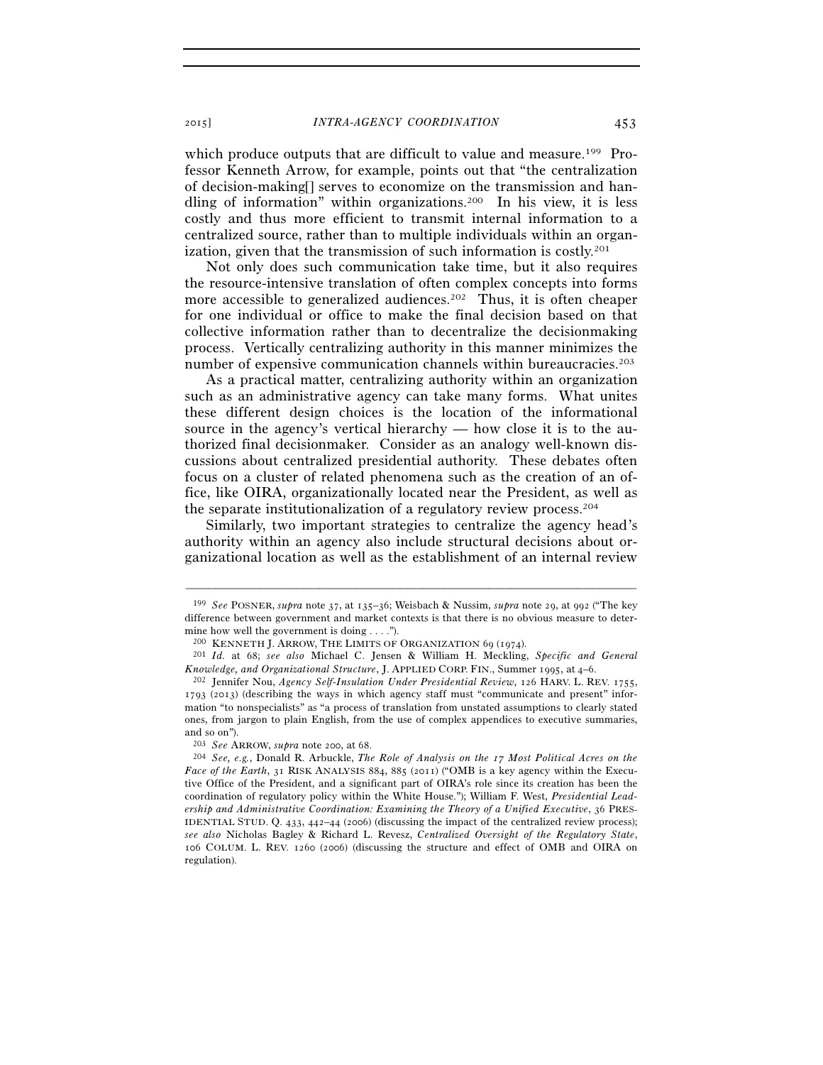which produce outputs that are difficult to value and measure.[199] Professor Kenneth Arrow, for example, points out that "the centralization of decision-making[] serves to economize on the transmission and handling of information" within organizations.[200] In his view, it is less costly and thus more efficient to transmit internal information to a centralized source, rather than to multiple individuals within an organization, given that the transmission of such information is costly.[201]

Not only does such communication take time, but it also requires the resource-intensive translation of often complex concepts into forms more accessible to generalized audiences.[202] Thus, it is often cheaper for one individual or office to make the final decision based on that collective information rather than to decentralize the decisionmaking process. Vertically centralizing authority in this manner minimizes the number of expensive communication channels within bureaucracies.[203]

As a practical matter, centralizing authority within an organization such as an administrative agency can take many forms. What unites these different design choices is the location of the informational source in the agency's vertical hierarchy — how close it is to the authorized final decisionmaker. Consider as an analogy well-known discussions about centralized presidential authority. These debates often focus on a cluster of related phenomena such as the creation of an office, like OIRA, organizationally located near the President, as well as the separate institutionalization of a regulatory review process.[204]

Similarly, two important strategies to centralize the agency head's authority within an agency also include structural decisions about organizational location as well as the establishment of an internal review

---

[199] *See* POSNER, *supra* note 37, at 135–36; Weisbach & Nussim, *supra* note 29, at 992 ("The key difference between government and market contexts is that there is no obvious measure to determine how well the government is doing . . . .").

[200] KENNETH J. ARROW, THE LIMITS OF ORGANIZATION 69 (1974).

[201] *Id.* at 68; *see also* Michael C. Jensen & William H. Meckling, *Specific and General Knowledge, and Organizational Structure*, J. APPLIED CORP. FIN., Summer 1995, at 4–6.

[202] Jennifer Nou, *Agency Self-Insulation Under Presidential Review*, 126 HARV. L. REV. 1755, 1793 (2013) (describing the ways in which agency staff must "communicate and present" information "to nonspecialists" as "a process of translation from unstated assumptions to clearly stated ones, from jargon to plain English, from the use of complex appendices to executive summaries, and so on").

[203] *See* ARROW, *supra* note 200, at 68.

[204] *See, e.g.*, Donald R. Arbuckle, *The Role of Analysis on the 17 Most Political Acres on the Face of the Earth*, 31 RISK ANALYSIS 884, 885 (2011) ("OMB is a key agency within the Executive Office of the President, and a significant part of OIRA's role since its creation has been the coordination of regulatory policy within the White House."); William F. West, *Presidential Leadership and Administrative Coordination: Examining the Theory of a Unified Executive*, 36 PRESIDENTIAL STUD. Q. 433, 442–44 (2006) (discussing the impact of the centralized review process); *see also* Nicholas Bagley & Richard L. Revesz, *Centralized Oversight of the Regulatory State*, 106 COLUM. L. REV. 1260 (2006) (discussing the structure and effect of OMB and OIRA on regulation).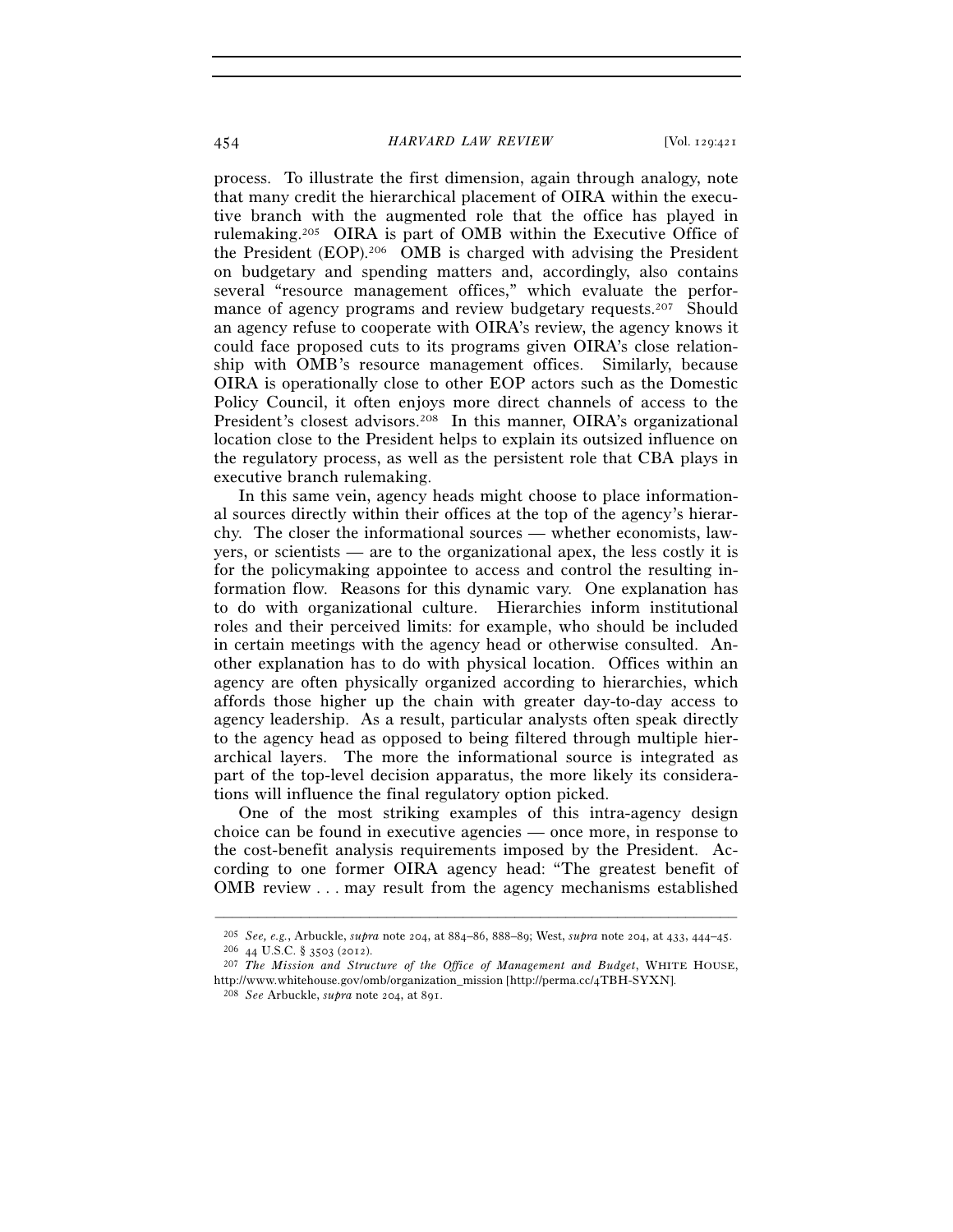process. To illustrate the first dimension, again through analogy, note that many credit the hierarchical placement of OIRA within the executive branch with the augmented role that the office has played in rulemaking.[205] OIRA is part of OMB within the Executive Office of the President (EOP).[206] OMB is charged with advising the President on budgetary and spending matters and, accordingly, also contains several "resource management offices," which evaluate the performance of agency programs and review budgetary requests.[207] Should an agency refuse to cooperate with OIRA's review, the agency knows it could face proposed cuts to its programs given OIRA's close relationship with OMB's resource management offices. Similarly, because OIRA is operationally close to other EOP actors such as the Domestic Policy Council, it often enjoys more direct channels of access to the President's closest advisors.[208] In this manner, OIRA's organizational location close to the President helps to explain its outsized influence on the regulatory process, as well as the persistent role that CBA plays in executive branch rulemaking.

In this same vein, agency heads might choose to place informational sources directly within their offices at the top of the agency's hierarchy. The closer the informational sources — whether economists, lawyers, or scientists — are to the organizational apex, the less costly it is for the policymaking appointee to access and control the resulting information flow. Reasons for this dynamic vary. One explanation has to do with organizational culture. Hierarchies inform institutional roles and their perceived limits: for example, who should be included in certain meetings with the agency head or otherwise consulted. Another explanation has to do with physical location. Offices within an agency are often physically organized according to hierarchies, which affords those higher up the chain with greater day-to-day access to agency leadership. As a result, particular analysts often speak directly to the agency head as opposed to being filtered through multiple hierarchical layers. The more the informational source is integrated as part of the top-level decision apparatus, the more likely its considerations will influence the final regulatory option picked.

One of the most striking examples of this intra-agency design choice can be found in executive agencies — once more, in response to the cost-benefit analysis requirements imposed by the President. According to one former OIRA agency head: "The greatest benefit of OMB review . . . may result from the agency mechanisms established

---

[205] *See, e.g.*, Arbuckle, *supra* note 204, at 884–86, 888–89; West, *supra* note 204, at 433, 444–45.

[206] 44 U.S.C. § 3503 (2012).

[207] *The Mission and Structure of the Office of Management and Budget*, WHITE HOUSE, http://www.whitehouse.gov/omb/organization_mission [http://perma.cc/4TBH-SYXN].

[208] *See* Arbuckle, *supra* note 204, at 891.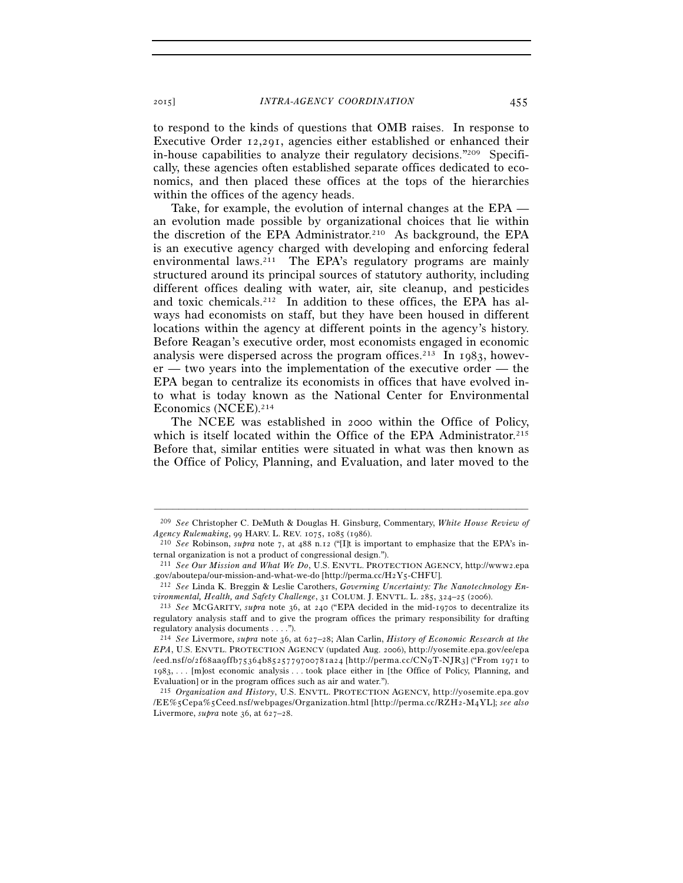to respond to the kinds of questions that OMB raises. In response to Executive Order 12,291, agencies either established or enhanced their in-house capabilities to analyze their regulatory decisions."[209] Specifically, these agencies often established separate offices dedicated to economics, and then placed these offices at the tops of the hierarchies within the offices of the agency heads.

Take, for example, the evolution of internal changes at the EPA — an evolution made possible by organizational choices that lie within the discretion of the EPA Administrator.[210] As background, the EPA is an executive agency charged with developing and enforcing federal environmental laws.[211] The EPA's regulatory programs are mainly structured around its principal sources of statutory authority, including different offices dealing with water, air, site cleanup, and pesticides and toxic chemicals.[212] In addition to these offices, the EPA has always had economists on staff, but they have been housed in different locations within the agency at different points in the agency's history. Before Reagan's executive order, most economists engaged in economic analysis were dispersed across the program offices.[213] In 1983, however — two years into the implementation of the executive order — the EPA began to centralize its economists in offices that have evolved into what is today known as the National Center for Environmental Economics (NCEE).[214]

The NCEE was established in 2000 within the Office of Policy, which is itself located within the Office of the EPA Administrator.[215] Before that, similar entities were situated in what was then known as the Office of Policy, Planning, and Evaluation, and later moved to the

---

[209] *See* Christopher C. DeMuth & Douglas H. Ginsburg, Commentary, *White House Review of Agency Rulemaking*, 99 HARV. L. REV. 1075, 1085 (1986).

[210] *See* Robinson, *supra* note 7, at 488 n.12 ("[I]t is important to emphasize that the EPA's internal organization is not a product of congressional design.").

[211] *See Our Mission and What We Do*, U.S. ENVTL. PROTECTION AGENCY, http://www2.epa.gov/aboutepa/our-mission-and-what-we-do [http://perma.cc/H2Y5-CHFU].

[212] *See* Linda K. Breggin & Leslie Carothers, *Governing Uncertainty: The Nanotechnology Environmental, Health, and Safety Challenge*, 31 COLUM. J. ENVTL. L. 285, 324–25 (2006).

[213] *See* MCGARITY, *supra* note 36, at 240 ("EPA decided in the mid-1970s to decentralize its regulatory analysis staff and to give the program offices the primary responsibility for drafting regulatory analysis documents . . . .").

[214] *See* Livermore, *supra* note 36, at 627–28; Alan Carlin, *History of Economic Research at the EPA*, U.S. ENVTL. PROTECTION AGENCY (updated Aug. 2006), http://yosemite.epa.gov/ee/epa/eed.nsf/0/2f68aa9ffb75364b852577900781a24 [http://perma.cc/CN9T-NJR3] ("From 1971 to 1983, . . . [m]ost economic analysis . . . took place either in [the Office of Policy, Planning, and Evaluation] or in the program offices such as air and water.").

[215] *Organization and History*, U.S. ENVTL. PROTECTION AGENCY, http://yosemite.epa.gov/EE%5Cepa%5Ceed.nsf/webpages/Organization.html [http://perma.cc/RZH2-M4YL]; *see also* Livermore, *supra* note 36, at 627–28.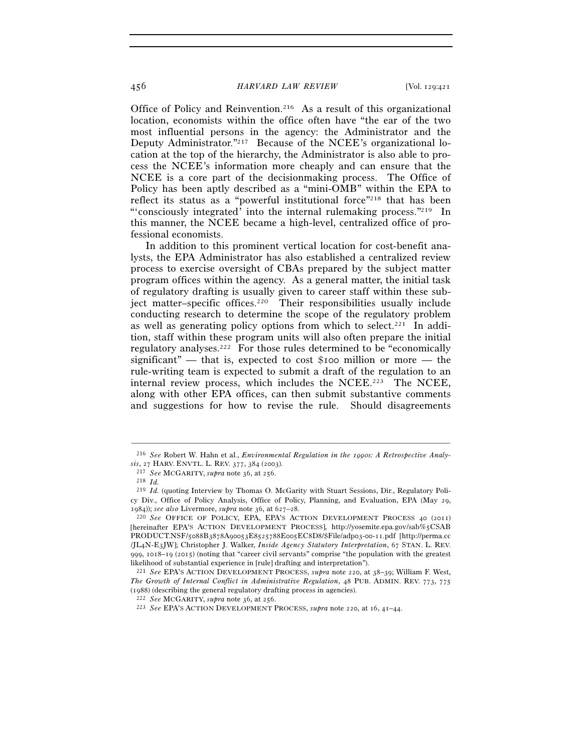Office of Policy and Reinvention.[216] As a result of this organizational location, economists within the office often have "the ear of the two most influential persons in the agency: the Administrator and the Deputy Administrator."[217] Because of the NCEE's organizational location at the top of the hierarchy, the Administrator is also able to process the NCEE's information more cheaply and can ensure that the NCEE is a core part of the decisionmaking process. The Office of Policy has been aptly described as a "mini-OMB" within the EPA to reflect its status as a "powerful institutional force"[218] that has been "'consciously integrated' into the internal rulemaking process."[219] In this manner, the NCEE became a high-level, centralized office of professional economists.

In addition to this prominent vertical location for cost-benefit analysts, the EPA Administrator has also established a centralized review process to exercise oversight of CBAs prepared by the subject matter program offices within the agency. As a general matter, the initial task of regulatory drafting is usually given to career staff within these subject matter–specific offices.[220] Their responsibilities usually include conducting research to determine the scope of the regulatory problem as well as generating policy options from which to select.[221] In addition, staff within these program units will also often prepare the initial regulatory analyses.[222] For those rules determined to be "economically significant" — that is, expected to cost $100 million or more — the rule-writing team is expected to submit a draft of the regulation to an internal review process, which includes the NCEE.[223] The NCEE, along with other EPA offices, can then submit substantive comments and suggestions for how to revise the rule. Should disagreements

---

[216] *See* Robert W. Hahn et al., *Environmental Regulation in the 1990s: A Retrospective Analysis*, 27 HARV. ENVTL. L. REV. 377, 384 (2003).

[217] *See* MCGARITY, *supra* note 36, at 256.

[218] *Id.*

[219] *Id.* (quoting Interview by Thomas O. McGarity with Stuart Sessions, Dir., Regulatory Policy Div., Office of Policy Analysis, Office of Policy, Planning, and Evaluation, EPA (May 29, 1984)); *see also* Livermore, *supra* note 36, at 627–28.

[220] *See* OFFICE OF POLICY, EPA, EPA'S ACTION DEVELOPMENT PROCESS 40 (2011) [hereinafter EPA'S ACTION DEVELOPMENT PROCESS], http://yosemite.epa.gov/sab%5CSABPRODUCT.NSF/5088B3878A90053E8525788E005EC8D8/$File/adp03-00-11.pdf [http://perma.cc/JL4N-E3JW]; Christopher J. Walker, *Inside Agency Statutory Interpretation*, 67 STAN. L. REV. 999, 1018–19 (2015) (noting that "career civil servants" comprise "the population with the greatest likelihood of substantial experience in [rule] drafting and interpretation").

[221] *See* EPA'S ACTION DEVELOPMENT PROCESS, *supra* note 220, at 38–39; William F. West, *The Growth of Internal Conflict in Administrative Regulation*, 48 PUB. ADMIN. REV. 773, 775 (1988) (describing the general regulatory drafting process in agencies).

[222] *See* MCGARITY, *supra* note 36, at 256.

[223] *See* EPA'S ACTION DEVELOPMENT PROCESS, *supra* note 220, at 16, 41–44.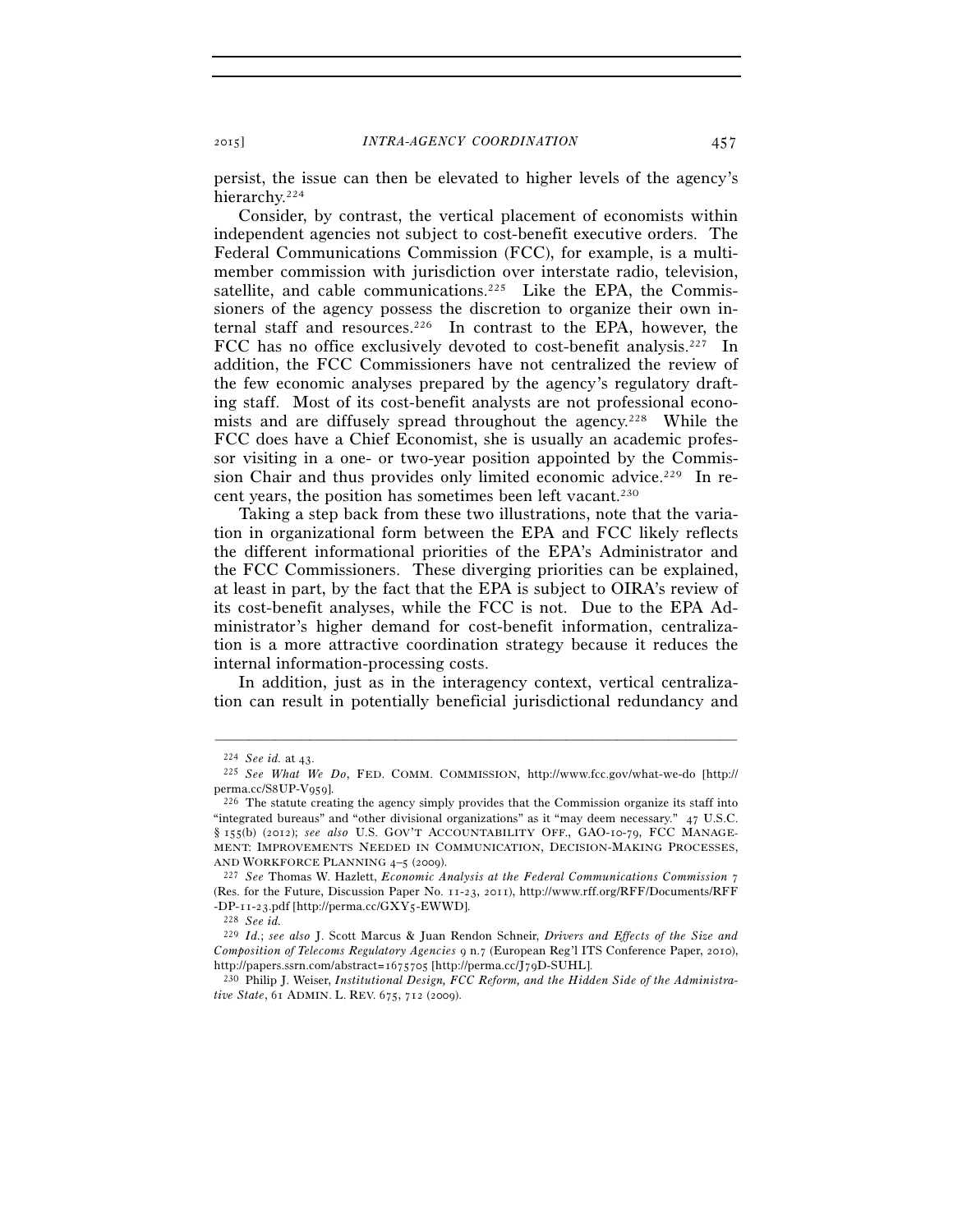persist, the issue can then be elevated to higher levels of the agency's hierarchy.[224]

Consider, by contrast, the vertical placement of economists within independent agencies not subject to cost-benefit executive orders. The Federal Communications Commission (FCC), for example, is a multi-member commission with jurisdiction over interstate radio, television, satellite, and cable communications.[225] Like the EPA, the Commissioners of the agency possess the discretion to organize their own internal staff and resources.[226] In contrast to the EPA, however, the FCC has no office exclusively devoted to cost-benefit analysis.[227] In addition, the FCC Commissioners have not centralized the review of the few economic analyses prepared by the agency's regulatory drafting staff. Most of its cost-benefit analysts are not professional economists and are diffusely spread throughout the agency.[228] While the FCC does have a Chief Economist, she is usually an academic professor visiting in a one- or two-year position appointed by the Commission Chair and thus provides only limited economic advice.[229] In recent years, the position has sometimes been left vacant.[230]

Taking a step back from these two illustrations, note that the variation in organizational form between the EPA and FCC likely reflects the different informational priorities of the EPA's Administrator and the FCC Commissioners. These diverging priorities can be explained, at least in part, by the fact that the EPA is subject to OIRA's review of its cost-benefit analyses, while the FCC is not. Due to the EPA Administrator's higher demand for cost-benefit information, centralization is a more attractive coordination strategy because it reduces the internal information-processing costs.

In addition, just as in the interagency context, vertical centralization can result in potentially beneficial jurisdictional redundancy and

---

[224] *See id.* at 43.

[225] *See What We Do*, FED. COMM. COMMISSION, http://www.fcc.gov/what-we-do [http://perma.cc/S8UP-V959].

[226] The statute creating the agency simply provides that the Commission organize its staff into "integrated bureaus" and "other divisional organizations" as it "may deem necessary." 47 U.S.C. § 155(b) (2012); *see also* U.S. GOV'T ACCOUNTABILITY OFF., GAO-10-79, FCC MANAGEMENT: IMPROVEMENTS NEEDED IN COMMUNICATION, DECISION-MAKING PROCESSES, AND WORKFORCE PLANNING 4–5 (2009).

[227] *See* Thomas W. Hazlett, *Economic Analysis at the Federal Communications Commission* 7 (Res. for the Future, Discussion Paper No. 11-23, 2011), http://www.rff.org/RFF/Documents/RFF-DP-11-23.pdf [http://perma.cc/GXY5-EWWD].

[228] *See id.*

[229] *Id.*; *see also* J. Scott Marcus & Juan Rendon Schneir, *Drivers and Effects of the Size and Composition of Telecoms Regulatory Agencies* 9 n.7 (European Reg'l ITS Conference Paper, 2010), http://papers.ssrn.com/abstract=1675705 [http://perma.cc/J79D-SUHL].

[230] Philip J. Weiser, *Institutional Design, FCC Reform, and the Hidden Side of the Administrative State*, 61 ADMIN. L. REV. 675, 712 (2009).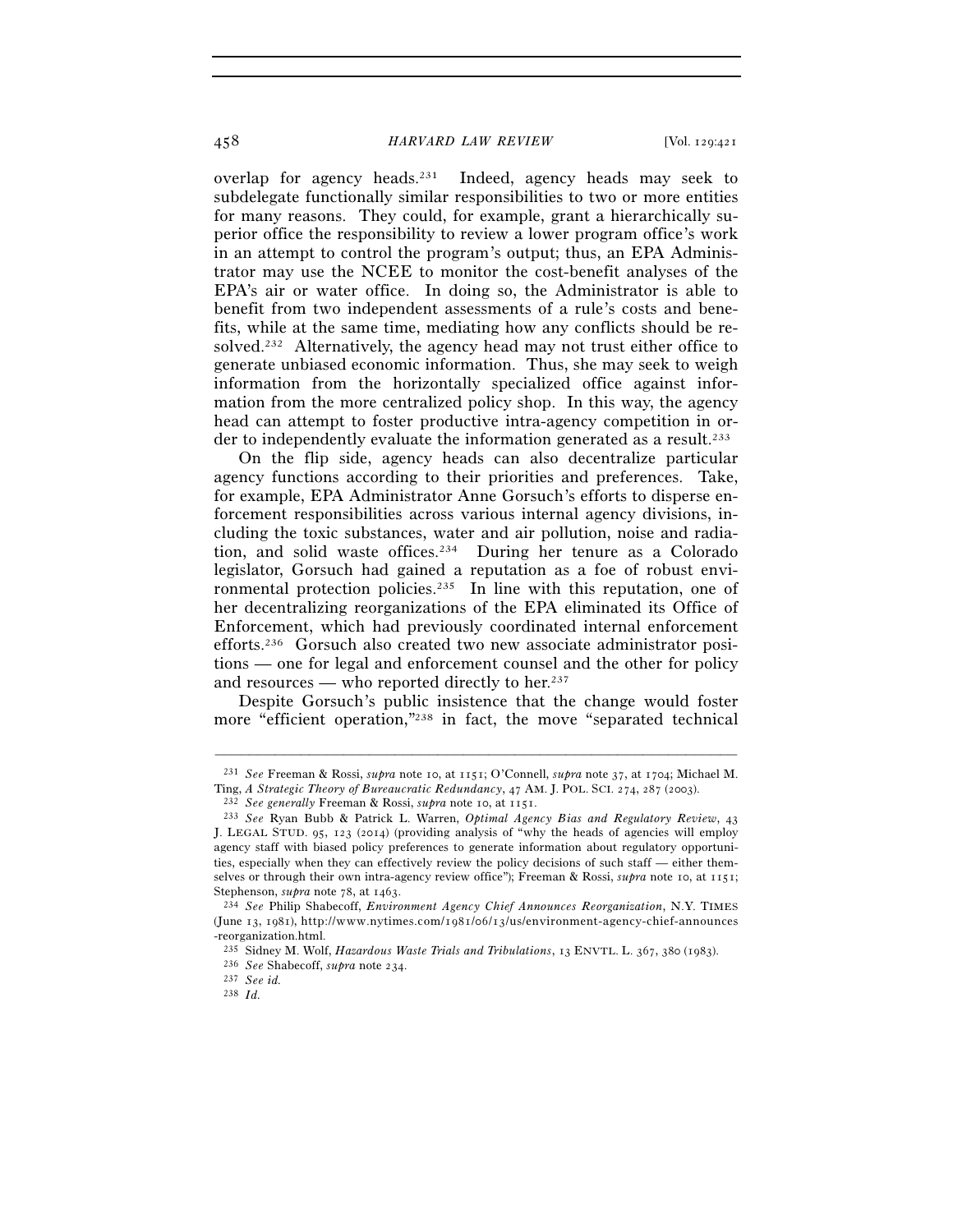overlap for agency heads.[231] Indeed, agency heads may seek to subdelegate functionally similar responsibilities to two or more entities for many reasons. They could, for example, grant a hierarchically superior office the responsibility to review a lower program office's work in an attempt to control the program's output; thus, an EPA Administrator may use the NCEE to monitor the cost-benefit analyses of the EPA's air or water office. In doing so, the Administrator is able to benefit from two independent assessments of a rule's costs and benefits, while at the same time, mediating how any conflicts should be resolved.[232] Alternatively, the agency head may not trust either office to generate unbiased economic information. Thus, she may seek to weigh information from the horizontally specialized office against information from the more centralized policy shop. In this way, the agency head can attempt to foster productive intra-agency competition in order to independently evaluate the information generated as a result.[233]

On the flip side, agency heads can also decentralize particular agency functions according to their priorities and preferences. Take, for example, EPA Administrator Anne Gorsuch's efforts to disperse enforcement responsibilities across various internal agency divisions, including the toxic substances, water and air pollution, noise and radiation, and solid waste offices.[234] During her tenure as a Colorado legislator, Gorsuch had gained a reputation as a foe of robust environmental protection policies.[235] In line with this reputation, one of her decentralizing reorganizations of the EPA eliminated its Office of Enforcement, which had previously coordinated internal enforcement efforts.[236] Gorsuch also created two new associate administrator positions — one for legal and enforcement counsel and the other for policy and resources — who reported directly to her.[237]

Despite Gorsuch's public insistence that the change would foster more "efficient operation,"[238] in fact, the move "separated technical

---

[231] *See* Freeman & Rossi, *supra* note 10, at 1151; O'Connell, *supra* note 37, at 1704; Michael M. Ting, *A Strategic Theory of Bureaucratic Redundancy*, 47 AM. J. POL. SCI. 274, 287 (2003).

[232] *See generally* Freeman & Rossi, *supra* note 10, at 1151.

[233] *See* Ryan Bubb & Patrick L. Warren, *Optimal Agency Bias and Regulatory Review*, 43 J. LEGAL STUD. 95, 123 (2014) (providing analysis of "why the heads of agencies will employ agency staff with biased policy preferences to generate information about regulatory opportunities, especially when they can effectively review the policy decisions of such staff — either themselves or through their own intra-agency review office"); Freeman & Rossi, *supra* note 10, at 1151; Stephenson, *supra* note 78, at 1463.

[234] *See* Philip Shabecoff, *Environment Agency Chief Announces Reorganization*, N.Y. TIMES (June 13, 1981), http://www.nytimes.com/1981/06/13/us/environment-agency-chief-announces-reorganization.html.

[235] Sidney M. Wolf, *Hazardous Waste Trials and Tribulations*, 13 ENVTL. L. 367, 380 (1983).

[236] *See* Shabecoff, *supra* note 234.

[237] *See id.*

[238] *Id.*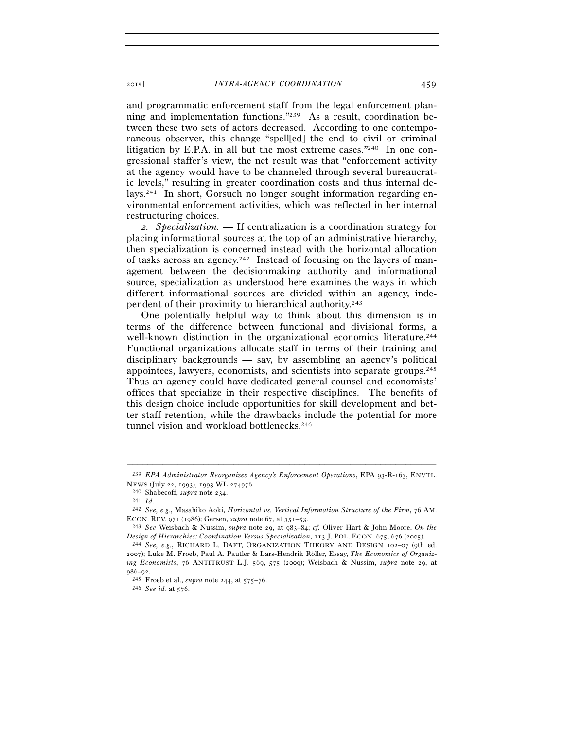and programmatic enforcement staff from the legal enforcement planning and implementation functions."[239] As a result, coordination between these two sets of actors decreased. According to one contemporaneous observer, this change "spell[ed] the end to civil or criminal litigation by E.P.A. in all but the most extreme cases."[240] In one congressional staffer's view, the net result was that "enforcement activity at the agency would have to be channeled through several bureaucratic levels," resulting in greater coordination costs and thus internal delays.[241] In short, Gorsuch no longer sought information regarding environmental enforcement activities, which was reflected in her internal restructuring choices.

*2. Specialization.* — If centralization is a coordination strategy for placing informational sources at the top of an administrative hierarchy, then specialization is concerned instead with the horizontal allocation of tasks across an agency.[242] Instead of focusing on the layers of management between the decisionmaking authority and informational source, specialization as understood here examines the ways in which different informational sources are divided within an agency, independent of their proximity to hierarchical authority.[243]

One potentially helpful way to think about this dimension is in terms of the difference between functional and divisional forms, a well-known distinction in the organizational economics literature.[244] Functional organizations allocate staff in terms of their training and disciplinary backgrounds — say, by assembling an agency's political appointees, lawyers, economists, and scientists into separate groups.[245] Thus an agency could have dedicated general counsel and economists' offices that specialize in their respective disciplines. The benefits of this design choice include opportunities for skill development and better staff retention, while the drawbacks include the potential for more tunnel vision and workload bottlenecks.[246]

---

[239] *EPA Administrator Reorganizes Agency's Enforcement Operations*, EPA 93-R-163, ENVTL. NEWS (July 22, 1993), 1993 WL 274976.

[240] Shabecoff, *supra* note 234.

[241] *Id.*

[242] *See, e.g.*, Masahiko Aoki, *Horizontal vs. Vertical Information Structure of the Firm*, 76 AM. ECON. REV. 971 (1986); Gersen, *supra* note 67, at 351–53.

[243] *See* Weisbach & Nussim, *supra* note 29, at 983–84; *cf.* Oliver Hart & John Moore, *On the Design of Hierarchies: Coordination Versus Specialization*, 113 J. POL. ECON. 675, 676 (2005).

[244] *See, e.g.*, RICHARD L. DAFT, ORGANIZATION THEORY AND DESIGN 102–07 (9th ed. 2007); Luke M. Froeb, Paul A. Pautler & Lars-Hendrik Röller, Essay, *The Economics of Organizing Economists*, 76 ANTITRUST L.J. 569, 575 (2009); Weisbach & Nussim, *supra* note 29, at 986–92.

[245] Froeb et al., *supra* note 244, at 575–76.

[246] *See id.* at 576.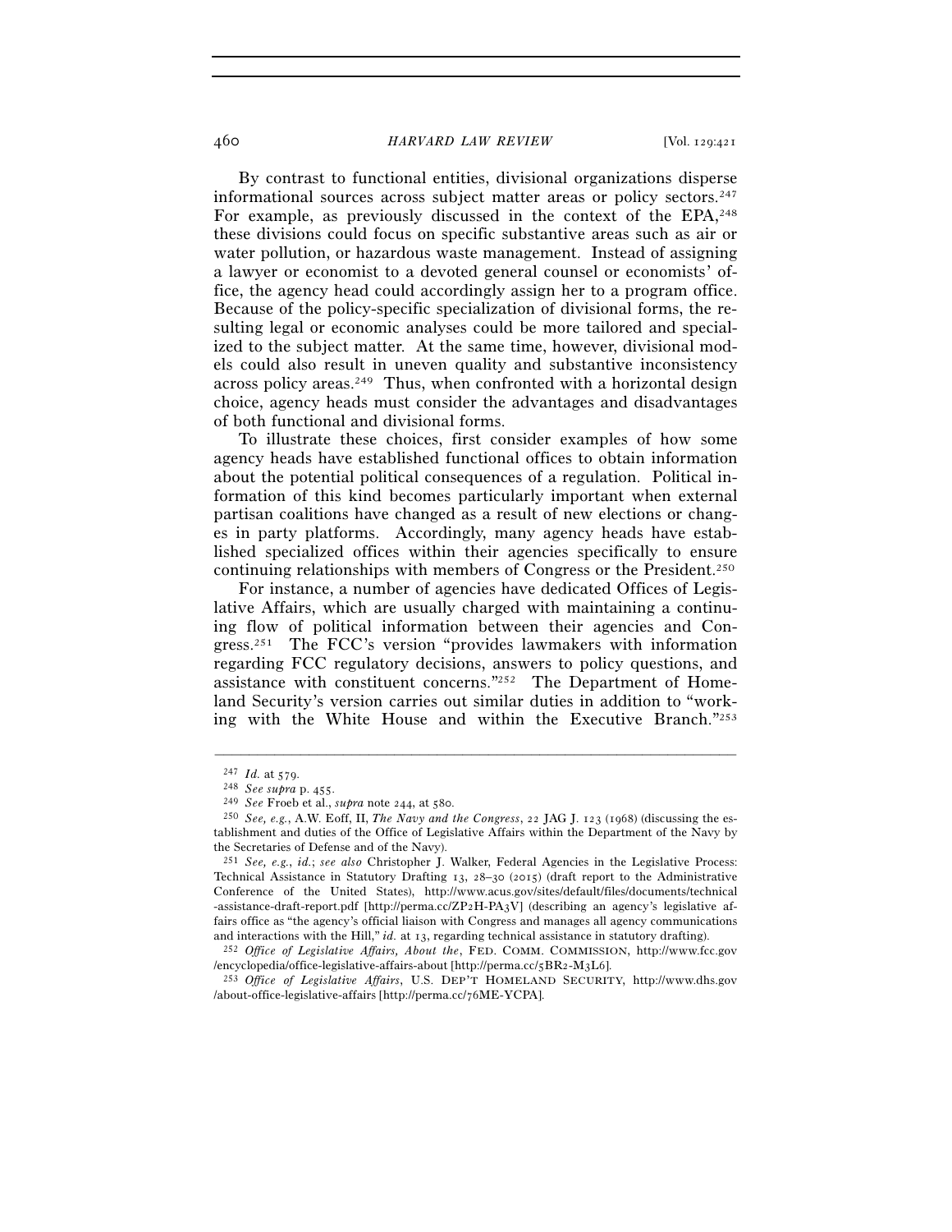By contrast to functional entities, divisional organizations disperse informational sources across subject matter areas or policy sectors.[247] For example, as previously discussed in the context of the EPA,[248] these divisions could focus on specific substantive areas such as air or water pollution, or hazardous waste management. Instead of assigning a lawyer or economist to a devoted general counsel or economists' office, the agency head could accordingly assign her to a program office. Because of the policy-specific specialization of divisional forms, the resulting legal or economic analyses could be more tailored and specialized to the subject matter. At the same time, however, divisional models could also result in uneven quality and substantive inconsistency across policy areas.[249] Thus, when confronted with a horizontal design choice, agency heads must consider the advantages and disadvantages of both functional and divisional forms.

To illustrate these choices, first consider examples of how some agency heads have established functional offices to obtain information about the potential political consequences of a regulation. Political information of this kind becomes particularly important when external partisan coalitions have changed as a result of new elections or changes in party platforms. Accordingly, many agency heads have established specialized offices within their agencies specifically to ensure continuing relationships with members of Congress or the President.[250]

For instance, a number of agencies have dedicated Offices of Legislative Affairs, which are usually charged with maintaining a continuing flow of political information between their agencies and Congress.[251] The FCC's version "provides lawmakers with information regarding FCC regulatory decisions, answers to policy questions, and assistance with constituent concerns."[252] The Department of Homeland Security's version carries out similar duties in addition to "working with the White House and within the Executive Branch."[253]

---

[247] *Id.* at 579.

[248] *See supra* p. 455.

[249] *See* Froeb et al., *supra* note 244, at 580.

[250] *See, e.g.*, A.W. Eoff, II, *The Navy and the Congress*, 22 JAG J. 123 (1968) (discussing the establishment and duties of the Office of Legislative Affairs within the Department of the Navy by the Secretaries of Defense and of the Navy).

[251] *See, e.g.*, *id.*; *see also* Christopher J. Walker, Federal Agencies in the Legislative Process: Technical Assistance in Statutory Drafting 13, 28–30 (2015) (draft report to the Administrative Conference of the United States), http://www.acus.gov/sites/default/files/documents/technical-assistance-draft-report.pdf [http://perma.cc/ZP2H-PA3V] (describing an agency's legislative affairs office as "the agency's official liaison with Congress and manages all agency communications and interactions with the Hill," *id.* at 13, regarding technical assistance in statutory drafting).

[252] *Office of Legislative Affairs, About the*, FED. COMM. COMMISSION, http://www.fcc.gov/encyclopedia/office-legislative-affairs-about [http://perma.cc/5BR2-M3L6].

[253] *Office of Legislative Affairs*, U.S. DEP'T HOMELAND SECURITY, http://www.dhs.gov/about-office-legislative-affairs [http://perma.cc/76ME-YCPA].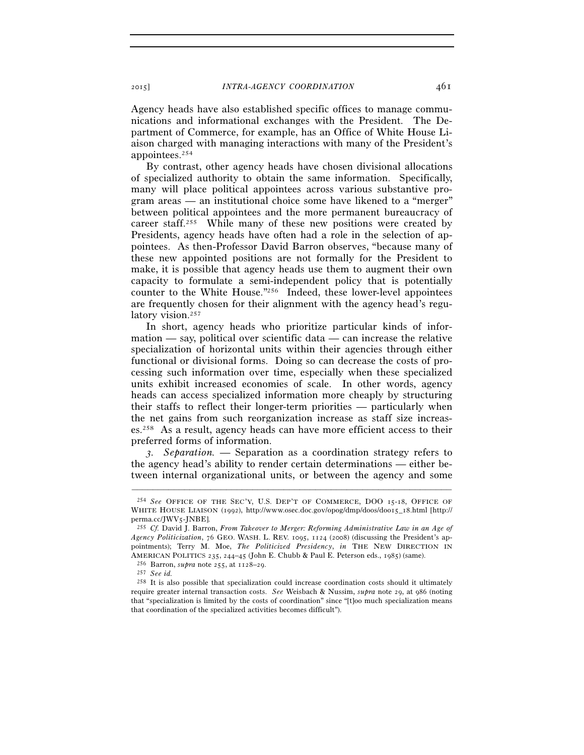Agency heads have also established specific offices to manage communications and informational exchanges with the President. The Department of Commerce, for example, has an Office of White House Liaison charged with managing interactions with many of the President's appointees.[254]

By contrast, other agency heads have chosen divisional allocations of specialized authority to obtain the same information. Specifically, many will place political appointees across various substantive program areas — an institutional choice some have likened to a "merger" between political appointees and the more permanent bureaucracy of career staff.[255] While many of these new positions were created by Presidents, agency heads have often had a role in the selection of appointees. As then-Professor David Barron observes, "because many of these new appointed positions are not formally for the President to make, it is possible that agency heads use them to augment their own capacity to formulate a semi-independent policy that is potentially counter to the White House."[256] Indeed, these lower-level appointees are frequently chosen for their alignment with the agency head's regulatory vision.[257]

In short, agency heads who prioritize particular kinds of information — say, political over scientific data — can increase the relative specialization of horizontal units within their agencies through either functional or divisional forms. Doing so can decrease the costs of processing such information over time, especially when these specialized units exhibit increased economies of scale. In other words, agency heads can access specialized information more cheaply by structuring their staffs to reflect their longer-term priorities — particularly when the net gains from such reorganization increase as staff size increases.[258] As a result, agency heads can have more efficient access to their preferred forms of information.

*3. Separation.* — Separation as a coordination strategy refers to the agency head's ability to render certain determinations — either between internal organizational units, or between the agency and some

---

[254] *See* OFFICE OF THE SEC'Y, U.S. DEP'T OF COMMERCE, DOO 15-18, OFFICE OF WHITE HOUSE LIAISON (1992), http://www.osec.doc.gov/opog/dmp/doos/doo15_18.html [http://perma.cc/JWV5-JNBE].

[255] *Cf.* David J. Barron, *From Takeover to Merger: Reforming Administrative Law in an Age of Agency Politicization*, 76 GEO. WASH. L. REV. 1095, 1124 (2008) (discussing the President's appointments); Terry M. Moe, *The Politicized Presidency*, *in* THE NEW DIRECTION IN AMERICAN POLITICS 235, 244–45 (John E. Chubb & Paul E. Peterson eds., 1985) (same).

[256] Barron, *supra* note 255, at 1128–29.

[257] *See id.*

[258] It is also possible that specialization could increase coordination costs should it ultimately require greater internal transaction costs. *See* Weisbach & Nussim, *supra* note 29, at 986 (noting that "specialization is limited by the costs of coordination" since "[t]oo much specialization means that coordination of the specialized activities becomes difficult").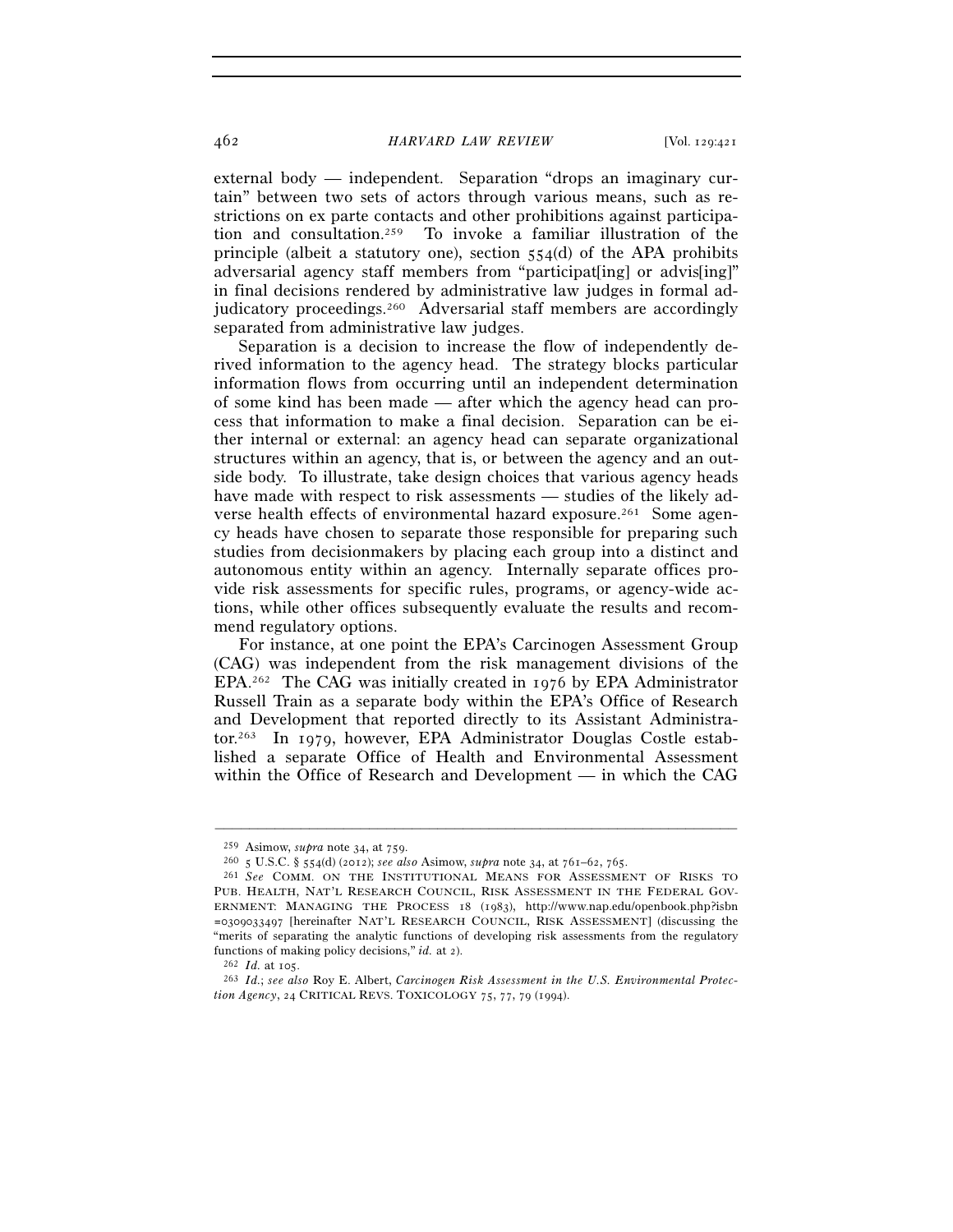external body — independent. Separation "drops an imaginary curtain" between two sets of actors through various means, such as restrictions on ex parte contacts and other prohibitions against participation and consultation.[259] To invoke a familiar illustration of the principle (albeit a statutory one), section 554(d) of the APA prohibits adversarial agency staff members from "participat[ing] or advis[ing]" in final decisions rendered by administrative law judges in formal adjudicatory proceedings.[260] Adversarial staff members are accordingly separated from administrative law judges.

Separation is a decision to increase the flow of independently derived information to the agency head. The strategy blocks particular information flows from occurring until an independent determination of some kind has been made — after which the agency head can process that information to make a final decision. Separation can be either internal or external: an agency head can separate organizational structures within an agency, that is, or between the agency and an outside body. To illustrate, take design choices that various agency heads have made with respect to risk assessments — studies of the likely adverse health effects of environmental hazard exposure.[261] Some agency heads have chosen to separate those responsible for preparing such studies from decisionmakers by placing each group into a distinct and autonomous entity within an agency. Internally separate offices provide risk assessments for specific rules, programs, or agency-wide actions, while other offices subsequently evaluate the results and recommend regulatory options.

For instance, at one point the EPA's Carcinogen Assessment Group (CAG) was independent from the risk management divisions of the EPA.[262] The CAG was initially created in 1976 by EPA Administrator Russell Train as a separate body within the EPA's Office of Research and Development that reported directly to its Assistant Administrator.[263] In 1979, however, EPA Administrator Douglas Costle established a separate Office of Health and Environmental Assessment within the Office of Research and Development — in which the CAG

---

[259] Asimow, *supra* note 34, at 759.

[260] 5 U.S.C. § 554(d) (2012); *see also* Asimow, *supra* note 34, at 761–62, 765.

[261] *See* COMM. ON THE INSTITUTIONAL MEANS FOR ASSESSMENT OF RISKS TO PUB. HEALTH, NAT'L RESEARCH COUNCIL, RISK ASSESSMENT IN THE FEDERAL GOVERNMENT: MANAGING THE PROCESS 18 (1983), http://www.nap.edu/openbook.php?isbn=0309033497 [hereinafter NAT'L RESEARCH COUNCIL, RISK ASSESSMENT] (discussing the "merits of separating the analytic functions of developing risk assessments from the regulatory functions of making policy decisions," *id.* at 2).

[262] *Id.* at 105.

[263] *Id.*; *see also* Roy E. Albert, *Carcinogen Risk Assessment in the U.S. Environmental Protection Agency*, 24 CRITICAL REVS. TOXICOLOGY 75, 77, 79 (1994).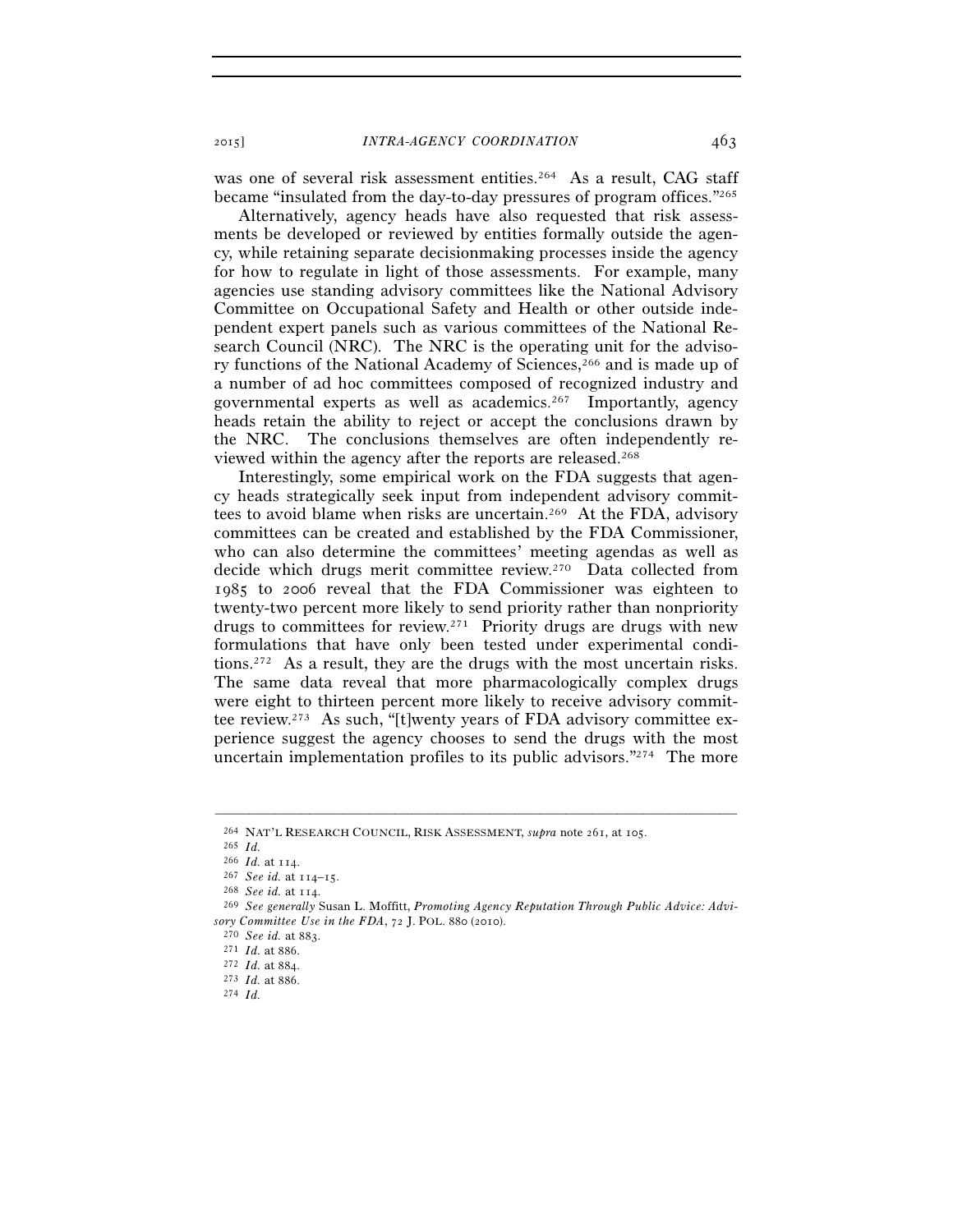was one of several risk assessment entities.[264] As a result, CAG staff became "insulated from the day-to-day pressures of program offices."[265]

Alternatively, agency heads have also requested that risk assessments be developed or reviewed by entities formally outside the agency, while retaining separate decisionmaking processes inside the agency for how to regulate in light of those assessments. For example, many agencies use standing advisory committees like the National Advisory Committee on Occupational Safety and Health or other outside independent expert panels such as various committees of the National Research Council (NRC). The NRC is the operating unit for the advisory functions of the National Academy of Sciences,[266] and is made up of a number of ad hoc committees composed of recognized industry and governmental experts as well as academics.[267] Importantly, agency heads retain the ability to reject or accept the conclusions drawn by the NRC. The conclusions themselves are often independently reviewed within the agency after the reports are released.[268]

Interestingly, some empirical work on the FDA suggests that agency heads strategically seek input from independent advisory committees to avoid blame when risks are uncertain.[269] At the FDA, advisory committees can be created and established by the FDA Commissioner, who can also determine the committees' meeting agendas as well as decide which drugs merit committee review.[270] Data collected from 1985 to 2006 reveal that the FDA Commissioner was eighteen to twenty-two percent more likely to send priority rather than nonpriority drugs to committees for review.[271] Priority drugs are drugs with new formulations that have only been tested under experimental conditions.[272] As a result, they are the drugs with the most uncertain risks. The same data reveal that more pharmacologically complex drugs were eight to thirteen percent more likely to receive advisory committee review.[273] As such, "[t]wenty years of FDA advisory committee experience suggest the agency chooses to send the drugs with the most uncertain implementation profiles to its public advisors."[274] The more

---

[264] NAT'L RESEARCH COUNCIL, RISK ASSESSMENT, *supra* note 261, at 105.

[265] *Id.*

[266] *Id.* at 114.

[267] *See id.* at 114–15.

[268] *See id.* at 114.

[269] *See generally* Susan L. Moffitt, *Promoting Agency Reputation Through Public Advice: Advisory Committee Use in the FDA*, 72 J. POL. 880 (2010).

[270] *See id.* at 883.

[271] *Id.* at 886.

[272] *Id.* at 884.

[273] *Id.* at 886.

[274] *Id.*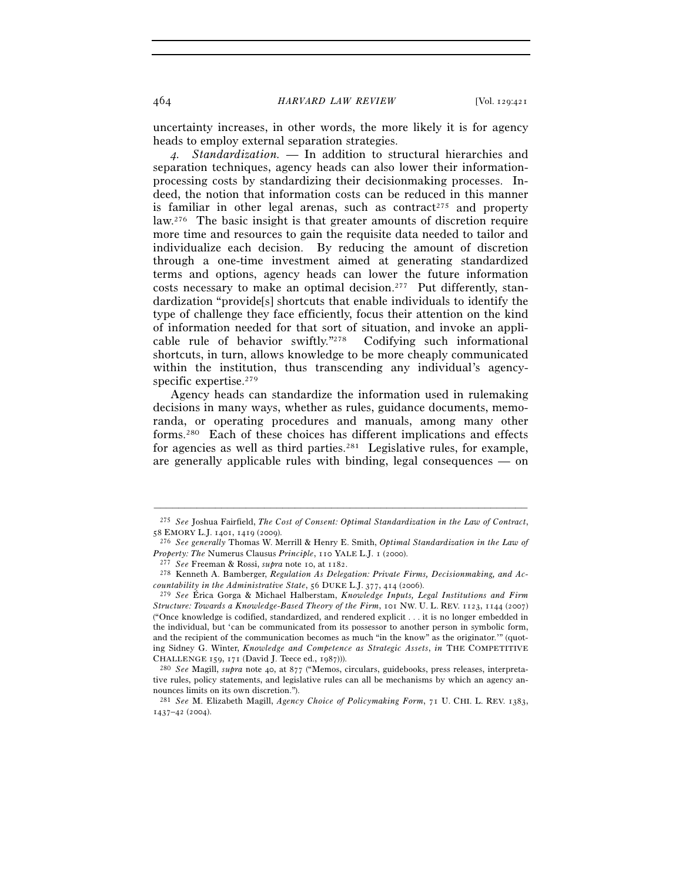uncertainty increases, in other words, the more likely it is for agency heads to employ external separation strategies.

*4. Standardization.* — In addition to structural hierarchies and separation techniques, agency heads can also lower their information-processing costs by standardizing their decisionmaking processes. Indeed, the notion that information costs can be reduced in this manner is familiar in other legal arenas, such as contract[275] and property law.[276] The basic insight is that greater amounts of discretion require more time and resources to gain the requisite data needed to tailor and individualize each decision. By reducing the amount of discretion through a one-time investment aimed at generating standardized terms and options, agency heads can lower the future information costs necessary to make an optimal decision.[277] Put differently, standardization "provide[s] shortcuts that enable individuals to identify the type of challenge they face efficiently, focus their attention on the kind of information needed for that sort of situation, and invoke an applicable rule of behavior swiftly."[278] Codifying such informational shortcuts, in turn, allows knowledge to be more cheaply communicated within the institution, thus transcending any individual's agency-specific expertise.[279]

Agency heads can standardize the information used in rulemaking decisions in many ways, whether as rules, guidance documents, memoranda, or operating procedures and manuals, among many other forms.[280] Each of these choices has different implications and effects for agencies as well as third parties.[281] Legislative rules, for example, are generally applicable rules with binding, legal consequences — on

---

[275] *See* Joshua Fairfield, *The Cost of Consent: Optimal Standardization in the Law of Contract*, 58 EMORY L.J. 1401, 1419 (2009).

[276] *See generally* Thomas W. Merrill & Henry E. Smith, *Optimal Standardization in the Law of Property: The* Numerus Clausus *Principle*, 110 YALE L.J. 1 (2000).

[277] *See* Freeman & Rossi, *supra* note 10, at 1182.

[278] Kenneth A. Bamberger, *Regulation As Delegation: Private Firms, Decisionmaking, and Accountability in the Administrative State*, 56 DUKE L.J. 377, 414 (2006).

[279] *See* Érica Gorga & Michael Halberstam, *Knowledge Inputs, Legal Institutions and Firm Structure: Towards a Knowledge-Based Theory of the Firm*, 101 NW. U. L. REV. 1123, 1144 (2007) ("Once knowledge is codified, standardized, and rendered explicit . . . it is no longer embedded in the individual, but 'can be communicated from its possessor to another person in symbolic form, and the recipient of the communication becomes as much "in the know" as the originator.'" (quoting Sidney G. Winter, *Knowledge and Competence as Strategic Assets*, *in* THE COMPETITIVE CHALLENGE 159, 171 (David J. Teece ed., 1987))).

[280] *See* Magill, *supra* note 40, at 877 ("Memos, circulars, guidebooks, press releases, interpretative rules, policy statements, and legislative rules can all be mechanisms by which an agency announces limits on its own discretion.").

[281] *See* M. Elizabeth Magill, *Agency Choice of Policymaking Form*, 71 U. CHI. L. REV. 1383, 1437–42 (2004).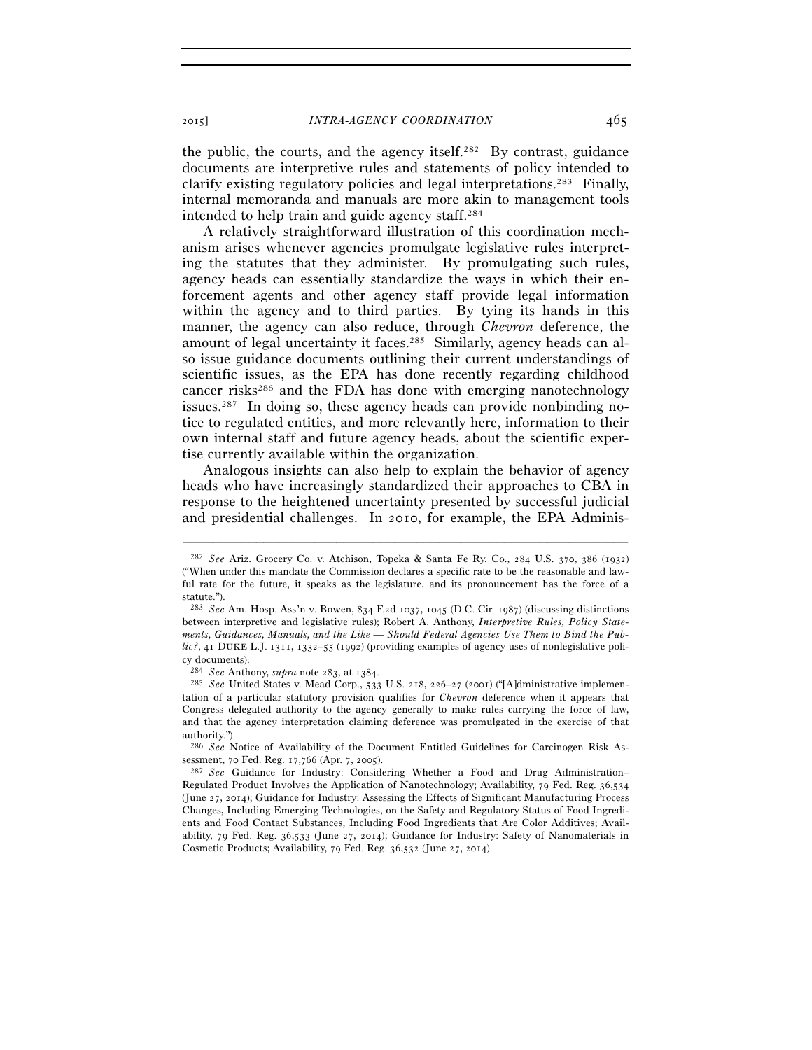the public, the courts, and the agency itself.[282] By contrast, guidance documents are interpretive rules and statements of policy intended to clarify existing regulatory policies and legal interpretations.[283] Finally, internal memoranda and manuals are more akin to management tools intended to help train and guide agency staff.[284]

A relatively straightforward illustration of this coordination mechanism arises whenever agencies promulgate legislative rules interpreting the statutes that they administer. By promulgating such rules, agency heads can essentially standardize the ways in which their enforcement agents and other agency staff provide legal information within the agency and to third parties. By tying its hands in this manner, the agency can also reduce, through *Chevron* deference, the amount of legal uncertainty it faces.[285] Similarly, agency heads can also issue guidance documents outlining their current understandings of scientific issues, as the EPA has done recently regarding childhood cancer risks[286] and the FDA has done with emerging nanotechnology issues.[287] In doing so, these agency heads can provide nonbinding notice to regulated entities, and more relevantly here, information to their own internal staff and future agency heads, about the scientific expertise currently available within the organization.

Analogous insights can also help to explain the behavior of agency heads who have increasingly standardized their approaches to CBA in response to the heightened uncertainty presented by successful judicial and presidential challenges. In 2010, for example, the EPA Adminis-

---

[282] *See* Ariz. Grocery Co. v. Atchison, Topeka & Santa Fe Ry. Co., 284 U.S. 370, 386 (1932) ("When under this mandate the Commission declares a specific rate to be the reasonable and lawful rate for the future, it speaks as the legislature, and its pronouncement has the force of a statute.").

[283] *See* Am. Hosp. Ass'n v. Bowen, 834 F.2d 1037, 1045 (D.C. Cir. 1987) (discussing distinctions between interpretive and legislative rules); Robert A. Anthony, *Interpretive Rules, Policy Statements, Guidances, Manuals, and the Like — Should Federal Agencies Use Them to Bind the Public?*, 41 DUKE L.J. 1311, 1332–55 (1992) (providing examples of agency uses of nonlegislative policy documents).

[284] *See* Anthony, *supra* note 283, at 1384.

[285] *See* United States v. Mead Corp., 533 U.S. 218, 226–27 (2001) ("[A]dministrative implementation of a particular statutory provision qualifies for *Chevron* deference when it appears that Congress delegated authority to the agency generally to make rules carrying the force of law, and that the agency interpretation claiming deference was promulgated in the exercise of that authority.").

[286] *See* Notice of Availability of the Document Entitled Guidelines for Carcinogen Risk Assessment, 70 Fed. Reg. 17,766 (Apr. 7, 2005).

[287] *See* Guidance for Industry: Considering Whether a Food and Drug Administration–Regulated Product Involves the Application of Nanotechnology; Availability, 79 Fed. Reg. 36,534 (June 27, 2014); Guidance for Industry: Assessing the Effects of Significant Manufacturing Process Changes, Including Emerging Technologies, on the Safety and Regulatory Status of Food Ingredients and Food Contact Substances, Including Food Ingredients that Are Color Additives; Availability, 79 Fed. Reg. 36,533 (June 27, 2014); Guidance for Industry: Safety of Nanomaterials in Cosmetic Products; Availability, 79 Fed. Reg. 36,532 (June 27, 2014).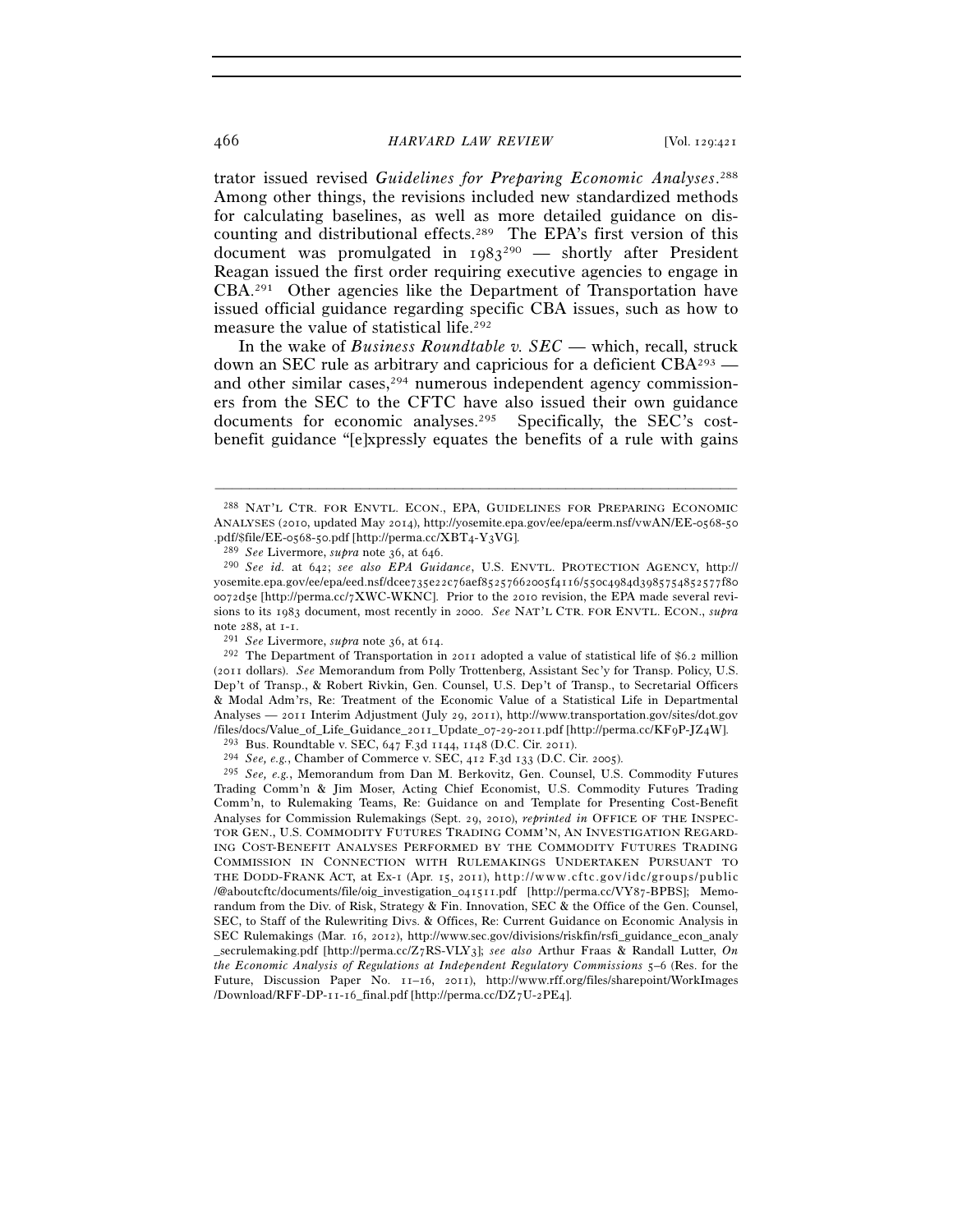trator issued revised *Guidelines for Preparing Economic Analyses*.[288] Among other things, the revisions included new standardized methods for calculating baselines, as well as more detailed guidance on discounting and distributional effects.[289] The EPA's first version of this document was promulgated in 1983[290] — shortly after President Reagan issued the first order requiring executive agencies to engage in CBA.[291] Other agencies like the Department of Transportation have issued official guidance regarding specific CBA issues, such as how to measure the value of statistical life.[292]

In the wake of *Business Roundtable v. SEC* — which, recall, struck down an SEC rule as arbitrary and capricious for a deficient CBA[293] — and other similar cases,[294] numerous independent agency commissioners from the SEC to the CFTC have also issued their own guidance documents for economic analyses.[295] Specifically, the SEC's cost-benefit guidance "[e]xpressly equates the benefits of a rule with gains

---

[288] NAT'L CTR. FOR ENVTL. ECON., EPA, GUIDELINES FOR PREPARING ECONOMIC ANALYSES (2010, updated May 2014), http://yosemite.epa.gov/ee/epa/eerm.nsf/vwAN/EE-0568-50.pdf/$file/EE-0568-50.pdf [http://perma.cc/XBT4-Y3VG].

[289] *See* Livermore, *supra* note 36, at 646.

[290] *See id.* at 642; *see also EPA Guidance*, U.S. ENVTL. PROTECTION AGENCY, http://yosemite.epa.gov/ee/epa/eed.nsf/dcee735e22c76aef85257662005f4116/550c4984d3985754852577f800072d5e [http://perma.cc/7XWC-WKNC]. Prior to the 2010 revision, the EPA made several revisions to its 1983 document, most recently in 2000. *See* NAT'L CTR. FOR ENVTL. ECON., *supra* note 288, at 1-1.

[291] *See* Livermore, *supra* note 36, at 614.

[292] The Department of Transportation in 2011 adopted a value of statistical life of $6.2 million (2011 dollars). *See* Memorandum from Polly Trottenberg, Assistant Sec'y for Transp. Policy, U.S. Dep't of Transp., & Robert Rivkin, Gen. Counsel, U.S. Dep't of Transp., to Secretarial Officers & Modal Adm'rs, Re: Treatment of the Economic Value of a Statistical Life in Departmental Analyses — 2011 Interim Adjustment (July 29, 2011), http://www.transportation.gov/sites/dot.gov/files/docs/Value_of_Life_Guidance_2011_Update_07-29-2011.pdf [http://perma.cc/KF9P-JZ4W].

[293] Bus. Roundtable v. SEC, 647 F.3d 1144, 1148 (D.C. Cir. 2011).

[294] *See, e.g.*, Chamber of Commerce v. SEC, 412 F.3d 133 (D.C. Cir. 2005).

[295] *See, e.g.*, Memorandum from Dan M. Berkovitz, Gen. Counsel, U.S. Commodity Futures Trading Comm'n & Jim Moser, Acting Chief Economist, U.S. Commodity Futures Trading Comm'n, to Rulemaking Teams, Re: Guidance on and Template for Presenting Cost-Benefit Analyses for Commission Rulemakings (Sept. 29, 2010), *reprinted in* OFFICE OF THE INSPECTOR GEN., U.S. COMMODITY FUTURES TRADING COMM'N, AN INVESTIGATION REGARDING COST-BENEFIT ANALYSES PERFORMED BY THE COMMODITY FUTURES TRADING COMMISSION IN CONNECTION WITH RULEMAKINGS UNDERTAKEN PURSUANT TO THE DODD-FRANK ACT, at Ex-1 (Apr. 15, 2011), http://www.cftc.gov/idc/groups/public/@aboutcftc/documents/file/oig_investigation_041511.pdf [http://perma.cc/VY87-BPBS]; Memorandum from the Div. of Risk, Strategy & Fin. Innovation, SEC & the Office of the Gen. Counsel, SEC, to Staff of the Rulewriting Divs. & Offices, Re: Current Guidance on Economic Analysis in SEC Rulemakings (Mar. 16, 2012), http://www.sec.gov/divisions/riskfin/rsfi_guidance_econ_analy_secrulemaking.pdf [http://perma.cc/Z7RS-VLY3]; *see also* Arthur Fraas & Randall Lutter, *On the Economic Analysis of Regulations at Independent Regulatory Commissions* 5–6 (Res. for the Future, Discussion Paper No. 11–16, 2011), http://www.rff.org/files/sharepoint/WorkImages/Download/RFF-DP-11-16_final.pdf [http://perma.cc/DZ7U-2PE4].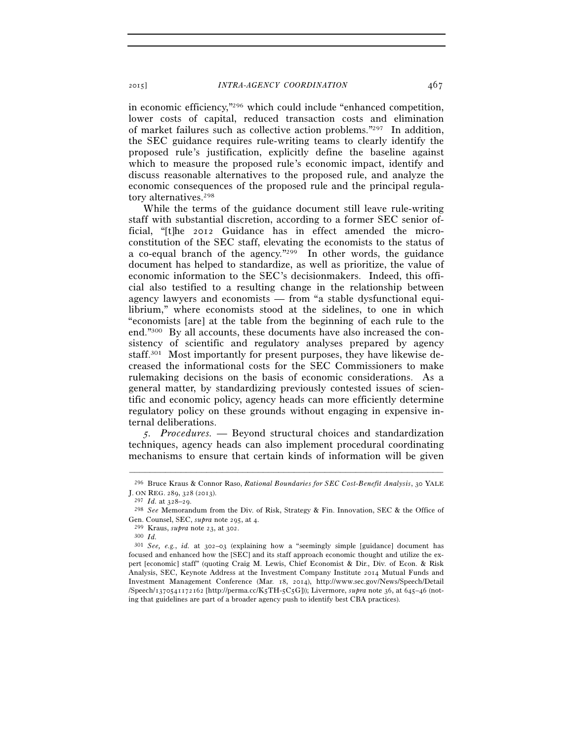in economic efficiency,"[296] which could include "enhanced competition, lower costs of capital, reduced transaction costs and elimination of market failures such as collective action problems."[297] In addition, the SEC guidance requires rule-writing teams to clearly identify the proposed rule's justification, explicitly define the baseline against which to measure the proposed rule's economic impact, identify and discuss reasonable alternatives to the proposed rule, and analyze the economic consequences of the proposed rule and the principal regulatory alternatives.[298]

While the terms of the guidance document still leave rule-writing staff with substantial discretion, according to a former SEC senior official, "[t]he 2012 Guidance has in effect amended the micro-constitution of the SEC staff, elevating the economists to the status of a co-equal branch of the agency."[299] In other words, the guidance document has helped to standardize, as well as prioritize, the value of economic information to the SEC's decisionmakers. Indeed, this official also testified to a resulting change in the relationship between agency lawyers and economists — from "a stable dysfunctional equilibrium," where economists stood at the sidelines, to one in which "economists [are] at the table from the beginning of each rule to the end."[300] By all accounts, these documents have also increased the consistency of scientific and regulatory analyses prepared by agency staff.[301] Most importantly for present purposes, they have likewise decreased the informational costs for the SEC Commissioners to make rulemaking decisions on the basis of economic considerations. As a general matter, by standardizing previously contested issues of scientific and economic policy, agency heads can more efficiently determine regulatory policy on these grounds without engaging in expensive internal deliberations.

*5. Procedures.* — Beyond structural choices and standardization techniques, agency heads can also implement procedural coordinating mechanisms to ensure that certain kinds of information will be given

---

[296] Bruce Kraus & Connor Raso, *Rational Boundaries for SEC Cost-Benefit Analysis*, 30 YALE J. ON REG. 289, 328 (2013).

[297] *Id.* at 328–29.

[298] *See* Memorandum from the Div. of Risk, Strategy & Fin. Innovation, SEC & the Office of Gen. Counsel, SEC, *supra* note 295, at 4.

[299] Kraus, *supra* note 23, at 302.

[300] *Id.*

[301] *See, e.g.*, *id.* at 302–03 (explaining how a "seemingly simple [guidance] document has focused and enhanced how the [SEC] and its staff approach economic thought and utilize the expert [economic] staff" (quoting Craig M. Lewis, Chief Economist & Dir., Div. of Econ. & Risk Analysis, SEC, Keynote Address at the Investment Company Institute 2014 Mutual Funds and Investment Management Conference (Mar. 18, 2014), http://www.sec.gov/News/Speech/Detail/Speech/1370541172162 [http://perma.cc/K5TH-5C5G])); Livermore, *supra* note 36, at 645–46 (noting that guidelines are part of a broader agency push to identify best CBA practices).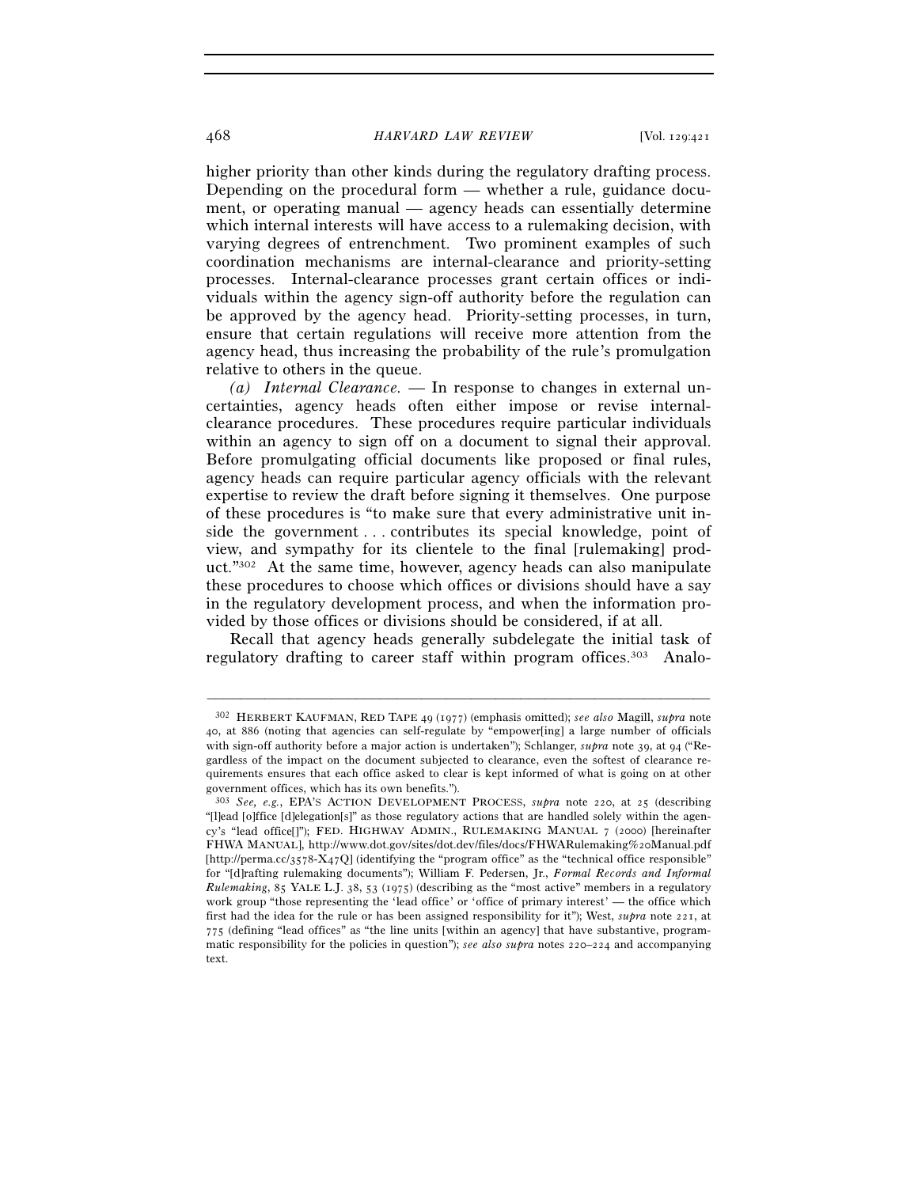higher priority than other kinds during the regulatory drafting process. Depending on the procedural form — whether a rule, guidance document, or operating manual — agency heads can essentially determine which internal interests will have access to a rulemaking decision, with varying degrees of entrenchment. Two prominent examples of such coordination mechanisms are internal-clearance and priority-setting processes. Internal-clearance processes grant certain offices or individuals within the agency sign-off authority before the regulation can be approved by the agency head. Priority-setting processes, in turn, ensure that certain regulations will receive more attention from the agency head, thus increasing the probability of the rule's promulgation relative to others in the queue.

*(a) Internal Clearance.* — In response to changes in external uncertainties, agency heads often either impose or revise internal-clearance procedures. These procedures require particular individuals within an agency to sign off on a document to signal their approval. Before promulgating official documents like proposed or final rules, agency heads can require particular agency officials with the relevant expertise to review the draft before signing it themselves. One purpose of these procedures is "to make sure that every administrative unit inside the government . . . contributes its special knowledge, point of view, and sympathy for its clientele to the final [rulemaking] product."[302] At the same time, however, agency heads can also manipulate these procedures to choose which offices or divisions should have a say in the regulatory development process, and when the information provided by those offices or divisions should be considered, if at all.

Recall that agency heads generally subdelegate the initial task of regulatory drafting to career staff within program offices.[303] Analo-

---

[302] HERBERT KAUFMAN, RED TAPE 49 (1977) (emphasis omitted); *see also* Magill, *supra* note 40, at 886 (noting that agencies can self-regulate by "empower[ing] a large number of officials with sign-off authority before a major action is undertaken"); Schlanger, *supra* note 39, at 94 ("Regardless of the impact on the document subjected to clearance, even the softest of clearance requirements ensures that each office asked to clear is kept informed of what is going on at other government offices, which has its own benefits.").

[303] *See, e.g.*, EPA'S ACTION DEVELOPMENT PROCESS, *supra* note 220, at 25 (describing "[l]ead [o]ffice [d]elegation[s]" as those regulatory actions that are handled solely within the agency's "lead office[]"); FED. HIGHWAY ADMIN., RULEMAKING MANUAL 7 (2000) [hereinafter FHWA MANUAL], http://www.dot.gov/sites/dot.dev/files/docs/FHWARulemaking%20Manual.pdf [http://perma.cc/3578-X47Q] (identifying the "program office" as the "technical office responsible" for "[d]rafting rulemaking documents"); William F. Pedersen, Jr., *Formal Records and Informal Rulemaking*, 85 YALE L.J. 38, 53 (1975) (describing as the "most active" members in a regulatory work group "those representing the 'lead office' or 'office of primary interest' — the office which first had the idea for the rule or has been assigned responsibility for it"); West, *supra* note 221, at 775 (defining "lead offices" as "the line units [within an agency] that have substantive, programmatic responsibility for the policies in question"); *see also supra* notes 220–224 and accompanying text.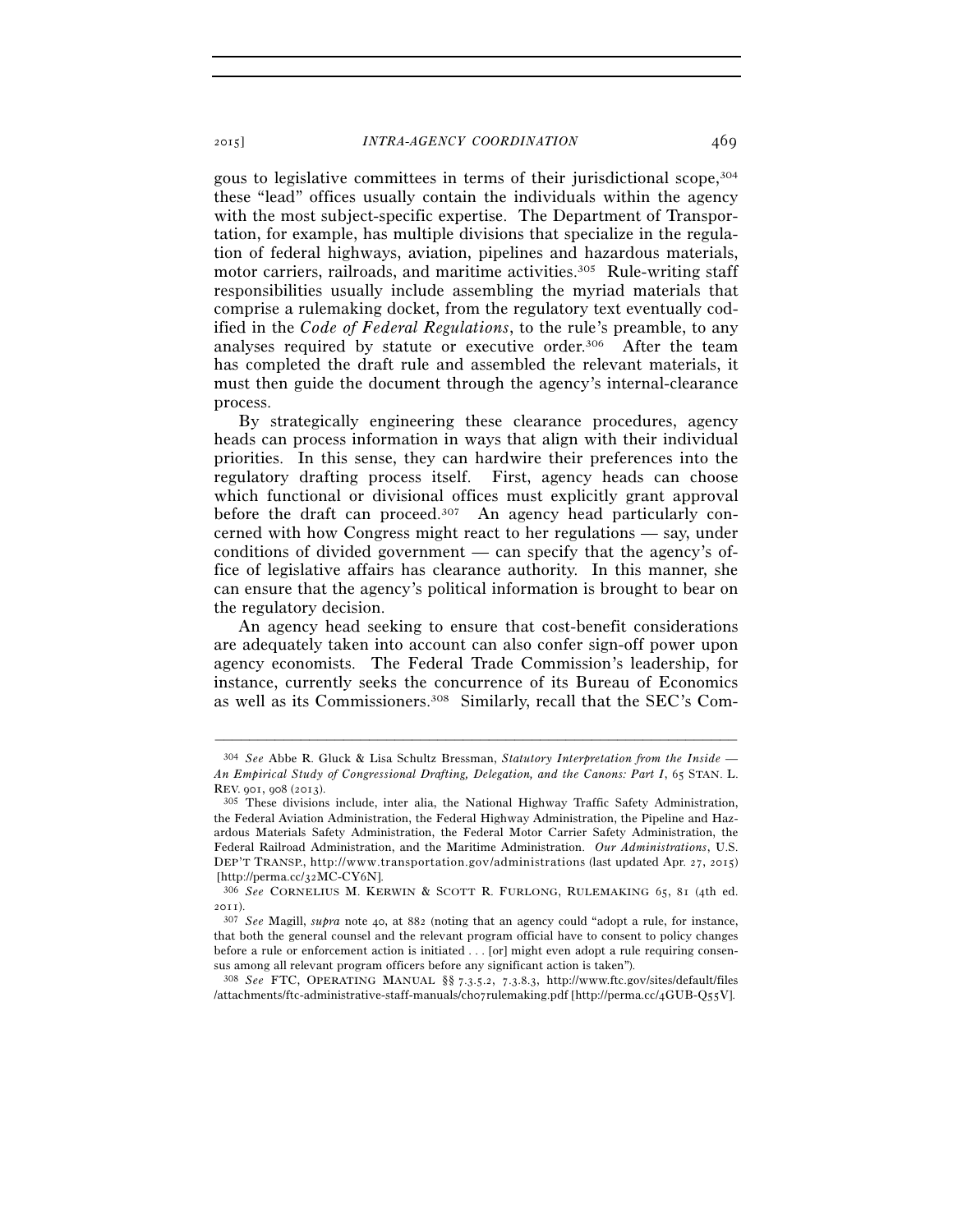gous to legislative committees in terms of their jurisdictional scope,[304] these "lead" offices usually contain the individuals within the agency with the most subject-specific expertise. The Department of Transportation, for example, has multiple divisions that specialize in the regulation of federal highways, aviation, pipelines and hazardous materials, motor carriers, railroads, and maritime activities.[305] Rule-writing staff responsibilities usually include assembling the myriad materials that comprise a rulemaking docket, from the regulatory text eventually codified in the *Code of Federal Regulations*, to the rule's preamble, to any analyses required by statute or executive order.[306] After the team has completed the draft rule and assembled the relevant materials, it must then guide the document through the agency's internal-clearance process.

By strategically engineering these clearance procedures, agency heads can process information in ways that align with their individual priorities. In this sense, they can hardwire their preferences into the regulatory drafting process itself. First, agency heads can choose which functional or divisional offices must explicitly grant approval before the draft can proceed.[307] An agency head particularly concerned with how Congress might react to her regulations — say, under conditions of divided government — can specify that the agency's office of legislative affairs has clearance authority. In this manner, she can ensure that the agency's political information is brought to bear on the regulatory decision.

An agency head seeking to ensure that cost-benefit considerations are adequately taken into account can also confer sign-off power upon agency economists. The Federal Trade Commission's leadership, for instance, currently seeks the concurrence of its Bureau of Economics as well as its Commissioners.[308] Similarly, recall that the SEC's Com-

---

[304] *See* Abbe R. Gluck & Lisa Schultz Bressman, *Statutory Interpretation from the Inside — An Empirical Study of Congressional Drafting, Delegation, and the Canons: Part I*, 65 STAN. L. REV. 901, 908 (2013).

[305] These divisions include, inter alia, the National Highway Traffic Safety Administration, the Federal Aviation Administration, the Federal Highway Administration, the Pipeline and Hazardous Materials Safety Administration, the Federal Motor Carrier Safety Administration, the Federal Railroad Administration, and the Maritime Administration. *Our Administrations*, U.S. DEP'T TRANSP., http://www.transportation.gov/administrations (last updated Apr. 27, 2015) [http://perma.cc/32MC-CY6N].

[306] *See* CORNELIUS M. KERWIN & SCOTT R. FURLONG, RULEMAKING 65, 81 (4th ed. 2011).

[307] *See* Magill, *supra* note 40, at 882 (noting that an agency could "adopt a rule, for instance, that both the general counsel and the relevant program official have to consent to policy changes before a rule or enforcement action is initiated . . . [or] might even adopt a rule requiring consensus among all relevant program officers before any significant action is taken").

[308] *See* FTC, OPERATING MANUAL §§ 7.3.5.2, 7.3.8.3, http://www.ftc.gov/sites/default/files/attachments/ftc-administrative-staff-manuals/ch07rulemaking.pdf [http://perma.cc/4GUB-Q55V].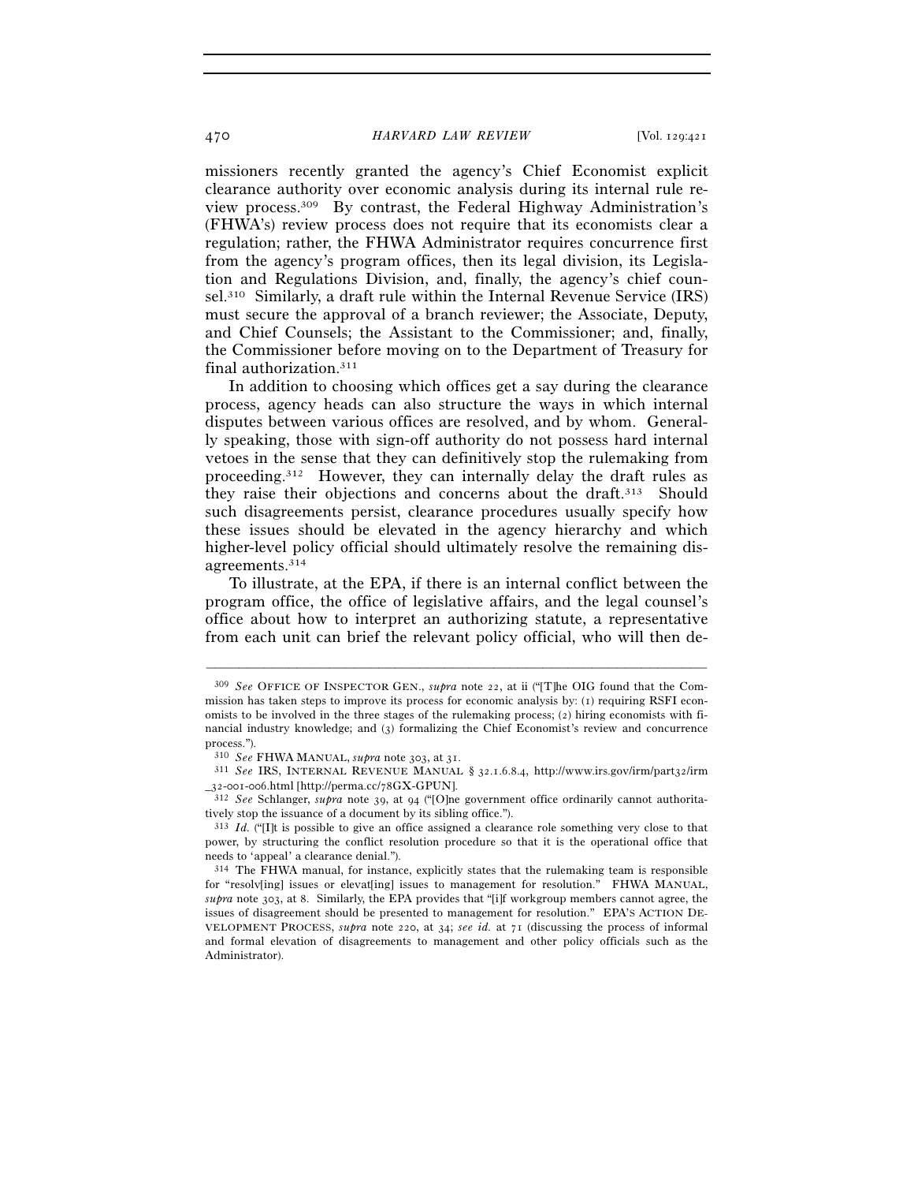missioners recently granted the agency's Chief Economist explicit clearance authority over economic analysis during its internal rule review process.[309] By contrast, the Federal Highway Administration's (FHWA's) review process does not require that its economists clear a regulation; rather, the FHWA Administrator requires concurrence first from the agency's program offices, then its legal division, its Legislation and Regulations Division, and, finally, the agency's chief counsel.[310] Similarly, a draft rule within the Internal Revenue Service (IRS) must secure the approval of a branch reviewer; the Associate, Deputy, and Chief Counsels; the Assistant to the Commissioner; and, finally, the Commissioner before moving on to the Department of Treasury for final authorization.[311]

In addition to choosing which offices get a say during the clearance process, agency heads can also structure the ways in which internal disputes between various offices are resolved, and by whom. Generally speaking, those with sign-off authority do not possess hard internal vetoes in the sense that they can definitively stop the rulemaking from proceeding.[312] However, they can internally delay the draft rules as they raise their objections and concerns about the draft.[313] Should such disagreements persist, clearance procedures usually specify how these issues should be elevated in the agency hierarchy and which higher-level policy official should ultimately resolve the remaining disagreements.[314]

To illustrate, at the EPA, if there is an internal conflict between the program office, the office of legislative affairs, and the legal counsel's office about how to interpret an authorizing statute, a representative from each unit can brief the relevant policy official, who will then de-

---

[309] *See* OFFICE OF INSPECTOR GEN., *supra* note 22, at ii ("[T]he OIG found that the Commission has taken steps to improve its process for economic analysis by: (1) requiring RSFI economists to be involved in the three stages of the rulemaking process; (2) hiring economists with financial industry knowledge; and (3) formalizing the Chief Economist's review and concurrence process.").

[310] *See* FHWA MANUAL, *supra* note 303, at 31.

[311] *See* IRS, INTERNAL REVENUE MANUAL § 32.1.6.8.4, http://www.irs.gov/irm/part32/irm_32-001-006.html [http://perma.cc/78GX-GPUN].

[312] *See* Schlanger, *supra* note 39, at 94 ("[O]ne government office ordinarily cannot authoritatively stop the issuance of a document by its sibling office.").

[313] *Id.* ("[I]t is possible to give an office assigned a clearance role something very close to that power, by structuring the conflict resolution procedure so that it is the operational office that needs to 'appeal' a clearance denial.").

[314] The FHWA manual, for instance, explicitly states that the rulemaking team is responsible for "resolv[ing] issues or elevat[ing] issues to management for resolution." FHWA MANUAL, *supra* note 303, at 8. Similarly, the EPA provides that "[i]f workgroup members cannot agree, the issues of disagreement should be presented to management for resolution." EPA'S ACTION DEVELOPMENT PROCESS, *supra* note 220, at 34; *see id.* at 71 (discussing the process of informal and formal elevation of disagreements to management and other policy officials such as the Administrator).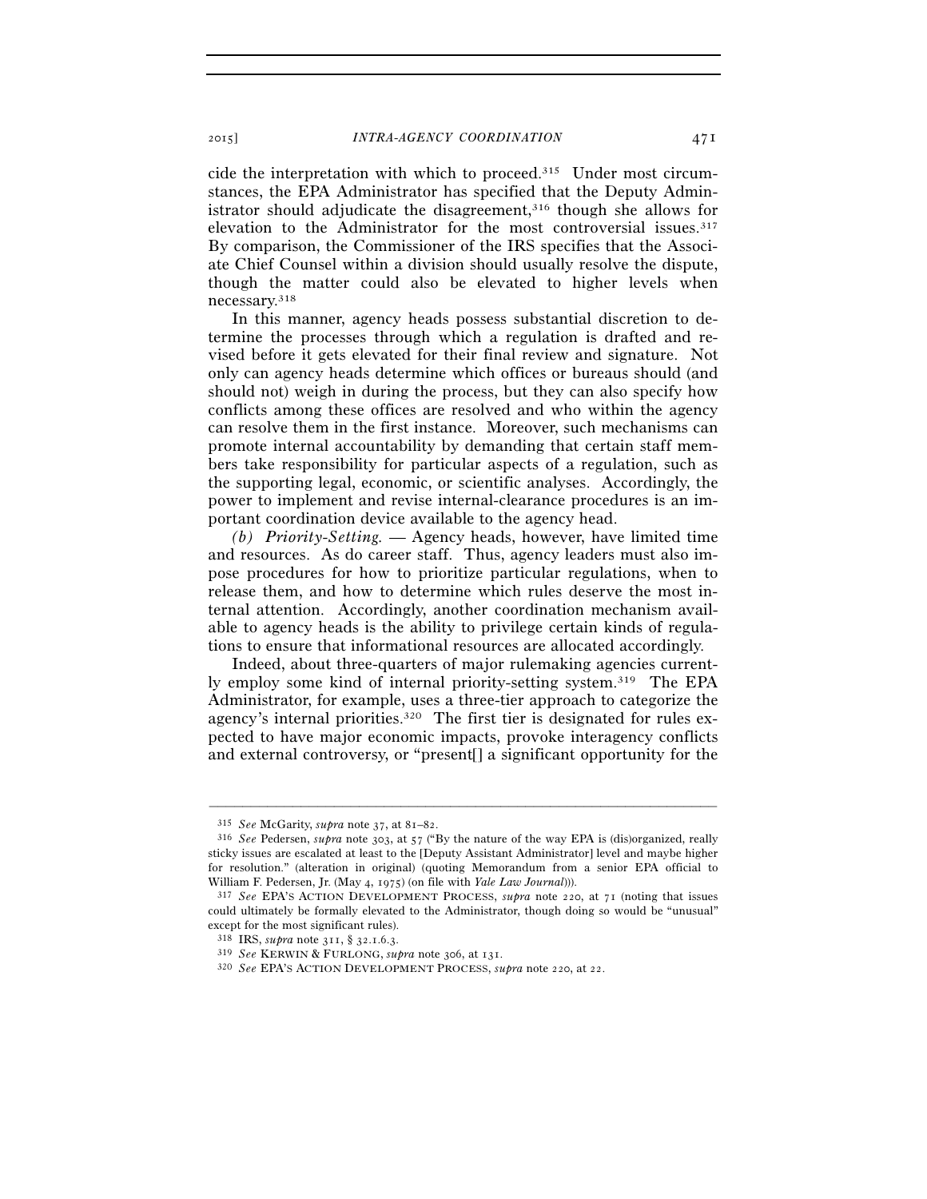cide the interpretation with which to proceed.[315] Under most circumstances, the EPA Administrator has specified that the Deputy Administrator should adjudicate the disagreement,[316] though she allows for elevation to the Administrator for the most controversial issues.[317] By comparison, the Commissioner of the IRS specifies that the Associate Chief Counsel within a division should usually resolve the dispute, though the matter could also be elevated to higher levels when necessary.[318]

In this manner, agency heads possess substantial discretion to determine the processes through which a regulation is drafted and revised before it gets elevated for their final review and signature. Not only can agency heads determine which offices or bureaus should (and should not) weigh in during the process, but they can also specify how conflicts among these offices are resolved and who within the agency can resolve them in the first instance. Moreover, such mechanisms can promote internal accountability by demanding that certain staff members take responsibility for particular aspects of a regulation, such as the supporting legal, economic, or scientific analyses. Accordingly, the power to implement and revise internal-clearance procedures is an important coordination device available to the agency head.

*(b) Priority-Setting.* — Agency heads, however, have limited time and resources. As do career staff. Thus, agency leaders must also impose procedures for how to prioritize particular regulations, when to release them, and how to determine which rules deserve the most internal attention. Accordingly, another coordination mechanism available to agency heads is the ability to privilege certain kinds of regulations to ensure that informational resources are allocated accordingly.

Indeed, about three-quarters of major rulemaking agencies currently employ some kind of internal priority-setting system.[319] The EPA Administrator, for example, uses a three-tier approach to categorize the agency's internal priorities.[320] The first tier is designated for rules expected to have major economic impacts, provoke interagency conflicts and external controversy, or "present[] a significant opportunity for the

---

[315] *See* McGarity, *supra* note 37, at 81–82.

[316] *See* Pedersen, *supra* note 303, at 57 ("By the nature of the way EPA is (dis)organized, really sticky issues are escalated at least to the [Deputy Assistant Administrator] level and maybe higher for resolution." (alteration in original) (quoting Memorandum from a senior EPA official to William F. Pedersen, Jr. (May 4, 1975) (on file with *Yale Law Journal*))).

[317] *See* EPA'S ACTION DEVELOPMENT PROCESS, *supra* note 220, at 71 (noting that issues could ultimately be formally elevated to the Administrator, though doing so would be "unusual" except for the most significant rules).

[318] IRS, *supra* note 311, § 32.1.6.3.

[319] *See* KERWIN & FURLONG, *supra* note 306, at 131.

[320] *See* EPA'S ACTION DEVELOPMENT PROCESS, *supra* note 220, at 22.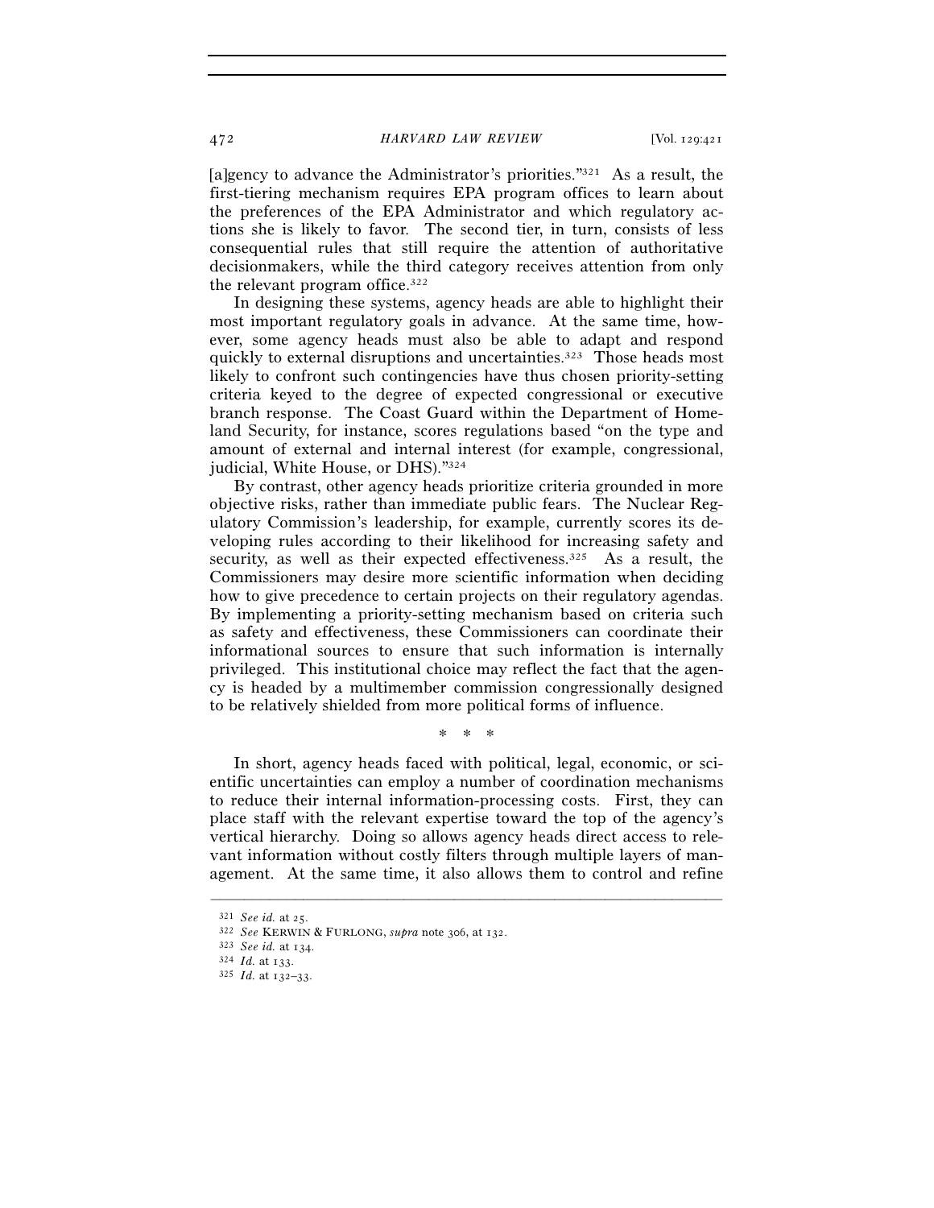[a]gency to advance the Administrator's priorities."[321] As a result, the first-tiering mechanism requires EPA program offices to learn about the preferences of the EPA Administrator and which regulatory actions she is likely to favor. The second tier, in turn, consists of less consequential rules that still require the attention of authoritative decisionmakers, while the third category receives attention from only the relevant program office.[322]

In designing these systems, agency heads are able to highlight their most important regulatory goals in advance. At the same time, however, some agency heads must also be able to adapt and respond quickly to external disruptions and uncertainties.[323] Those heads most likely to confront such contingencies have thus chosen priority-setting criteria keyed to the degree of expected congressional or executive branch response. The Coast Guard within the Department of Homeland Security, for instance, scores regulations based "on the type and amount of external and internal interest (for example, congressional, judicial, White House, or DHS)."[324]

By contrast, other agency heads prioritize criteria grounded in more objective risks, rather than immediate public fears. The Nuclear Regulatory Commission's leadership, for example, currently scores its developing rules according to their likelihood for increasing safety and security, as well as their expected effectiveness.[325] As a result, the Commissioners may desire more scientific information when deciding how to give precedence to certain projects on their regulatory agendas. By implementing a priority-setting mechanism based on criteria such as safety and effectiveness, these Commissioners can coordinate their informational sources to ensure that such information is internally privileged. This institutional choice may reflect the fact that the agency is headed by a multimember commission congressionally designed to be relatively shielded from more political forms of influence.

\* \* \*

In short, agency heads faced with political, legal, economic, or scientific uncertainties can employ a number of coordination mechanisms to reduce their internal information-processing costs. First, they can place staff with the relevant expertise toward the top of the agency's vertical hierarchy. Doing so allows agency heads direct access to relevant information without costly filters through multiple layers of management. At the same time, it also allows them to control and refine

---

321 *See id.* at 25.

322 *See* KERWIN & FURLONG, *supra* note 306, at 132.

323 *See id.* at 134.

324 *Id.* at 133.

325 *Id.* at 132–33.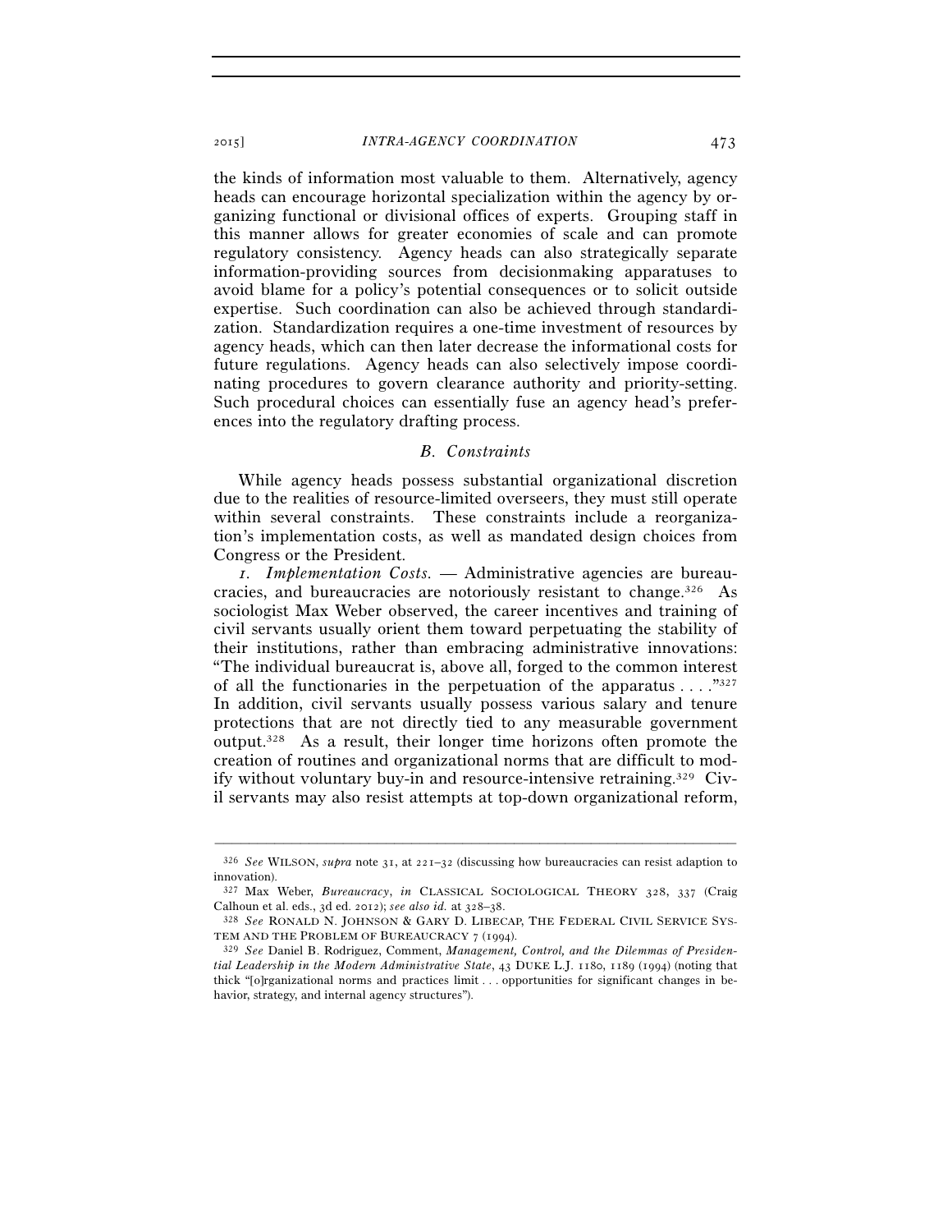the kinds of information most valuable to them. Alternatively, agency heads can encourage horizontal specialization within the agency by organizing functional or divisional offices of experts. Grouping staff in this manner allows for greater economies of scale and can promote regulatory consistency. Agency heads can also strategically separate information-providing sources from decisionmaking apparatuses to avoid blame for a policy's potential consequences or to solicit outside expertise. Such coordination can also be achieved through standardization. Standardization requires a one-time investment of resources by agency heads, which can then later decrease the informational costs for future regulations. Agency heads can also selectively impose coordinating procedures to govern clearance authority and priority-setting. Such procedural choices can essentially fuse an agency head's preferences into the regulatory drafting process.

### *B. Constraints*

While agency heads possess substantial organizational discretion due to the realities of resource-limited overseers, they must still operate within several constraints. These constraints include a reorganization's implementation costs, as well as mandated design choices from Congress or the President.

*1. Implementation Costs.* — Administrative agencies are bureaucracies, and bureaucracies are notoriously resistant to change.[326] As sociologist Max Weber observed, the career incentives and training of civil servants usually orient them toward perpetuating the stability of their institutions, rather than embracing administrative innovations: "The individual bureaucrat is, above all, forged to the common interest of all the functionaries in the perpetuation of the apparatus . . . ."[327] In addition, civil servants usually possess various salary and tenure protections that are not directly tied to any measurable government output.[328] As a result, their longer time horizons often promote the creation of routines and organizational norms that are difficult to modify without voluntary buy-in and resource-intensive retraining.[329] Civil servants may also resist attempts at top-down organizational reform,

---

[326] *See* WILSON, *supra* note 31, at 221–32 (discussing how bureaucracies can resist adaption to innovation).

[327] Max Weber, *Bureaucracy*, *in* CLASSICAL SOCIOLOGICAL THEORY 328, 337 (Craig Calhoun et al. eds., 3d ed. 2012); *see also id.* at 328–38.

[328] *See* RONALD N. JOHNSON & GARY D. LIBECAP, THE FEDERAL CIVIL SERVICE SYSTEM AND THE PROBLEM OF BUREAUCRACY 7 (1994).

[329] *See* Daniel B. Rodriguez, Comment, *Management, Control, and the Dilemmas of Presidential Leadership in the Modern Administrative State*, 43 DUKE L.J. 1180, 1189 (1994) (noting that thick "[o]rganizational norms and practices limit . . . opportunities for significant changes in behavior, strategy, and internal agency structures").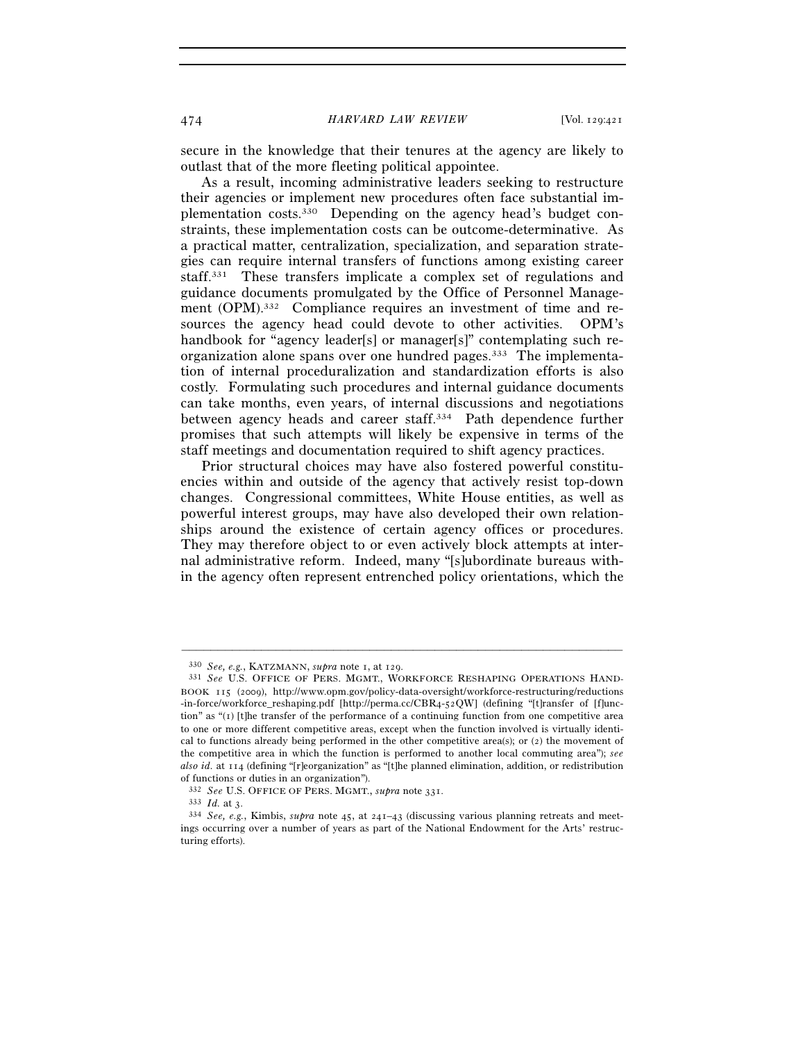secure in the knowledge that their tenures at the agency are likely to outlast that of the more fleeting political appointee.

As a result, incoming administrative leaders seeking to restructure their agencies or implement new procedures often face substantial implementation costs.[330] Depending on the agency head's budget constraints, these implementation costs can be outcome-determinative. As a practical matter, centralization, specialization, and separation strategies can require internal transfers of functions among existing career staff.[331] These transfers implicate a complex set of regulations and guidance documents promulgated by the Office of Personnel Management (OPM).[332] Compliance requires an investment of time and resources the agency head could devote to other activities. OPM's handbook for "agency leader[s] or manager[s]" contemplating such reorganization alone spans over one hundred pages.[333] The implementation of internal proceduralization and standardization efforts is also costly. Formulating such procedures and internal guidance documents can take months, even years, of internal discussions and negotiations between agency heads and career staff.[334] Path dependence further promises that such attempts will likely be expensive in terms of the staff meetings and documentation required to shift agency practices.

Prior structural choices may have also fostered powerful constituencies within and outside of the agency that actively resist top-down changes. Congressional committees, White House entities, as well as powerful interest groups, may have also developed their own relationships around the existence of certain agency offices or procedures. They may therefore object to or even actively block attempts at internal administrative reform. Indeed, many "[s]ubordinate bureaus within the agency often represent entrenched policy orientations, which the

---

[330] *See, e.g.*, KATZMANN, *supra* note 1, at 129.

[331] *See* U.S. OFFICE OF PERS. MGMT., WORKFORCE RESHAPING OPERATIONS HANDBOOK 115 (2009), http://www.opm.gov/policy-data-oversight/workforce-restructuring/reductions-in-force/workforce_reshaping.pdf [http://perma.cc/CBR4-52QW] (defining "[t]ransfer of [f]unction" as "(1) [t]he transfer of the performance of a continuing function from one competitive area to one or more different competitive areas, except when the function involved is virtually identical to functions already being performed in the other competitive area(s); or (2) the movement of the competitive area in which the function is performed to another local commuting area"); *see also id.* at 114 (defining "[r]eorganization" as "[t]he planned elimination, addition, or redistribution of functions or duties in an organization").

[332] *See* U.S. OFFICE OF PERS. MGMT., *supra* note 331.

[333] *Id.* at 3.

[334] *See, e.g.*, Kimbis, *supra* note 45, at 241–43 (discussing various planning retreats and meetings occurring over a number of years as part of the National Endowment for the Arts' restructuring efforts).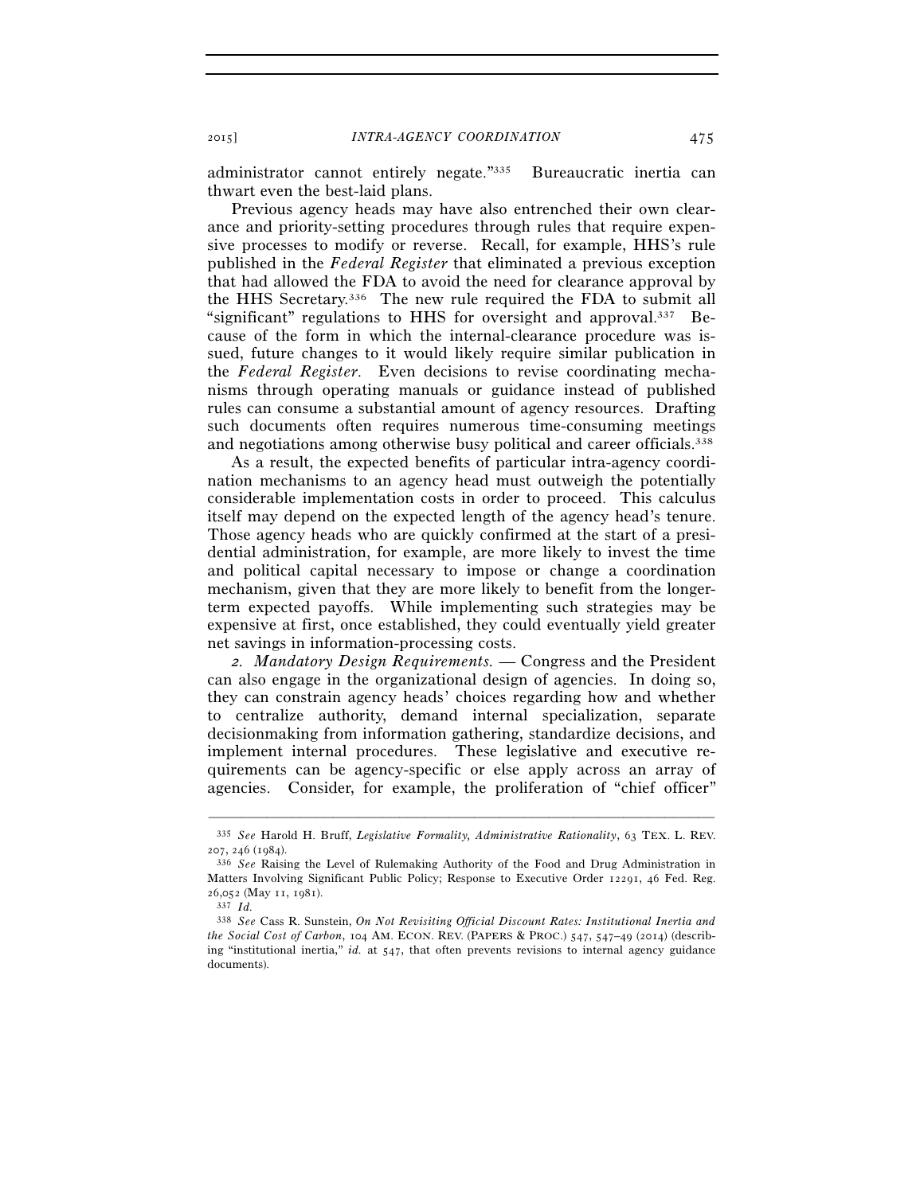administrator cannot entirely negate."[335] Bureaucratic inertia can thwart even the best-laid plans.

Previous agency heads may have also entrenched their own clearance and priority-setting procedures through rules that require expensive processes to modify or reverse. Recall, for example, HHS's rule published in the *Federal Register* that eliminated a previous exception that had allowed the FDA to avoid the need for clearance approval by the HHS Secretary.[336] The new rule required the FDA to submit all "significant" regulations to HHS for oversight and approval.[337] Because of the form in which the internal-clearance procedure was issued, future changes to it would likely require similar publication in the *Federal Register*. Even decisions to revise coordinating mechanisms through operating manuals or guidance instead of published rules can consume a substantial amount of agency resources. Drafting such documents often requires numerous time-consuming meetings and negotiations among otherwise busy political and career officials.[338]

As a result, the expected benefits of particular intra-agency coordination mechanisms to an agency head must outweigh the potentially considerable implementation costs in order to proceed. This calculus itself may depend on the expected length of the agency head's tenure. Those agency heads who are quickly confirmed at the start of a presidential administration, for example, are more likely to invest the time and political capital necessary to impose or change a coordination mechanism, given that they are more likely to benefit from the longer-term expected payoffs. While implementing such strategies may be expensive at first, once established, they could eventually yield greater net savings in information-processing costs.

*2. Mandatory Design Requirements.* — Congress and the President can also engage in the organizational design of agencies. In doing so, they can constrain agency heads' choices regarding how and whether to centralize authority, demand internal specialization, separate decisionmaking from information gathering, standardize decisions, and implement internal procedures. These legislative and executive requirements can be agency-specific or else apply across an array of agencies. Consider, for example, the proliferation of "chief officer"

---

[335] *See* Harold H. Bruff, *Legislative Formality, Administrative Rationality*, 63 TEX. L. REV. 207, 246 (1984).

[336] *See* Raising the Level of Rulemaking Authority of the Food and Drug Administration in Matters Involving Significant Public Policy; Response to Executive Order 12291, 46 Fed. Reg. 26,052 (May 11, 1981).

[337] *Id.*

[338] *See* Cass R. Sunstein, *On Not Revisiting Official Discount Rates: Institutional Inertia and the Social Cost of Carbon*, 104 AM. ECON. REV. (PAPERS & PROC.) 547, 547–49 (2014) (describing "institutional inertia," *id.* at 547, that often prevents revisions to internal agency guidance documents).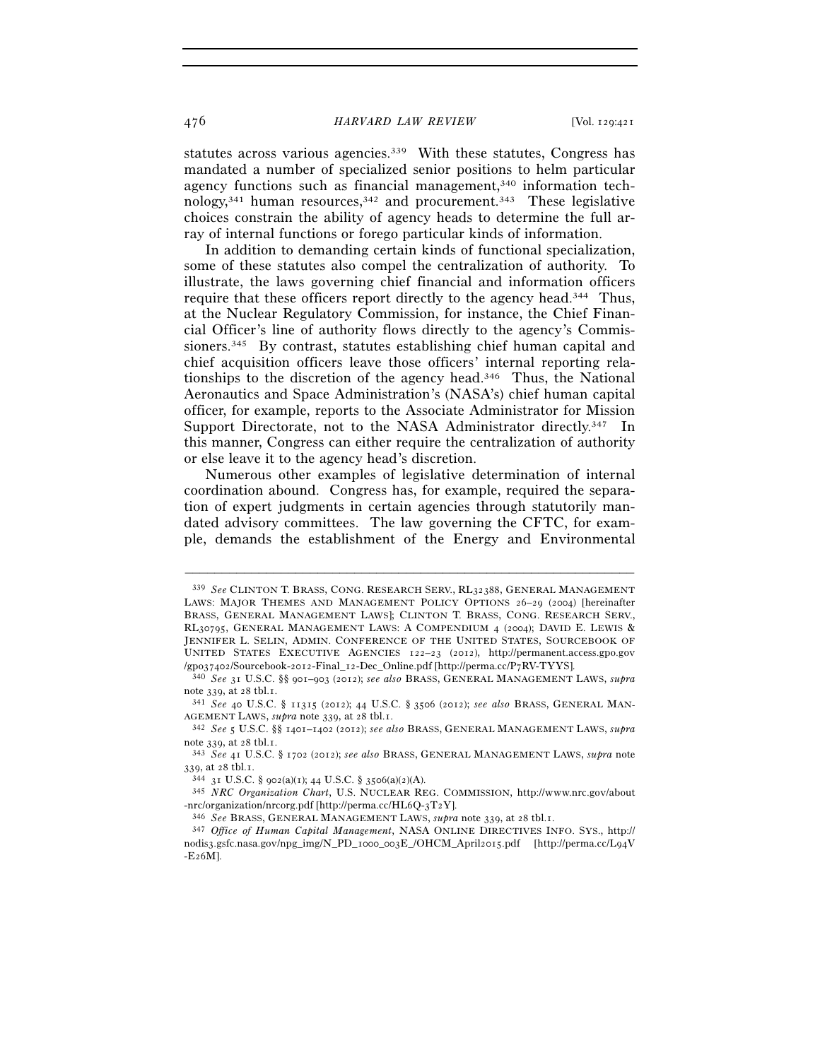statutes across various agencies.[339] With these statutes, Congress has mandated a number of specialized senior positions to helm particular agency functions such as financial management,[340] information technology,[341] human resources,[342] and procurement.[343] These legislative choices constrain the ability of agency heads to determine the full array of internal functions or forego particular kinds of information.

In addition to demanding certain kinds of functional specialization, some of these statutes also compel the centralization of authority. To illustrate, the laws governing chief financial and information officers require that these officers report directly to the agency head.[344] Thus, at the Nuclear Regulatory Commission, for instance, the Chief Financial Officer's line of authority flows directly to the agency's Commissioners.[345] By contrast, statutes establishing chief human capital and chief acquisition officers leave those officers' internal reporting relationships to the discretion of the agency head.[346] Thus, the National Aeronautics and Space Administration's (NASA's) chief human capital officer, for example, reports to the Associate Administrator for Mission Support Directorate, not to the NASA Administrator directly.[347] In this manner, Congress can either require the centralization of authority or else leave it to the agency head's discretion.

Numerous other examples of legislative determination of internal coordination abound. Congress has, for example, required the separation of expert judgments in certain agencies through statutorily mandated advisory committees. The law governing the CFTC, for example, demands the establishment of the Energy and Environmental

---

[339] *See* CLINTON T. BRASS, CONG. RESEARCH SERV., RL32388, GENERAL MANAGEMENT LAWS: MAJOR THEMES AND MANAGEMENT POLICY OPTIONS 26–29 (2004) [hereinafter BRASS, GENERAL MANAGEMENT LAWS]; CLINTON T. BRASS, CONG. RESEARCH SERV., RL30795, GENERAL MANAGEMENT LAWS: A COMPENDIUM 4 (2004); DAVID E. LEWIS & JENNIFER L. SELIN, ADMIN. CONFERENCE OF THE UNITED STATES, SOURCEBOOK OF UNITED STATES EXECUTIVE AGENCIES 122–23 (2012), http://permanent.access.gpo.gov/gpo37402/Sourcebook-2012-Final_12-Dec_Online.pdf [http://perma.cc/P7RV-TYYS].

[340] *See* 31 U.S.C. §§ 901–903 (2012); *see also* BRASS, GENERAL MANAGEMENT LAWS, *supra* note 339, at 28 tbl.1.

[341] *See* 40 U.S.C. § 11315 (2012); 44 U.S.C. § 3506 (2012); *see also* BRASS, GENERAL MANAGEMENT LAWS, *supra* note 339, at 28 tbl.1.

[342] *See* 5 U.S.C. §§ 1401–1402 (2012); *see also* BRASS, GENERAL MANAGEMENT LAWS, *supra* note 339, at 28 tbl.1.

[343] *See* 41 U.S.C. § 1702 (2012); *see also* BRASS, GENERAL MANAGEMENT LAWS, *supra* note 339, at 28 tbl.1.

[344] 31 U.S.C. § 902(a)(1); 44 U.S.C. § 3506(a)(2)(A).

[345] *NRC Organization Chart*, U.S. NUCLEAR REG. COMMISSION, http://www.nrc.gov/about-nrc/organization/nrcorg.pdf [http://perma.cc/HL6Q-3T2Y].

[346] *See* BRASS, GENERAL MANAGEMENT LAWS, *supra* note 339, at 28 tbl.1.

[347] *Office of Human Capital Management*, NASA ONLINE DIRECTIVES INFO. SYS., http://nodis3.gsfc.nasa.gov/npg_img/N_PD_1000_003E_/OHCM_April2015.pdf [http://perma.cc/L94V-E26M].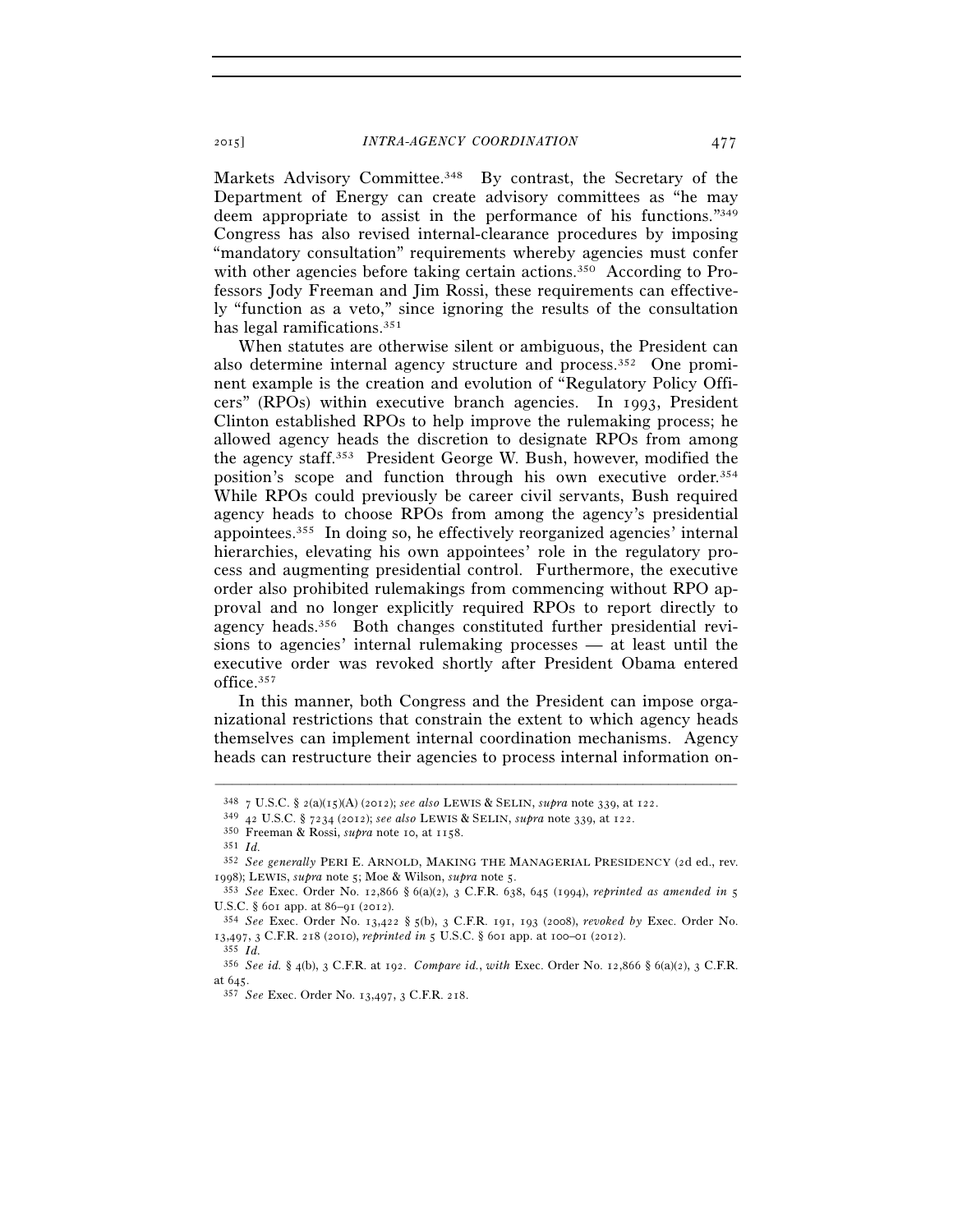Markets Advisory Committee.[348] By contrast, the Secretary of the Department of Energy can create advisory committees as "he may deem appropriate to assist in the performance of his functions."[349] Congress has also revised internal-clearance procedures by imposing "mandatory consultation" requirements whereby agencies must confer with other agencies before taking certain actions.[350] According to Professors Jody Freeman and Jim Rossi, these requirements can effectively "function as a veto," since ignoring the results of the consultation has legal ramifications.[351]

When statutes are otherwise silent or ambiguous, the President can also determine internal agency structure and process.[352] One prominent example is the creation and evolution of "Regulatory Policy Officers" (RPOs) within executive branch agencies. In 1993, President Clinton established RPOs to help improve the rulemaking process; he allowed agency heads the discretion to designate RPOs from among the agency staff.[353] President George W. Bush, however, modified the position's scope and function through his own executive order.[354] While RPOs could previously be career civil servants, Bush required agency heads to choose RPOs from among the agency's presidential appointees.[355] In doing so, he effectively reorganized agencies' internal hierarchies, elevating his own appointees' role in the regulatory process and augmenting presidential control. Furthermore, the executive order also prohibited rulemakings from commencing without RPO approval and no longer explicitly required RPOs to report directly to agency heads.[356] Both changes constituted further presidential revisions to agencies' internal rulemaking processes — at least until the executive order was revoked shortly after President Obama entered office.[357]

In this manner, both Congress and the President can impose organizational restrictions that constrain the extent to which agency heads themselves can implement internal coordination mechanisms. Agency heads can restructure their agencies to process internal information on-

---

[348] 7 U.S.C. § 2(a)(15)(A) (2012); *see also* LEWIS & SELIN, *supra* note 339, at 122.

[349] 42 U.S.C. § 7234 (2012); *see also* LEWIS & SELIN, *supra* note 339, at 122.

[350] Freeman & Rossi, *supra* note 10, at 1158.

[351] *Id.*

[352] *See generally* PERI E. ARNOLD, MAKING THE MANAGERIAL PRESIDENCY (2d ed., rev. 1998); LEWIS, *supra* note 5; Moe & Wilson, *supra* note 5.

[353] *See* Exec. Order No. 12,866 § 6(a)(2), 3 C.F.R. 638, 645 (1994), *reprinted as amended in* 5 U.S.C. § 601 app. at 86–91 (2012).

[354] *See* Exec. Order No. 13,422 § 5(b), 3 C.F.R. 191, 193 (2008), *revoked by* Exec. Order No. 13,497, 3 C.F.R. 218 (2010), *reprinted in* 5 U.S.C. § 601 app. at 100–01 (2012).

[355] *Id.*

[356] *See id.* § 4(b), 3 C.F.R. at 192. *Compare id.*, *with* Exec. Order No. 12,866 § 6(a)(2), 3 C.F.R. at 645.

[357] *See* Exec. Order No. 13,497, 3 C.F.R. 218.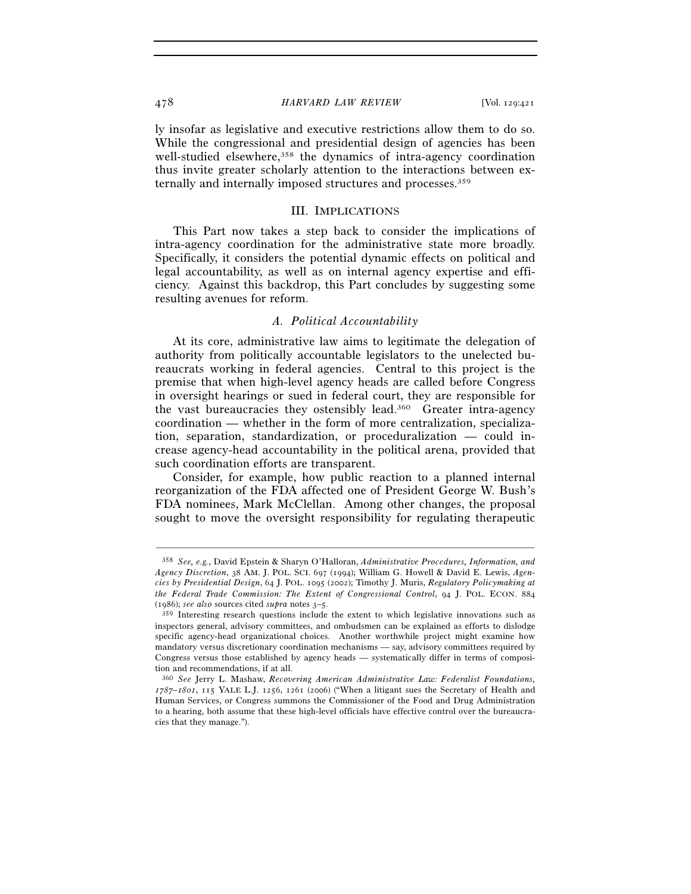ly insofar as legislative and executive restrictions allow them to do so. While the congressional and presidential design of agencies has been well-studied elsewhere,[358] the dynamics of intra-agency coordination thus invite greater scholarly attention to the interactions between externally and internally imposed structures and processes.[359]

## III. IMPLICATIONS

This Part now takes a step back to consider the implications of intra-agency coordination for the administrative state more broadly. Specifically, it considers the potential dynamic effects on political and legal accountability, as well as on internal agency expertise and efficiency. Against this backdrop, this Part concludes by suggesting some resulting avenues for reform.

### *A. Political Accountability*

At its core, administrative law aims to legitimate the delegation of authority from politically accountable legislators to the unelected bureaucrats working in federal agencies. Central to this project is the premise that when high-level agency heads are called before Congress in oversight hearings or sued in federal court, they are responsible for the vast bureaucracies they ostensibly lead.[360] Greater intra-agency coordination — whether in the form of more centralization, specialization, separation, standardization, or proceduralization — could increase agency-head accountability in the political arena, provided that such coordination efforts are transparent.

Consider, for example, how public reaction to a planned internal reorganization of the FDA affected one of President George W. Bush's FDA nominees, Mark McClellan. Among other changes, the proposal sought to move the oversight responsibility for regulating therapeutic

---

[358] *See, e.g.*, David Epstein & Sharyn O'Halloran, *Administrative Procedures, Information, and Agency Discretion*, 38 AM. J. POL. SCI. 697 (1994); William G. Howell & David E. Lewis, *Agencies by Presidential Design*, 64 J. POL. 1095 (2002); Timothy J. Muris, *Regulatory Policymaking at the Federal Trade Commission: The Extent of Congressional Control*, 94 J. POL. ECON. 884 (1986); *see also* sources cited *supra* notes 3–5.

[359] Interesting research questions include the extent to which legislative innovations such as inspectors general, advisory committees, and ombudsmen can be explained as efforts to dislodge specific agency-head organizational choices. Another worthwhile project might examine how mandatory versus discretionary coordination mechanisms — say, advisory committees required by Congress versus those established by agency heads — systematically differ in terms of composition and recommendations, if at all.

[360] *See* Jerry L. Mashaw, *Recovering American Administrative Law: Federalist Foundations, 1787–1801*, 115 YALE L.J. 1256, 1261 (2006) ("When a litigant sues the Secretary of Health and Human Services, or Congress summons the Commissioner of the Food and Drug Administration to a hearing, both assume that these high-level officials have effective control over the bureaucracies that they manage.").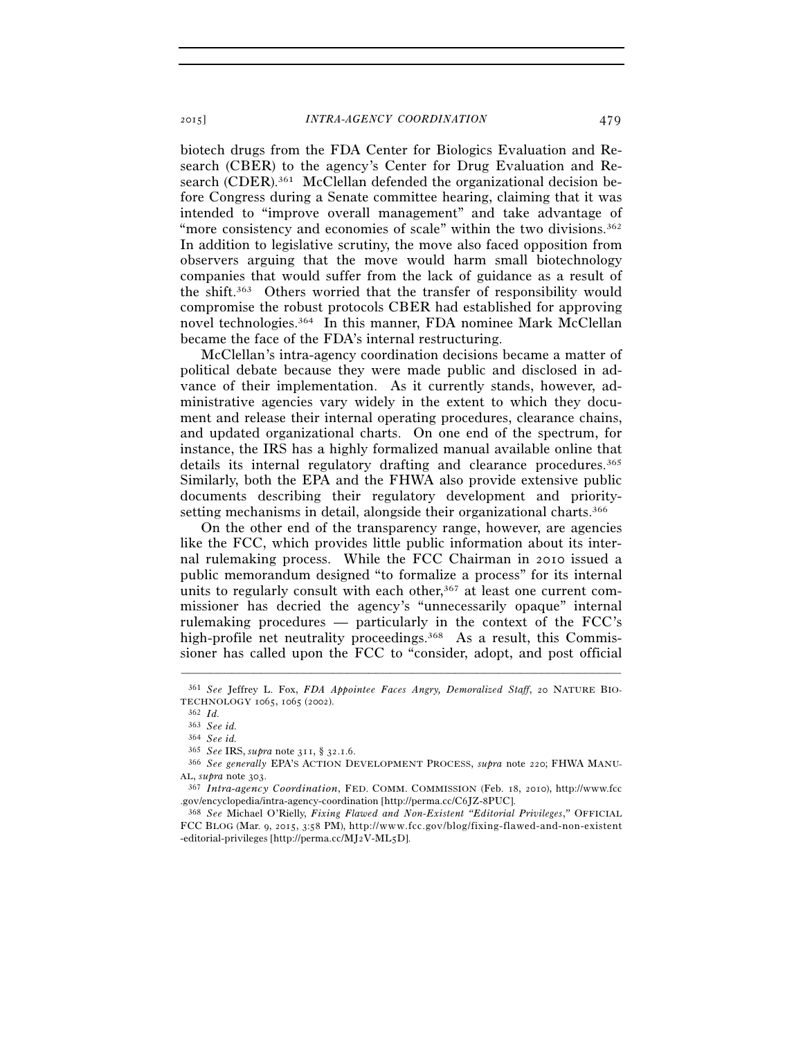biotech drugs from the FDA Center for Biologics Evaluation and Research (CBER) to the agency's Center for Drug Evaluation and Research (CDER).[361] McClellan defended the organizational decision before Congress during a Senate committee hearing, claiming that it was intended to "improve overall management" and take advantage of "more consistency and economies of scale" within the two divisions.[362] In addition to legislative scrutiny, the move also faced opposition from observers arguing that the move would harm small biotechnology companies that would suffer from the lack of guidance as a result of the shift.[363] Others worried that the transfer of responsibility would compromise the robust protocols CBER had established for approving novel technologies.[364] In this manner, FDA nominee Mark McClellan became the face of the FDA's internal restructuring.

McClellan's intra-agency coordination decisions became a matter of political debate because they were made public and disclosed in advance of their implementation. As it currently stands, however, administrative agencies vary widely in the extent to which they document and release their internal operating procedures, clearance chains, and updated organizational charts. On one end of the spectrum, for instance, the IRS has a highly formalized manual available online that details its internal regulatory drafting and clearance procedures.[365] Similarly, both the EPA and the FHWA also provide extensive public documents describing their regulatory development and priority-setting mechanisms in detail, alongside their organizational charts.[366]

On the other end of the transparency range, however, are agencies like the FCC, which provides little public information about its internal rulemaking process. While the FCC Chairman in 2010 issued a public memorandum designed "to formalize a process" for its internal units to regularly consult with each other,[367] at least one current commissioner has decried the agency's "unnecessarily opaque" internal rulemaking procedures — particularly in the context of the FCC's high-profile net neutrality proceedings.[368] As a result, this Commissioner has called upon the FCC to "consider, adopt, and post official

---

[361] *See* Jeffrey L. Fox, *FDA Appointee Faces Angry, Demoralized Staff*, 20 NATURE BIOTECHNOLOGY 1065, 1065 (2002).

[362] *Id.*

[363] *See id.*

[364] *See id.*

[365] *See* IRS, *supra* note 311, § 32.1.6.

[366] *See generally* EPA'S ACTION DEVELOPMENT PROCESS, *supra* note 220; FHWA MANUAL, *supra* note 303.

[367] *Intra-agency Coordination*, FED. COMM. COMMISSION (Feb. 18, 2010), http://www.fcc.gov/encyclopedia/intra-agency-coordination [http://perma.cc/C6JZ-8PUC].

[368] *See* Michael O'Rielly, *Fixing Flawed and Non-Existent "Editorial Privileges*,*"* OFFICIAL FCC BLOG (Mar. 9, 2015, 3:58 PM), http://www.fcc.gov/blog/fixing-flawed-and-non-existent-editorial-privileges [http://perma.cc/MJ2V-ML5D].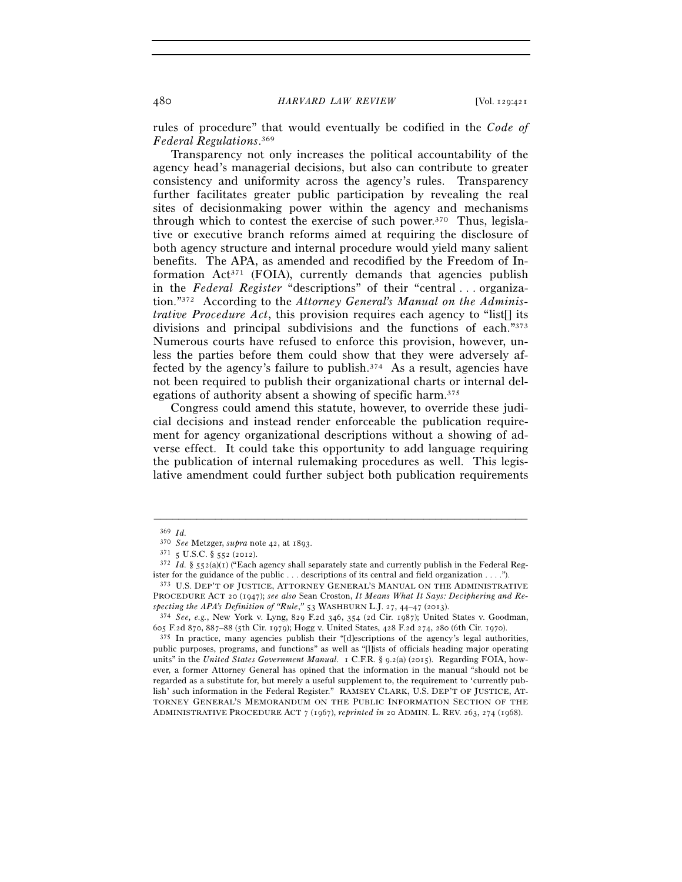rules of procedure" that would eventually be codified in the *Code of Federal Regulations*.[369]

Transparency not only increases the political accountability of the agency head's managerial decisions, but also can contribute to greater consistency and uniformity across the agency's rules. Transparency further facilitates greater public participation by revealing the real sites of decisionmaking power within the agency and mechanisms through which to contest the exercise of such power.[370] Thus, legislative or executive branch reforms aimed at requiring the disclosure of both agency structure and internal procedure would yield many salient benefits. The APA, as amended and recodified by the Freedom of Information Act[371] (FOIA), currently demands that agencies publish in the *Federal Register* "descriptions" of their "central . . . organization."[372] According to the *Attorney General's Manual on the Administrative Procedure Act*, this provision requires each agency to "list[] its divisions and principal subdivisions and the functions of each."[373] Numerous courts have refused to enforce this provision, however, unless the parties before them could show that they were adversely affected by the agency's failure to publish.[374] As a result, agencies have not been required to publish their organizational charts or internal delegations of authority absent a showing of specific harm.[375]

Congress could amend this statute, however, to override these judicial decisions and instead render enforceable the publication requirement for agency organizational descriptions without a showing of adverse effect. It could take this opportunity to add language requiring the publication of internal rulemaking procedures as well. This legislative amendment could further subject both publication requirements

---

[369] *Id.*

[370] *See* Metzger, *supra* note 42, at 1893.

[371] 5 U.S.C. § 552 (2012).

[372] *Id.* § 552(a)(1) ("Each agency shall separately state and currently publish in the Federal Register for the guidance of the public . . . descriptions of its central and field organization . . . .").

[373] U.S. DEP'T OF JUSTICE, ATTORNEY GENERAL'S MANUAL ON THE ADMINISTRATIVE PROCEDURE ACT 20 (1947); *see also* Sean Croston, *It Means What It Says: Deciphering and Respecting the APA's Definition of "Rule*,*"* 53 WASHBURN L.J. 27, 44–47 (2013).

[374] *See, e.g.*, New York v. Lyng, 829 F.2d 346, 354 (2d Cir. 1987); United States v. Goodman, 605 F.2d 870, 887–88 (5th Cir. 1979); Hogg v. United States, 428 F.2d 274, 280 (6th Cir. 1970).

[375] In practice, many agencies publish their "[d]escriptions of the agency's legal authorities, public purposes, programs, and functions" as well as "[l]ists of officials heading major operating units" in the *United States Government Manual*. 1 C.F.R. § 9.2(a) (2015). Regarding FOIA, however, a former Attorney General has opined that the information in the manual "should not be regarded as a substitute for, but merely a useful supplement to, the requirement to 'currently publish' such information in the Federal Register." RAMSEY CLARK, U.S. DEP'T OF JUSTICE, ATTORNEY GENERAL'S MEMORANDUM ON THE PUBLIC INFORMATION SECTION OF THE ADMINISTRATIVE PROCEDURE ACT 7 (1967), *reprinted in* 20 ADMIN. L. REV. 263, 274 (1968).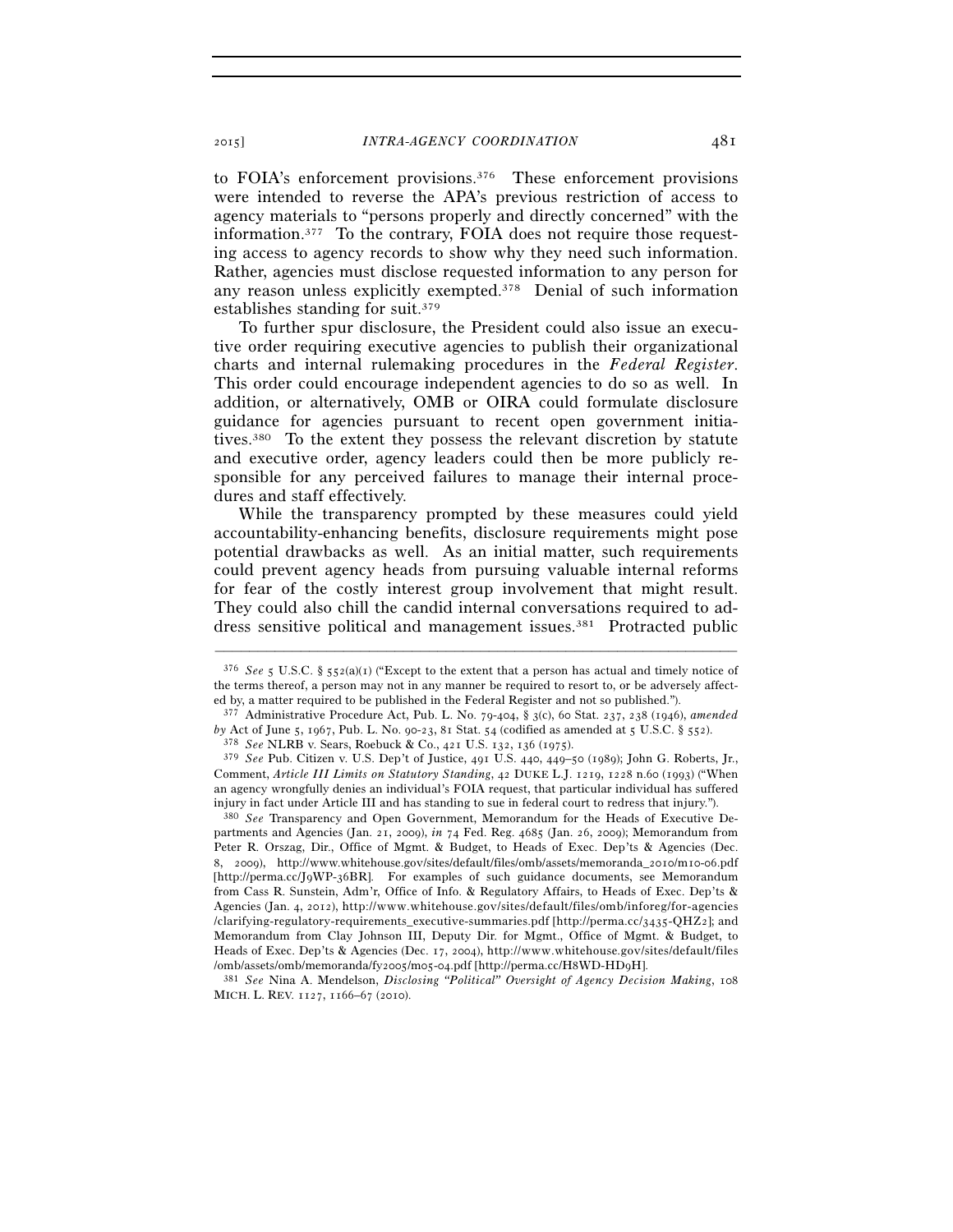to FOIA's enforcement provisions.[376] These enforcement provisions were intended to reverse the APA's previous restriction of access to agency materials to "persons properly and directly concerned" with the information.[377] To the contrary, FOIA does not require those requesting access to agency records to show why they need such information. Rather, agencies must disclose requested information to any person for any reason unless explicitly exempted.[378] Denial of such information establishes standing for suit.[379]

To further spur disclosure, the President could also issue an executive order requiring executive agencies to publish their organizational charts and internal rulemaking procedures in the *Federal Register*. This order could encourage independent agencies to do so as well. In addition, or alternatively, OMB or OIRA could formulate disclosure guidance for agencies pursuant to recent open government initiatives.[380] To the extent they possess the relevant discretion by statute and executive order, agency leaders could then be more publicly responsible for any perceived failures to manage their internal procedures and staff effectively.

While the transparency prompted by these measures could yield accountability-enhancing benefits, disclosure requirements might pose potential drawbacks as well. As an initial matter, such requirements could prevent agency heads from pursuing valuable internal reforms for fear of the costly interest group involvement that might result. They could also chill the candid internal conversations required to address sensitive political and management issues.[381] Protracted public

---

[376] *See* 5 U.S.C. § 552(a)(1) ("Except to the extent that a person has actual and timely notice of the terms thereof, a person may not in any manner be required to resort to, or be adversely affected by, a matter required to be published in the Federal Register and not so published.").

[377] Administrative Procedure Act, Pub. L. No. 79-404, § 3(c), 60 Stat. 237, 238 (1946), *amended by* Act of June 5, 1967, Pub. L. No. 90-23, 81 Stat. 54 (codified as amended at 5 U.S.C. § 552).

[378] *See* NLRB v. Sears, Roebuck & Co., 421 U.S. 132, 136 (1975).

[379] *See* Pub. Citizen v. U.S. Dep't of Justice, 491 U.S. 440, 449–50 (1989); John G. Roberts, Jr., Comment, *Article III Limits on Statutory Standing*, 42 DUKE L.J. 1219, 1228 n.60 (1993) ("When an agency wrongfully denies an individual's FOIA request, that particular individual has suffered injury in fact under Article III and has standing to sue in federal court to redress that injury.").

[380] *See* Transparency and Open Government, Memorandum for the Heads of Executive Departments and Agencies (Jan. 21, 2009), *in* 74 Fed. Reg. 4685 (Jan. 26, 2009); Memorandum from Peter R. Orszag, Dir., Office of Mgmt. & Budget, to Heads of Exec. Dep'ts & Agencies (Dec. 8, 2009), http://www.whitehouse.gov/sites/default/files/omb/assets/memoranda_2010/m10-06.pdf [http://perma.cc/J9WP-36BR]. For examples of such guidance documents, see Memorandum from Cass R. Sunstein, Adm'r, Office of Info. & Regulatory Affairs, to Heads of Exec. Dep'ts & Agencies (Jan. 4, 2012), http://www.whitehouse.gov/sites/default/files/omb/inforeg/for-agencies/clarifying-regulatory-requirements_executive-summaries.pdf [http://perma.cc/3435-QHZ2]; and Memorandum from Clay Johnson III, Deputy Dir. for Mgmt., Office of Mgmt. & Budget, to Heads of Exec. Dep'ts & Agencies (Dec. 17, 2004), http://www.whitehouse.gov/sites/default/files/omb/assets/omb/memoranda/fy2005/m05-04.pdf [http://perma.cc/H8WD-HD9H].

[381] *See* Nina A. Mendelson, *Disclosing "Political" Oversight of Agency Decision Making*, 108 MICH. L. REV. 1127, 1166–67 (2010).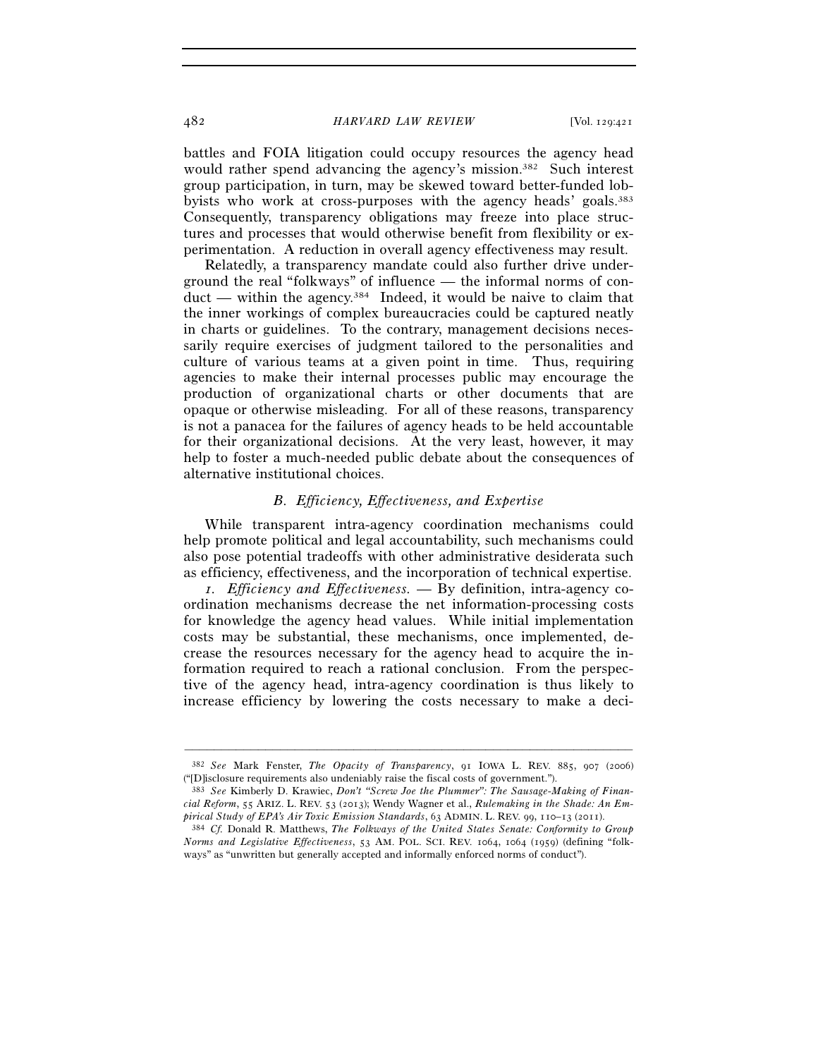battles and FOIA litigation could occupy resources the agency head would rather spend advancing the agency's mission.[382] Such interest group participation, in turn, may be skewed toward better-funded lobbyists who work at cross-purposes with the agency heads' goals.[383] Consequently, transparency obligations may freeze into place structures and processes that would otherwise benefit from flexibility or experimentation. A reduction in overall agency effectiveness may result.

Relatedly, a transparency mandate could also further drive underground the real "folkways" of influence — the informal norms of conduct — within the agency.[384] Indeed, it would be naive to claim that the inner workings of complex bureaucracies could be captured neatly in charts or guidelines. To the contrary, management decisions necessarily require exercises of judgment tailored to the personalities and culture of various teams at a given point in time. Thus, requiring agencies to make their internal processes public may encourage the production of organizational charts or other documents that are opaque or otherwise misleading. For all of these reasons, transparency is not a panacea for the failures of agency heads to be held accountable for their organizational decisions. At the very least, however, it may help to foster a much-needed public debate about the consequences of alternative institutional choices.

### *B. Efficiency, Effectiveness, and Expertise*

While transparent intra-agency coordination mechanisms could help promote political and legal accountability, such mechanisms could also pose potential tradeoffs with other administrative desiderata such as efficiency, effectiveness, and the incorporation of technical expertise.

*1. Efficiency and Effectiveness.* — By definition, intra-agency coordination mechanisms decrease the net information-processing costs for knowledge the agency head values. While initial implementation costs may be substantial, these mechanisms, once implemented, decrease the resources necessary for the agency head to acquire the information required to reach a rational conclusion. From the perspective of the agency head, intra-agency coordination is thus likely to increase efficiency by lowering the costs necessary to make a deci-

---

[382] *See* Mark Fenster, *The Opacity of Transparency*, 91 IOWA L. REV. 885, 907 (2006) ("[D]isclosure requirements also undeniably raise the fiscal costs of government.").

[383] *See* Kimberly D. Krawiec, *Don't "Screw Joe the Plummer": The Sausage-Making of Financial Reform*, 55 ARIZ. L. REV. 53 (2013); Wendy Wagner et al., *Rulemaking in the Shade: An Empirical Study of EPA's Air Toxic Emission Standards*, 63 ADMIN. L. REV. 99, 110–13 (2011).

[384] *Cf.* Donald R. Matthews, *The Folkways of the United States Senate: Conformity to Group Norms and Legislative Effectiveness*, 53 AM. POL. SCI. REV. 1064, 1064 (1959) (defining "folkways" as "unwritten but generally accepted and informally enforced norms of conduct").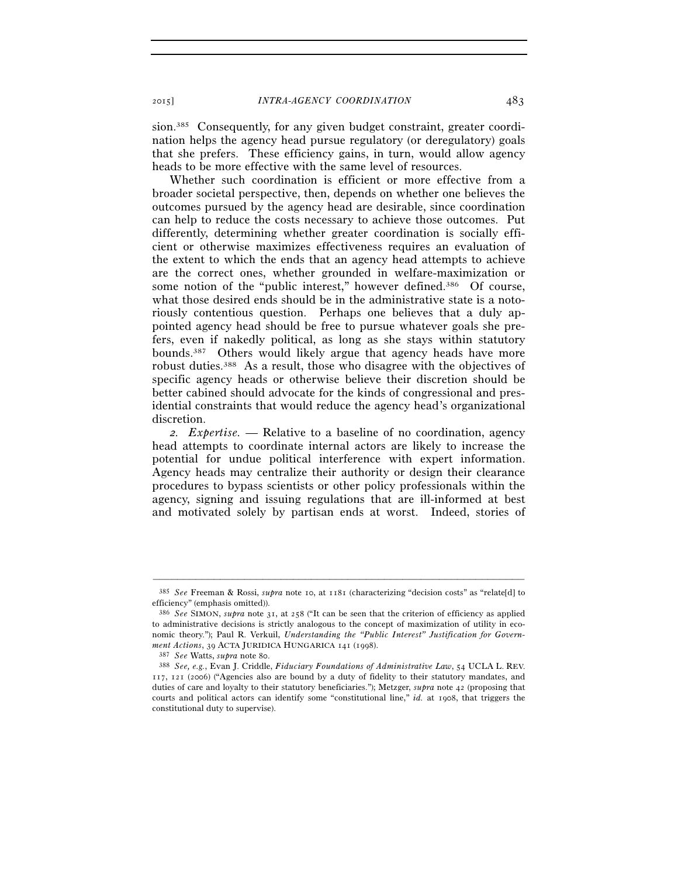sion.[385] Consequently, for any given budget constraint, greater coordination helps the agency head pursue regulatory (or deregulatory) goals that she prefers. These efficiency gains, in turn, would allow agency heads to be more effective with the same level of resources.

Whether such coordination is efficient or more effective from a broader societal perspective, then, depends on whether one believes the outcomes pursued by the agency head are desirable, since coordination can help to reduce the costs necessary to achieve those outcomes. Put differently, determining whether greater coordination is socially efficient or otherwise maximizes effectiveness requires an evaluation of the extent to which the ends that an agency head attempts to achieve are the correct ones, whether grounded in welfare-maximization or some notion of the "public interest," however defined.[386] Of course, what those desired ends should be in the administrative state is a notoriously contentious question. Perhaps one believes that a duly appointed agency head should be free to pursue whatever goals she prefers, even if nakedly political, as long as she stays within statutory bounds.[387] Others would likely argue that agency heads have more robust duties.[388] As a result, those who disagree with the objectives of specific agency heads or otherwise believe their discretion should be better cabined should advocate for the kinds of congressional and presidential constraints that would reduce the agency head's organizational discretion.

*2. Expertise.* — Relative to a baseline of no coordination, agency head attempts to coordinate internal actors are likely to increase the potential for undue political interference with expert information. Agency heads may centralize their authority or design their clearance procedures to bypass scientists or other policy professionals within the agency, signing and issuing regulations that are ill-informed at best and motivated solely by partisan ends at worst. Indeed, stories of

---

[385] *See* Freeman & Rossi, *supra* note 10, at 1181 (characterizing "decision costs" as "relate[d] to efficiency" (emphasis omitted)).

[386] *See* SIMON, *supra* note 31, at 258 ("It can be seen that the criterion of efficiency as applied to administrative decisions is strictly analogous to the concept of maximization of utility in economic theory."); Paul R. Verkuil, *Understanding the "Public Interest" Justification for Government Actions*, 39 ACTA JURIDICA HUNGARICA 141 (1998).

[387] *See* Watts, *supra* note 80.

[388] *See, e.g.*, Evan J. Criddle, *Fiduciary Foundations of Administrative Law*, 54 UCLA L. REV. 117, 121 (2006) ("Agencies also are bound by a duty of fidelity to their statutory mandates, and duties of care and loyalty to their statutory beneficiaries."); Metzger, *supra* note 42 (proposing that courts and political actors can identify some "constitutional line," *id.* at 1908, that triggers the constitutional duty to supervise).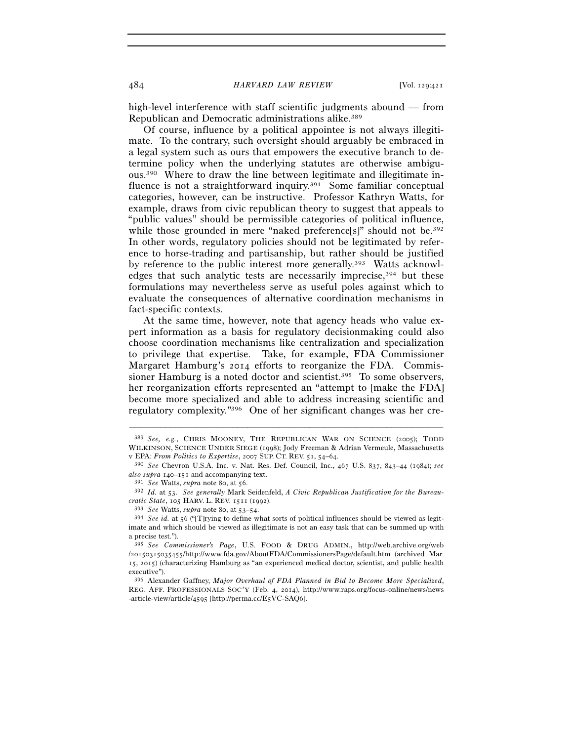high-level interference with staff scientific judgments abound — from Republican and Democratic administrations alike.[389]

Of course, influence by a political appointee is not always illegitimate. To the contrary, such oversight should arguably be embraced in a legal system such as ours that empowers the executive branch to determine policy when the underlying statutes are otherwise ambiguous.[390] Where to draw the line between legitimate and illegitimate influence is not a straightforward inquiry.[391] Some familiar conceptual categories, however, can be instructive. Professor Kathryn Watts, for example, draws from civic republican theory to suggest that appeals to "public values" should be permissible categories of political influence, while those grounded in mere "naked preference[s]" should not be.[392] In other words, regulatory policies should not be legitimated by reference to horse-trading and partisanship, but rather should be justified by reference to the public interest more generally.[393] Watts acknowledges that such analytic tests are necessarily imprecise,[394] but these formulations may nevertheless serve as useful poles against which to evaluate the consequences of alternative coordination mechanisms in fact-specific contexts.

At the same time, however, note that agency heads who value expert information as a basis for regulatory decisionmaking could also choose coordination mechanisms like centralization and specialization to privilege that expertise. Take, for example, FDA Commissioner Margaret Hamburg's 2014 efforts to reorganize the FDA. Commissioner Hamburg is a noted doctor and scientist.[395] To some observers, her reorganization efforts represented an "attempt to [make the FDA] become more specialized and able to address increasing scientific and regulatory complexity."[396] One of her significant changes was her cre-

---

[389] *See, e.g.*, CHRIS MOONEY, THE REPUBLICAN WAR ON SCIENCE (2005); TODD WILKINSON, SCIENCE UNDER SIEGE (1998); Jody Freeman & Adrian Vermeule, Massachusetts v EPA*: From Politics to Expertise*, 2007 SUP. CT. REV. 51, 54–64.

[390] *See* Chevron U.S.A. Inc. v. Nat. Res. Def. Council, Inc., 467 U.S. 837, 843–44 (1984); *see also supra* 140–151 and accompanying text.

[391] *See* Watts, *supra* note 80, at 56.

[392] *Id.* at 53. *See generally* Mark Seidenfeld, *A Civic Republican Justification for the Bureaucratic State*, 105 HARV. L. REV. 1511 (1992).

[393] *See* Watts, *supra* note 80, at 53–54.

[394] *See id.* at 56 ("[T]rying to define what sorts of political influences should be viewed as legitimate and which should be viewed as illegitimate is not an easy task that can be summed up with a precise test.").

[395] *See Commissioner's Page*, U.S. FOOD & DRUG ADMIN., http://web.archive.org/web/20150315035455/http://www.fda.gov/AboutFDA/CommissionersPage/default.htm (archived Mar. 15, 2015) (characterizing Hamburg as "an experienced medical doctor, scientist, and public health executive").

[396] Alexander Gaffney, *Major Overhaul of FDA Planned in Bid to Become More Specialized*, REG. AFF. PROFESSIONALS SOC'Y (Feb. 4, 2014), http://www.raps.org/focus-online/news/news-article-view/article/4595 [http://perma.cc/E5VC-SAQ6].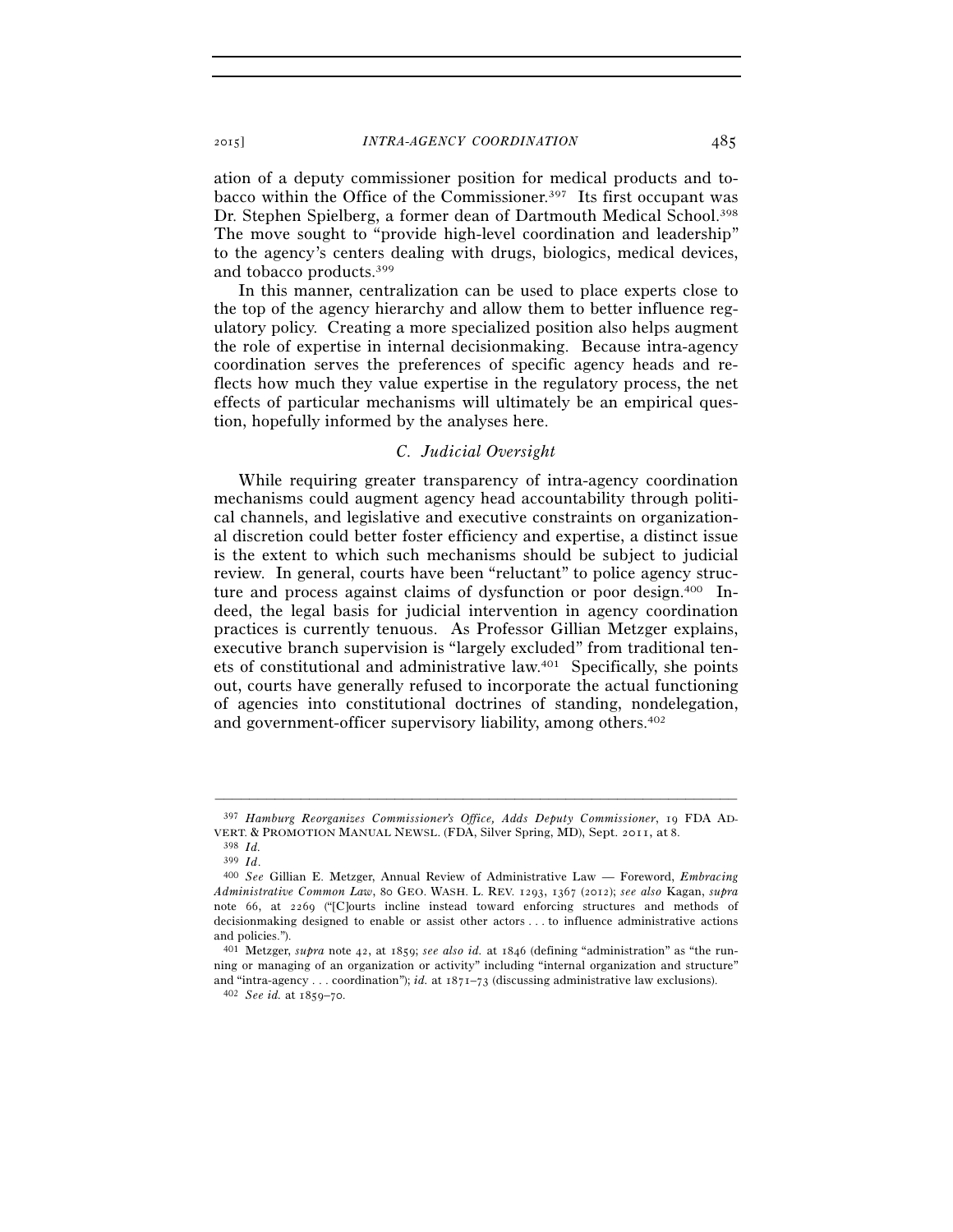ation of a deputy commissioner position for medical products and tobacco within the Office of the Commissioner.[397] Its first occupant was Dr. Stephen Spielberg, a former dean of Dartmouth Medical School.[398] The move sought to "provide high-level coordination and leadership" to the agency's centers dealing with drugs, biologics, medical devices, and tobacco products.[399]

In this manner, centralization can be used to place experts close to the top of the agency hierarchy and allow them to better influence regulatory policy. Creating a more specialized position also helps augment the role of expertise in internal decisionmaking. Because intra-agency coordination serves the preferences of specific agency heads and reflects how much they value expertise in the regulatory process, the net effects of particular mechanisms will ultimately be an empirical question, hopefully informed by the analyses here.

### *C. Judicial Oversight*

While requiring greater transparency of intra-agency coordination mechanisms could augment agency head accountability through political channels, and legislative and executive constraints on organizational discretion could better foster efficiency and expertise, a distinct issue is the extent to which such mechanisms should be subject to judicial review. In general, courts have been "reluctant" to police agency structure and process against claims of dysfunction or poor design.[400] Indeed, the legal basis for judicial intervention in agency coordination practices is currently tenuous. As Professor Gillian Metzger explains, executive branch supervision is "largely excluded" from traditional tenets of constitutional and administrative law.[401] Specifically, she points out, courts have generally refused to incorporate the actual functioning of agencies into constitutional doctrines of standing, nondelegation, and government-officer supervisory liability, among others.[402]

---

[397] *Hamburg Reorganizes Commissioner's Office, Adds Deputy Commissioner*, 19 FDA ADVERT. & PROMOTION MANUAL NEWSL. (FDA, Silver Spring, MD), Sept. 2011, at 8.

[398] *Id.*

[399] *Id.*

[400] *See* Gillian E. Metzger, Annual Review of Administrative Law — Foreword, *Embracing Administrative Common Law*, 80 GEO. WASH. L. REV. 1293, 1367 (2012); *see also* Kagan, *supra* note 66, at 2269 ("[C]ourts incline instead toward enforcing structures and methods of decisionmaking designed to enable or assist other actors . . . to influence administrative actions and policies.").

[401] Metzger, *supra* note 42, at 1859; *see also id.* at 1846 (defining "administration" as "the running or managing of an organization or activity" including "internal organization and structure" and "intra-agency . . . coordination"); *id.* at 1871–73 (discussing administrative law exclusions).

[402] *See id.* at 1859–70.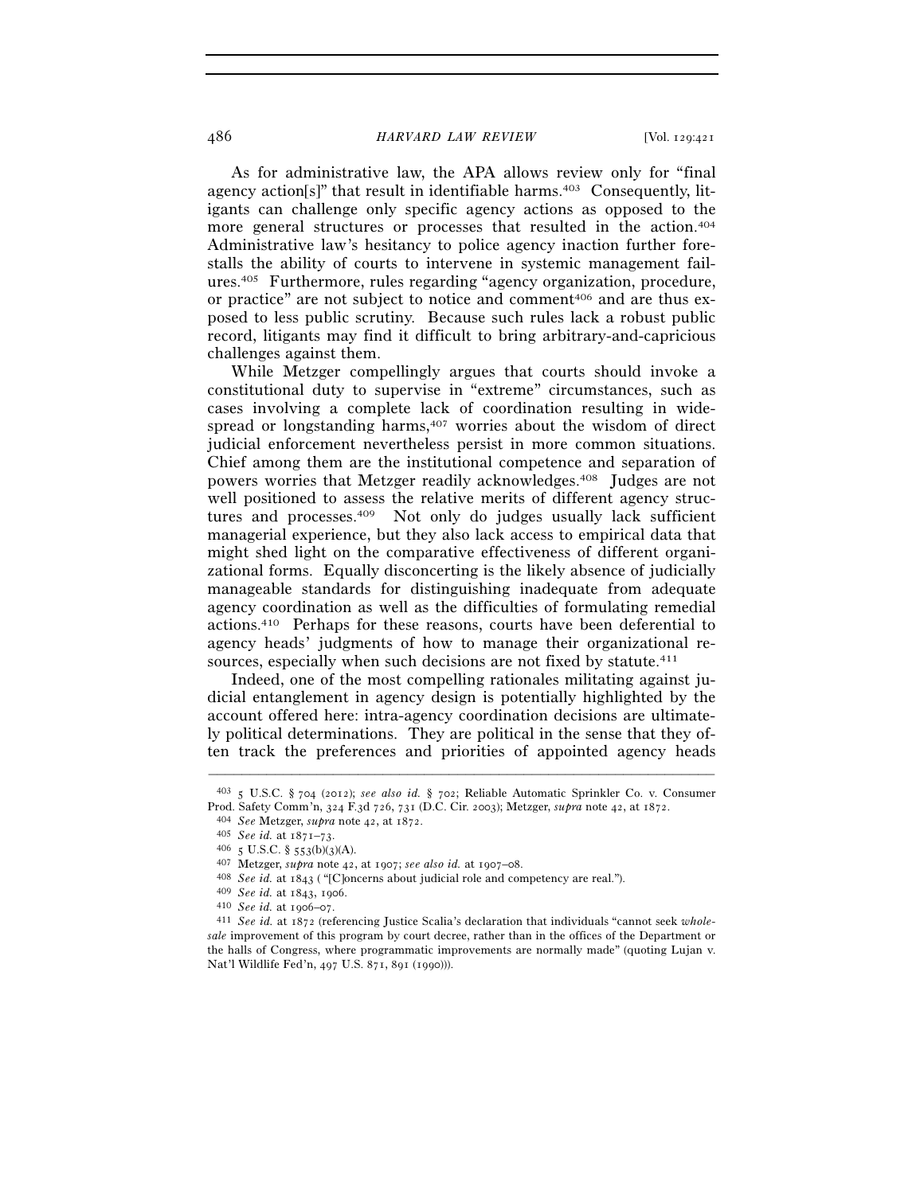As for administrative law, the APA allows review only for "final agency action[s]" that result in identifiable harms.[403] Consequently, litigants can challenge only specific agency actions as opposed to the more general structures or processes that resulted in the action.[404] Administrative law's hesitancy to police agency inaction further forestalls the ability of courts to intervene in systemic management failures.[405] Furthermore, rules regarding "agency organization, procedure, or practice" are not subject to notice and comment[406] and are thus exposed to less public scrutiny. Because such rules lack a robust public record, litigants may find it difficult to bring arbitrary-and-capricious challenges against them.

While Metzger compellingly argues that courts should invoke a constitutional duty to supervise in "extreme" circumstances, such as cases involving a complete lack of coordination resulting in widespread or longstanding harms,[407] worries about the wisdom of direct judicial enforcement nevertheless persist in more common situations. Chief among them are the institutional competence and separation of powers worries that Metzger readily acknowledges.[408] Judges are not well positioned to assess the relative merits of different agency structures and processes.[409] Not only do judges usually lack sufficient managerial experience, but they also lack access to empirical data that might shed light on the comparative effectiveness of different organizational forms. Equally disconcerting is the likely absence of judicially manageable standards for distinguishing inadequate from adequate agency coordination as well as the difficulties of formulating remedial actions.[410] Perhaps for these reasons, courts have been deferential to agency heads' judgments of how to manage their organizational resources, especially when such decisions are not fixed by statute.[411]

Indeed, one of the most compelling rationales militating against judicial entanglement in agency design is potentially highlighted by the account offered here: intra-agency coordination decisions are ultimately political determinations. They are political in the sense that they often track the preferences and priorities of appointed agency heads

---

[403] 5 U.S.C. § 704 (2012); *see also id.* § 702; Reliable Automatic Sprinkler Co. v. Consumer Prod. Safety Comm'n, 324 F.3d 726, 731 (D.C. Cir. 2003); Metzger, *supra* note 42, at 1872.

[404] *See* Metzger, *supra* note 42, at 1872.

[405] *See id.* at 1871–73.

[406] 5 U.S.C. § 553(b)(3)(A).

[407] Metzger, *supra* note 42, at 1907; *see also id.* at 1907–08.

[408] *See id.* at 1843 ( "[C]oncerns about judicial role and competency are real.").

[409] *See id.* at 1843, 1906.

[410] *See id.* at 1906–07.

[411] *See id.* at 1872 (referencing Justice Scalia's declaration that individuals "cannot seek *wholesale* improvement of this program by court decree, rather than in the offices of the Department or the halls of Congress, where programmatic improvements are normally made" (quoting Lujan v. Nat'l Wildlife Fed'n, 497 U.S. 871, 891 (1990))).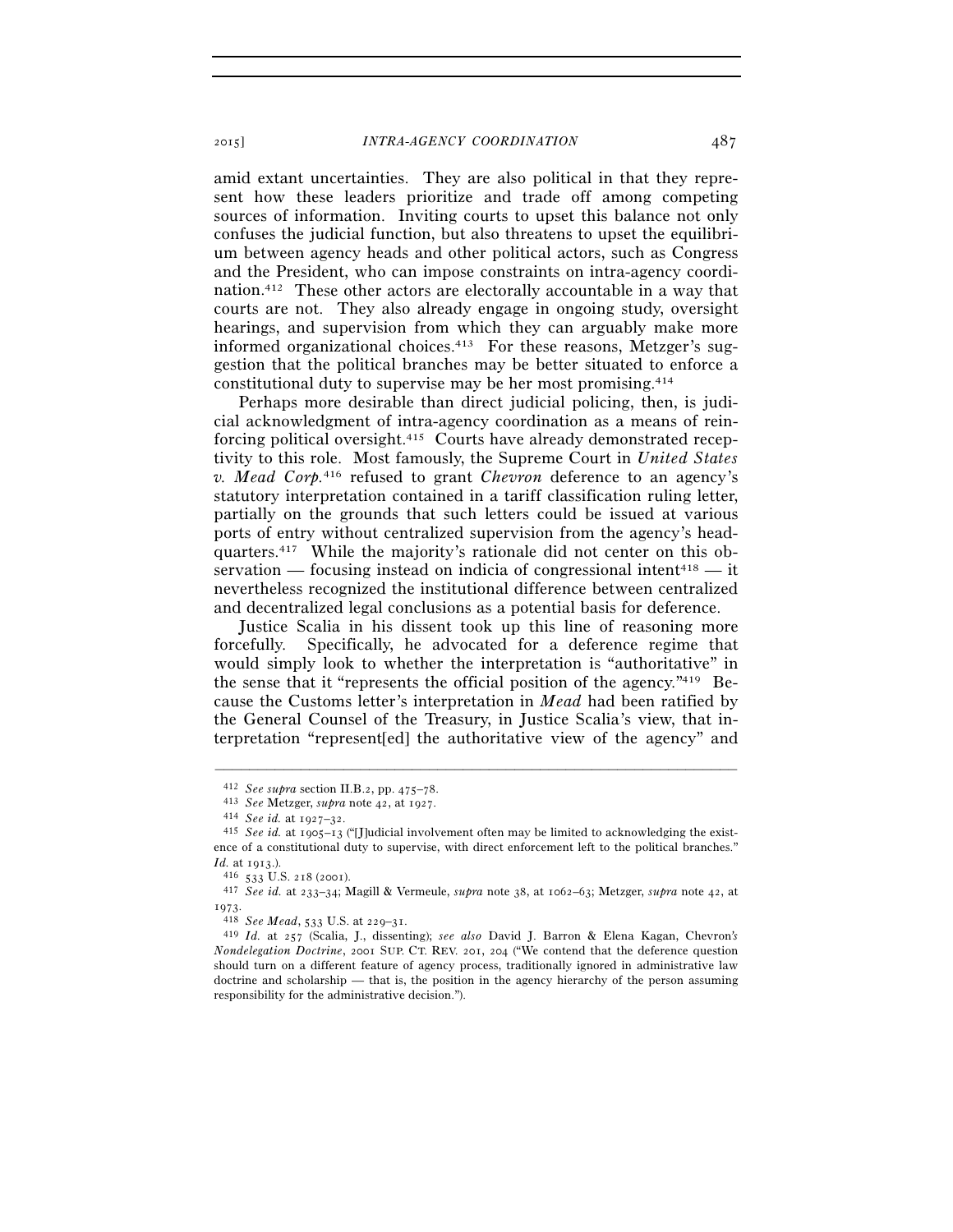amid extant uncertainties. They are also political in that they represent how these leaders prioritize and trade off among competing sources of information. Inviting courts to upset this balance not only confuses the judicial function, but also threatens to upset the equilibrium between agency heads and other political actors, such as Congress and the President, who can impose constraints on intra-agency coordination.[412] These other actors are electorally accountable in a way that courts are not. They also already engage in ongoing study, oversight hearings, and supervision from which they can arguably make more informed organizational choices.[413] For these reasons, Metzger's suggestion that the political branches may be better situated to enforce a constitutional duty to supervise may be her most promising.[414]

Perhaps more desirable than direct judicial policing, then, is judicial acknowledgment of intra-agency coordination as a means of reinforcing political oversight.[415] Courts have already demonstrated receptivity to this role. Most famously, the Supreme Court in *United States v. Mead Corp.*[416] refused to grant *Chevron* deference to an agency's statutory interpretation contained in a tariff classification ruling letter, partially on the grounds that such letters could be issued at various ports of entry without centralized supervision from the agency's headquarters.[417] While the majority's rationale did not center on this observation — focusing instead on indicia of congressional intent[418] — it nevertheless recognized the institutional difference between centralized and decentralized legal conclusions as a potential basis for deference.

Justice Scalia in his dissent took up this line of reasoning more forcefully. Specifically, he advocated for a deference regime that would simply look to whether the interpretation is "authoritative" in the sense that it "represents the official position of the agency."[419] Because the Customs letter's interpretation in *Mead* had been ratified by the General Counsel of the Treasury, in Justice Scalia's view, that interpretation "represent[ed] the authoritative view of the agency" and

---

[412] *See supra* section II.B.2, pp. 475–78.

[413] *See* Metzger, *supra* note 42, at 1927.

[414] *See id.* at 1927–32.

[415] *See id.* at 1905–13 ("[J]udicial involvement often may be limited to acknowledging the existence of a constitutional duty to supervise, with direct enforcement left to the political branches." *Id.* at 1913.).

[416] 533 U.S. 218 (2001).

[417] *See id.* at 233–34; Magill & Vermeule, *supra* note 38, at 1062–63; Metzger, *supra* note 42, at 1973.

[418] *See Mead*, 533 U.S. at 229–31.

[419] *Id.* at 257 (Scalia, J., dissenting); *see also* David J. Barron & Elena Kagan, Chevron*'s Nondelegation Doctrine*, 2001 SUP. CT. REV. 201, 204 ("We contend that the deference question should turn on a different feature of agency process, traditionally ignored in administrative law doctrine and scholarship — that is, the position in the agency hierarchy of the person assuming responsibility for the administrative decision.").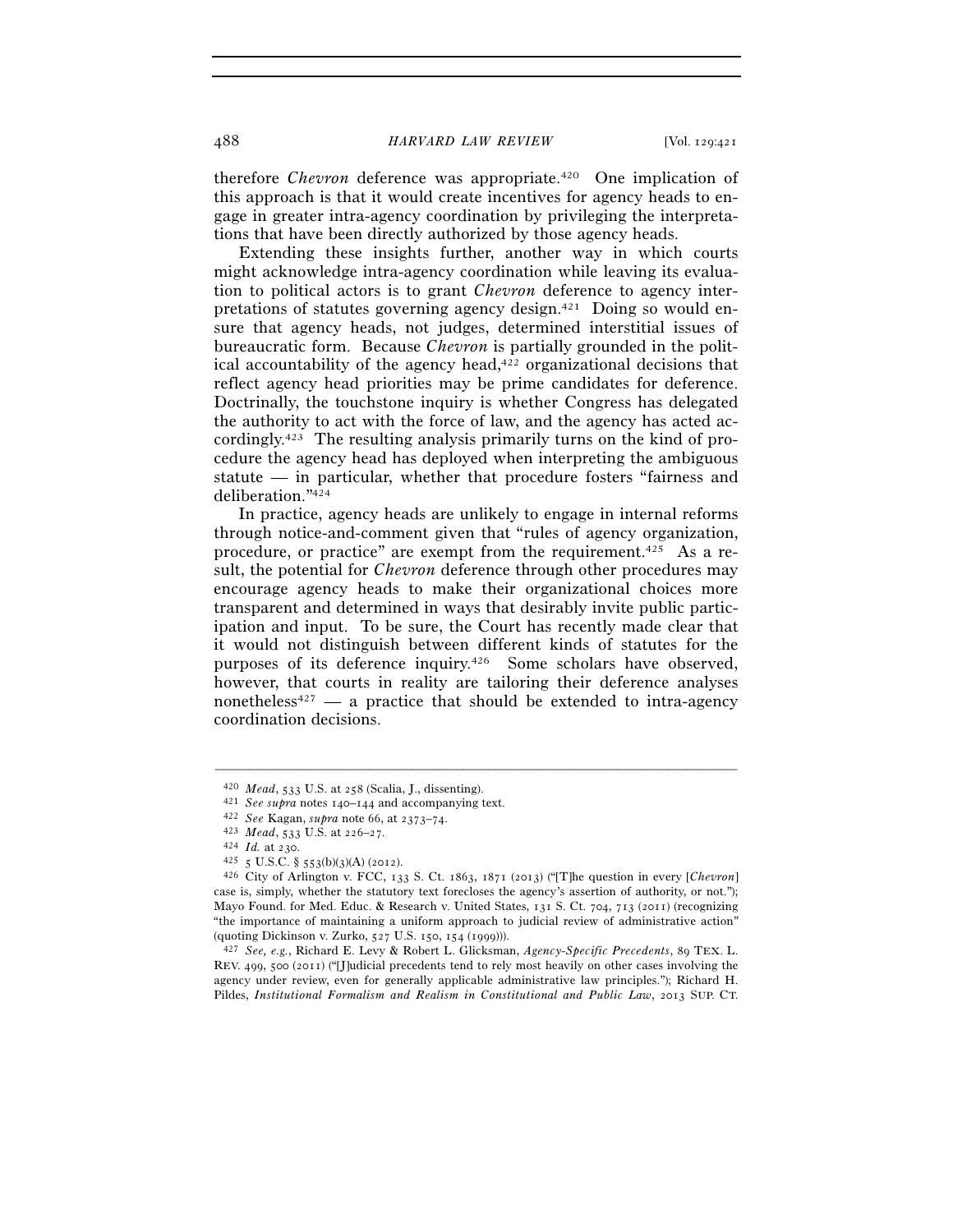therefore *Chevron* deference was appropriate.[420] One implication of this approach is that it would create incentives for agency heads to engage in greater intra-agency coordination by privileging the interpretations that have been directly authorized by those agency heads.

Extending these insights further, another way in which courts might acknowledge intra-agency coordination while leaving its evaluation to political actors is to grant *Chevron* deference to agency interpretations of statutes governing agency design.[421] Doing so would ensure that agency heads, not judges, determined interstitial issues of bureaucratic form. Because *Chevron* is partially grounded in the political accountability of the agency head,[422] organizational decisions that reflect agency head priorities may be prime candidates for deference. Doctrinally, the touchstone inquiry is whether Congress has delegated the authority to act with the force of law, and the agency has acted accordingly.[423] The resulting analysis primarily turns on the kind of procedure the agency head has deployed when interpreting the ambiguous statute — in particular, whether that procedure fosters "fairness and deliberation."[424]

In practice, agency heads are unlikely to engage in internal reforms through notice-and-comment given that "rules of agency organization, procedure, or practice" are exempt from the requirement.[425] As a result, the potential for *Chevron* deference through other procedures may encourage agency heads to make their organizational choices more transparent and determined in ways that desirably invite public participation and input. To be sure, the Court has recently made clear that it would not distinguish between different kinds of statutes for the purposes of its deference inquiry.[426] Some scholars have observed, however, that courts in reality are tailoring their deference analyses nonetheless[427] — a practice that should be extended to intra-agency coordination decisions.

---

[420] *Mead*, 533 U.S. at 258 (Scalia, J., dissenting).

[421] *See supra* notes 140–144 and accompanying text.

[422] *See* Kagan, *supra* note 66, at 2373–74.

[423] *Mead*, 533 U.S. at 226–27.

[424] *Id.* at 230.

[425] 5 U.S.C. § 553(b)(3)(A) (2012).

[426] City of Arlington v. FCC, 133 S. Ct. 1863, 1871 (2013) ("[T]he question in every [*Chevron*] case is, simply, whether the statutory text forecloses the agency's assertion of authority, or not."); Mayo Found. for Med. Educ. & Research v. United States, 131 S. Ct. 704, 713 (2011) (recognizing "the importance of maintaining a uniform approach to judicial review of administrative action" (quoting Dickinson v. Zurko, 527 U.S. 150, 154 (1999))).

[427] *See, e.g.*, Richard E. Levy & Robert L. Glicksman, *Agency-Specific Precedents*, 89 TEX. L. REV. 499, 500 (2011) ("[J]udicial precedents tend to rely most heavily on other cases involving the agency under review, even for generally applicable administrative law principles."); Richard H. Pildes, *Institutional Formalism and Realism in Constitutional and Public Law*, 2013 SUP. CT.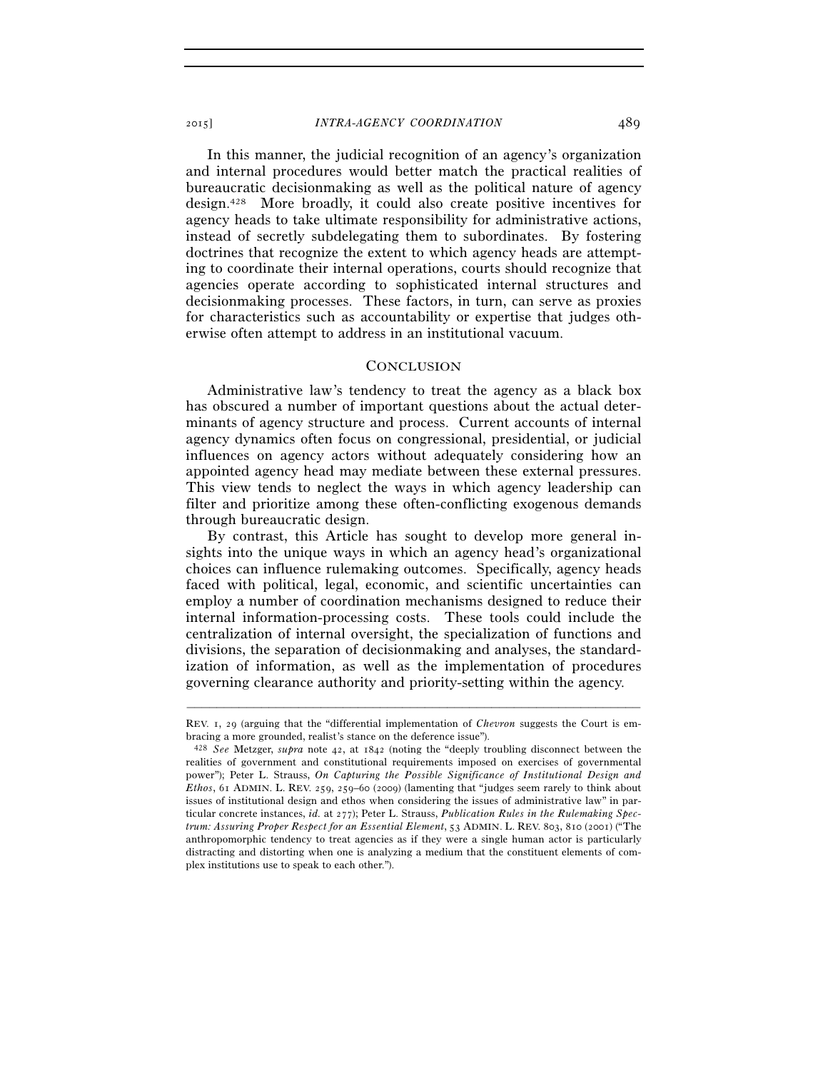In this manner, the judicial recognition of an agency's organization and internal procedures would better match the practical realities of bureaucratic decisionmaking as well as the political nature of agency design.[428] More broadly, it could also create positive incentives for agency heads to take ultimate responsibility for administrative actions, instead of secretly subdelegating them to subordinates. By fostering doctrines that recognize the extent to which agency heads are attempting to coordinate their internal operations, courts should recognize that agencies operate according to sophisticated internal structures and decisionmaking processes. These factors, in turn, can serve as proxies for characteristics such as accountability or expertise that judges otherwise often attempt to address in an institutional vacuum.

## CONCLUSION

Administrative law's tendency to treat the agency as a black box has obscured a number of important questions about the actual determinants of agency structure and process. Current accounts of internal agency dynamics often focus on congressional, presidential, or judicial influences on agency actors without adequately considering how an appointed agency head may mediate between these external pressures. This view tends to neglect the ways in which agency leadership can filter and prioritize among these often-conflicting exogenous demands through bureaucratic design.

By contrast, this Article has sought to develop more general insights into the unique ways in which an agency head's organizational choices can influence rulemaking outcomes. Specifically, agency heads faced with political, legal, economic, and scientific uncertainties can employ a number of coordination mechanisms designed to reduce their internal information-processing costs. These tools could include the centralization of internal oversight, the specialization of functions and divisions, the separation of decisionmaking and analyses, the standardization of information, as well as the implementation of procedures governing clearance authority and priority-setting within the agency.

---

REV. 1, 29 (arguing that the "differential implementation of *Chevron* suggests the Court is embracing a more grounded, realist's stance on the deference issue").

[428] *See* Metzger, *supra* note 42, at 1842 (noting the "deeply troubling disconnect between the realities of government and constitutional requirements imposed on exercises of governmental power"); Peter L. Strauss, *On Capturing the Possible Significance of Institutional Design and Ethos*, 61 ADMIN. L. REV. 259, 259–60 (2009) (lamenting that "judges seem rarely to think about issues of institutional design and ethos when considering the issues of administrative law" in particular concrete instances, *id.* at 277); Peter L. Strauss, *Publication Rules in the Rulemaking Spectrum: Assuring Proper Respect for an Essential Element*, 53 ADMIN. L. REV. 803, 810 (2001) ("The anthropomorphic tendency to treat agencies as if they were a single human actor is particularly distracting and distorting when one is analyzing a medium that the constituent elements of complex institutions use to speak to each other.").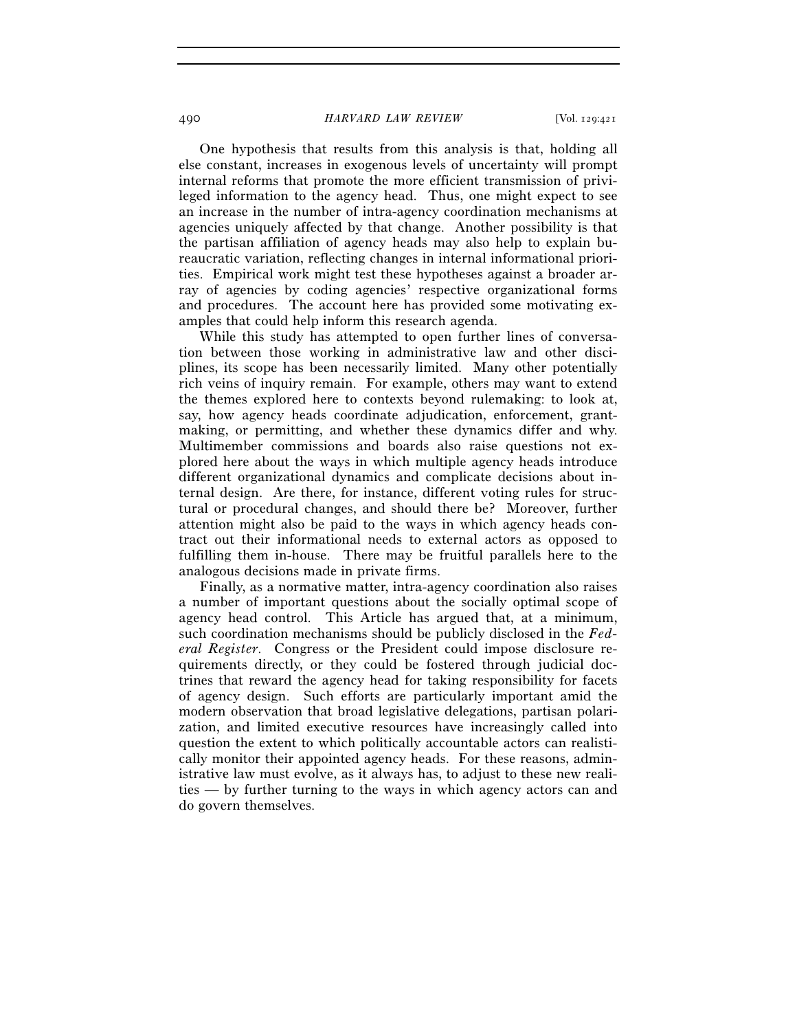One hypothesis that results from this analysis is that, holding all else constant, increases in exogenous levels of uncertainty will prompt internal reforms that promote the more efficient transmission of privileged information to the agency head. Thus, one might expect to see an increase in the number of intra-agency coordination mechanisms at agencies uniquely affected by that change. Another possibility is that the partisan affiliation of agency heads may also help to explain bureaucratic variation, reflecting changes in internal informational priorities. Empirical work might test these hypotheses against a broader array of agencies by coding agencies' respective organizational forms and procedures. The account here has provided some motivating examples that could help inform this research agenda.

While this study has attempted to open further lines of conversation between those working in administrative law and other disciplines, its scope has been necessarily limited. Many other potentially rich veins of inquiry remain. For example, others may want to extend the themes explored here to contexts beyond rulemaking: to look at, say, how agency heads coordinate adjudication, enforcement, grantmaking, or permitting, and whether these dynamics differ and why. Multimember commissions and boards also raise questions not explored here about the ways in which multiple agency heads introduce different organizational dynamics and complicate decisions about internal design. Are there, for instance, different voting rules for structural or procedural changes, and should there be? Moreover, further attention might also be paid to the ways in which agency heads contract out their informational needs to external actors as opposed to fulfilling them in-house. There may be fruitful parallels here to the analogous decisions made in private firms.

Finally, as a normative matter, intra-agency coordination also raises a number of important questions about the socially optimal scope of agency head control. This Article has argued that, at a minimum, such coordination mechanisms should be publicly disclosed in the *Federal Register*. Congress or the President could impose disclosure requirements directly, or they could be fostered through judicial doctrines that reward the agency head for taking responsibility for facets of agency design. Such efforts are particularly important amid the modern observation that broad legislative delegations, partisan polarization, and limited executive resources have increasingly called into question the extent to which politically accountable actors can realistically monitor their appointed agency heads. For these reasons, administrative law must evolve, as it always has, to adjust to these new realities — by further turning to the ways in which agency actors can and do govern themselves.